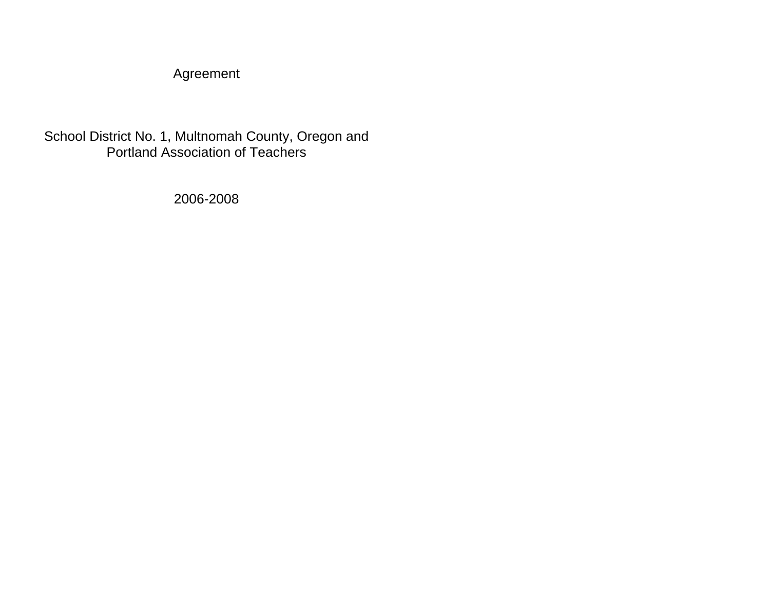# Agreement

## School District No. 1, Multnomah County, Oregon and Portland Association of Teachers

## 2006-2008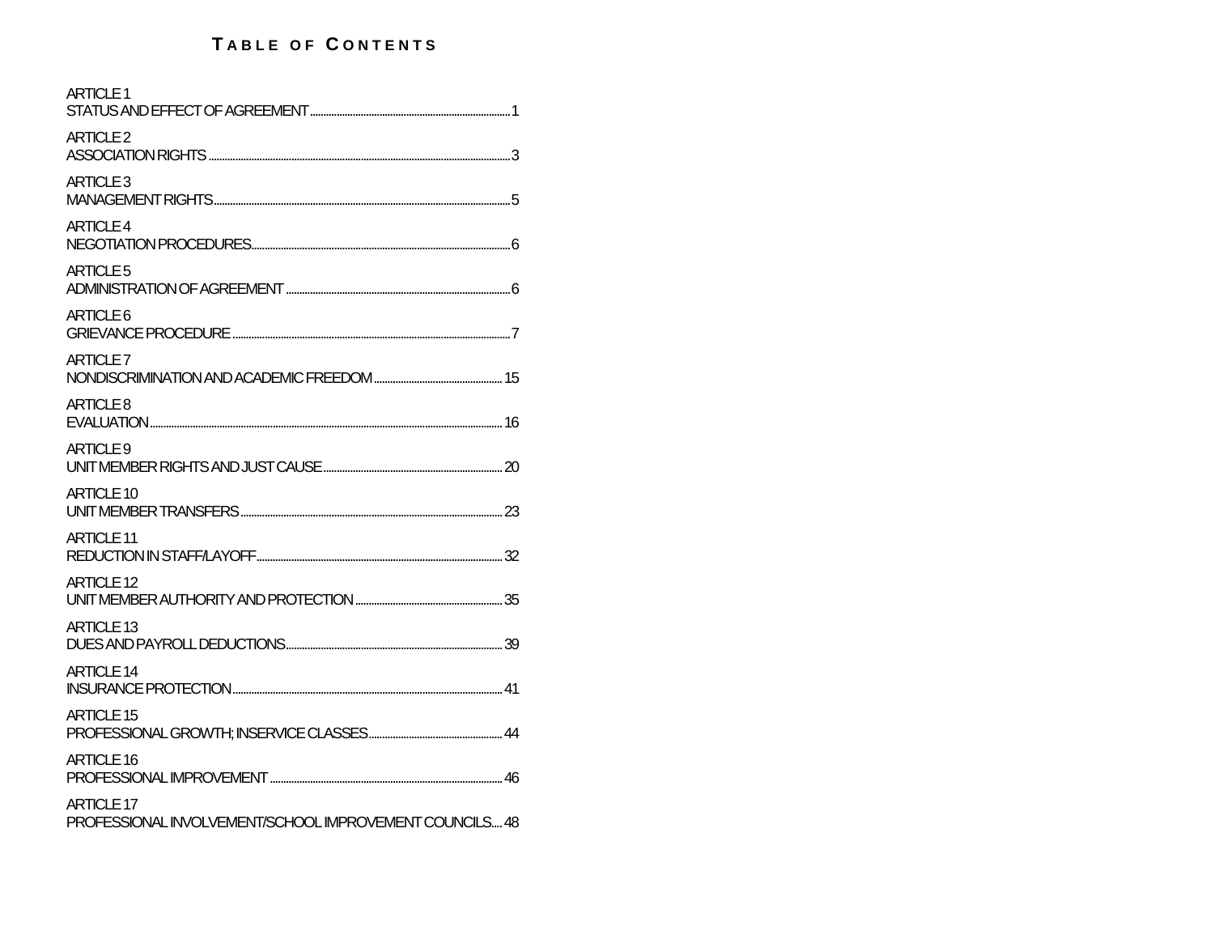# TABLE OF CONTENTS

ARTICLE 1
STATUS AND EFFECT OF AGREEMENT ........................................................................ 1

ARTICLE 2
ASSOCIATION RIGHTS ........................................................................................ 3

ARTICLE 3
MANAGEMENT RIGHTS........................................................................................ 5

ARTICLE 4
NEGOTIATION PROCEDURES.................................................................................. 6

ARTICLE 5
ADMINISTRATION OF AGREEMENT ........................................................................... 6

ARTICLE 6
GRIEVANCE PROCEDURE ...................................................................................... 7

ARTICLE 7
NONDISCRIMINATION AND ACADEMIC FREEDOM ............................................... 15

ARTICLE 8
EVALUATION........................................................................................................ 16

ARTICLE 9
UNIT MEMBER RIGHTS AND JUST CAUSE ................................................................ 20

ARTICLE 10
UNIT MEMBER TRANSFERS .................................................................................. 23

ARTICLE 11
REDUCTION IN STAFF/LAYOFF.............................................................................. 32

ARTICLE 12
UNIT MEMBER AUTHORITY AND PROTECTION .................................................... 35

ARTICLE 13
DUES AND PAYROLL DEDUCTIONS.......................................................................... 39

ARTICLE 14
INSURANCE PROTECTION..................................................................................... 41

ARTICLE 15
PROFESSIONAL GROWTH; INSERVICE CLASSES................................................. 44

ARTICLE 16
PROFESSIONAL IMPROVEMENT .......................................................................... 46

ARTICLE 17
PROFESSIONAL INVOLVEMENT/SCHOOL IMPROVEMENT COUNCILS.... 48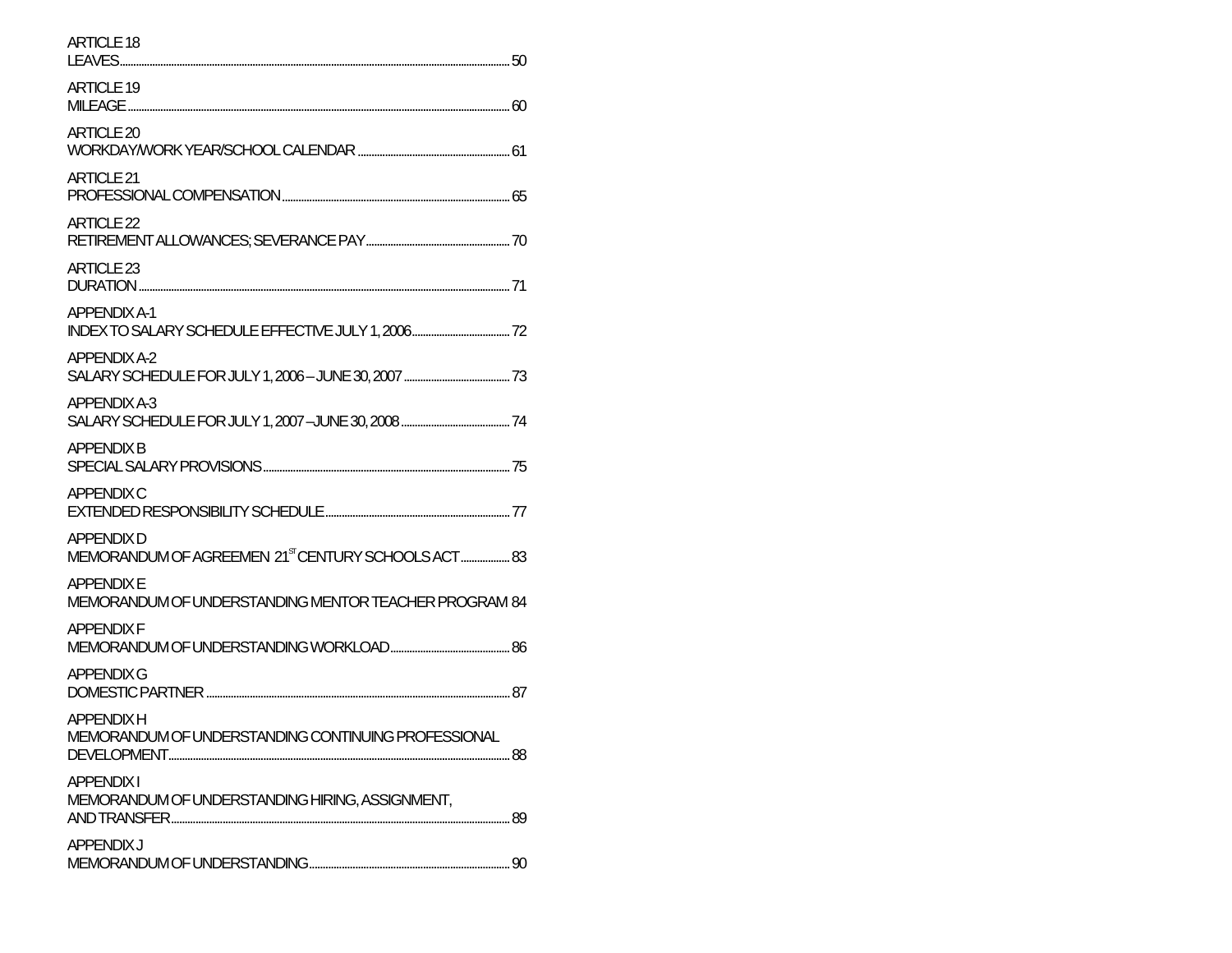ARTICLE 18
LEAVES....................................................................................................................................................50

ARTICLE 19
MILEAGE..................................................................................................................................................60

ARTICLE 20
WORKDAY/WORK YEAR/SCHOOL CALENDAR .......................................................61

ARTICLE 21
PROFESSIONAL COMPENSATION....................................................................................65

ARTICLE 22
RETIREMENT ALLOWANCES; SEVERANCE PAY.......................................................70

ARTICLE 23
DURATION..............................................................................................................................................71

APPENDIX A-1
INDEX TO SALARY SCHEDULE EFFECTIVE JULY 1, 2006.....................................72

APPENDIX A-2
SALARY SCHEDULE FOR JULY 1, 2006 – JUNE 30, 2007......................................73

APPENDIX A-3
SALARY SCHEDULE FOR JULY 1, 2007 –JUNE 30, 2008........................................74

APPENDIX B
SPECIAL SALARY PROVISIONS............................................................................................75

APPENDIX C
EXTENDED RESPONSIBILITY SCHEDULE....................................................................77

APPENDIX D
MEMORANDUM OF AGREEMEN 21ST CENTURY SCHOOLS ACT.................83

APPENDIX E
MEMORANDUM OF UNDERSTANDING MENTOR TEACHER PROGRAM 84

APPENDIX F
MEMORANDUM OF UNDERSTANDING WORKLOAD...........................................86

APPENDIX G
DOMESTIC PARTNER..................................................................................................................87

APPENDIX H
MEMORANDUM OF UNDERSTANDING CONTINUING PROFESSIONAL DEVELOPMENT..............................................................................................................................88

APPENDIX I
MEMORANDUM OF UNDERSTANDING HIRING, ASSIGNMENT, AND TRANSFER..............................................................................................................................89

APPENDIX J
MEMORANDUM OF UNDERSTANDING........................................................................90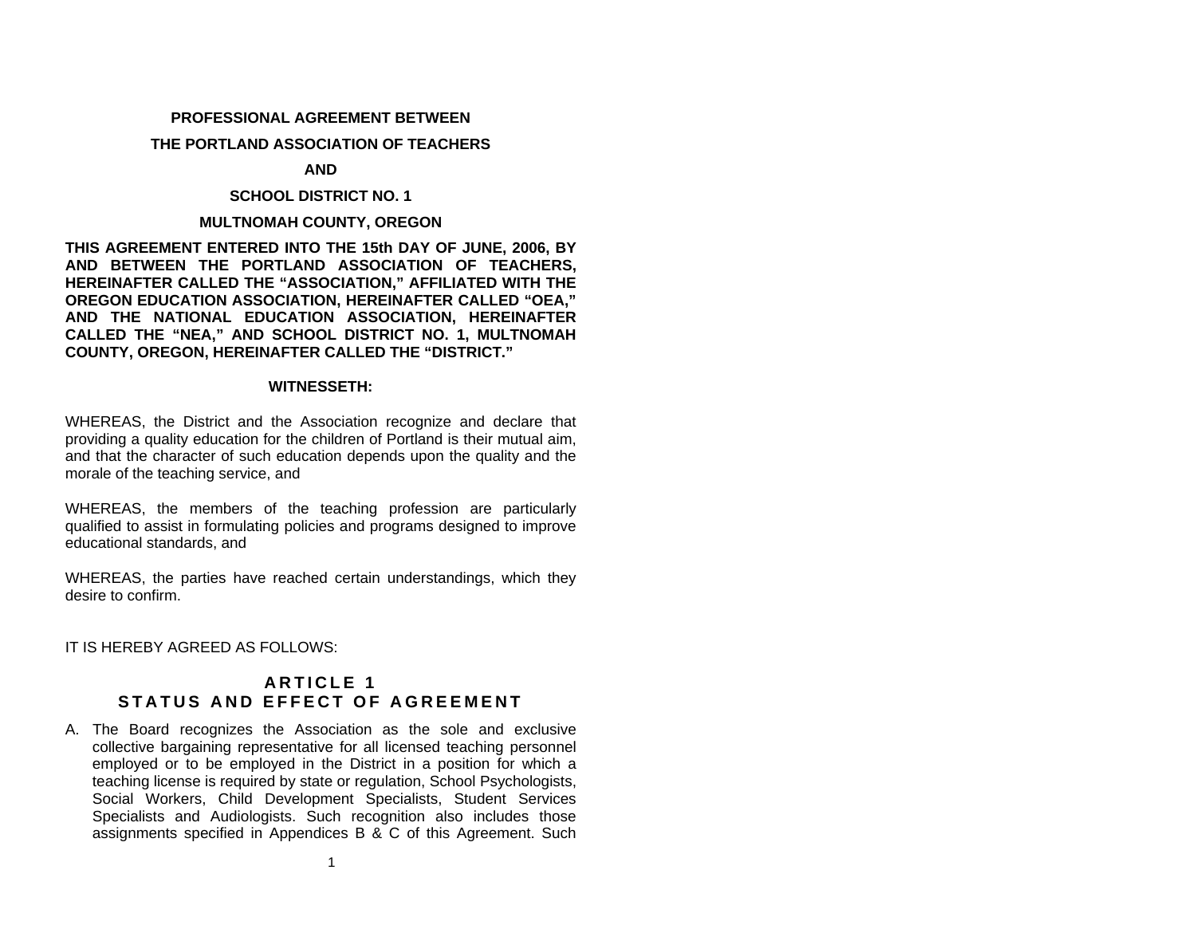**PROFESSIONAL AGREEMENT BETWEEN**

**THE PORTLAND ASSOCIATION OF TEACHERS**

**AND**

**SCHOOL DISTRICT NO. 1**

**MULTNOMAH COUNTY, OREGON**

**THIS AGREEMENT ENTERED INTO THE 15th DAY OF JUNE, 2006, BY AND BETWEEN THE PORTLAND ASSOCIATION OF TEACHERS, HEREINAFTER CALLED THE "ASSOCIATION," AFFILIATED WITH THE OREGON EDUCATION ASSOCIATION, HEREINAFTER CALLED "OEA," AND THE NATIONAL EDUCATION ASSOCIATION, HEREINAFTER CALLED THE "NEA," AND SCHOOL DISTRICT NO. 1, MULTNOMAH COUNTY, OREGON, HEREINAFTER CALLED THE "DISTRICT."**

**WITNESSETH:**

WHEREAS, the District and the Association recognize and declare that providing a quality education for the children of Portland is their mutual aim, and that the character of such education depends upon the quality and the morale of the teaching service, and

WHEREAS, the members of the teaching profession are particularly qualified to assist in formulating policies and programs designed to improve educational standards, and

WHEREAS, the parties have reached certain understandings, which they desire to confirm.

IT IS HEREBY AGREED AS FOLLOWS:

## ARTICLE 1
## STATUS AND EFFECT OF AGREEMENT

A. The Board recognizes the Association as the sole and exclusive collective bargaining representative for all licensed teaching personnel employed or to be employed in the District in a position for which a teaching license is required by state or regulation, School Psychologists, Social Workers, Child Development Specialists, Student Services Specialists and Audiologists. Such recognition also includes those assignments specified in Appendices B & C of this Agreement. Such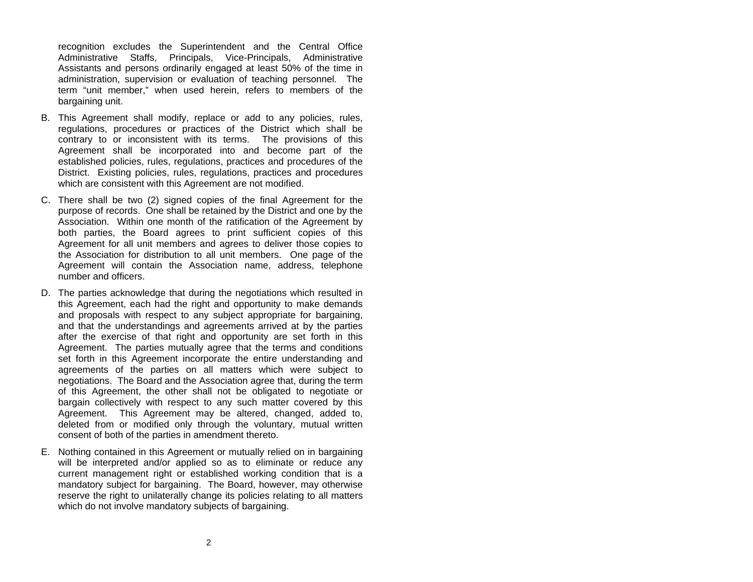recognition excludes the Superintendent and the Central Office Administrative Staffs, Principals, Vice-Principals, Administrative Assistants and persons ordinarily engaged at least 50% of the time in administration, supervision or evaluation of teaching personnel. The term "unit member," when used herein, refers to members of the bargaining unit.

B. This Agreement shall modify, replace or add to any policies, rules, regulations, procedures or practices of the District which shall be contrary to or inconsistent with its terms. The provisions of this Agreement shall be incorporated into and become part of the established policies, rules, regulations, practices and procedures of the District. Existing policies, rules, regulations, practices and procedures which are consistent with this Agreement are not modified.

C. There shall be two (2) signed copies of the final Agreement for the purpose of records. One shall be retained by the District and one by the Association. Within one month of the ratification of the Agreement by both parties, the Board agrees to print sufficient copies of this Agreement for all unit members and agrees to deliver those copies to the Association for distribution to all unit members. One page of the Agreement will contain the Association name, address, telephone number and officers.

D. The parties acknowledge that during the negotiations which resulted in this Agreement, each had the right and opportunity to make demands and proposals with respect to any subject appropriate for bargaining, and that the understandings and agreements arrived at by the parties after the exercise of that right and opportunity are set forth in this Agreement. The parties mutually agree that the terms and conditions set forth in this Agreement incorporate the entire understanding and agreements of the parties on all matters which were subject to negotiations. The Board and the Association agree that, during the term of this Agreement, the other shall not be obligated to negotiate or bargain collectively with respect to any such matter covered by this Agreement. This Agreement may be altered, changed, added to, deleted from or modified only through the voluntary, mutual written consent of both of the parties in amendment thereto.

E. Nothing contained in this Agreement or mutually relied on in bargaining will be interpreted and/or applied so as to eliminate or reduce any current management right or established working condition that is a mandatory subject for bargaining. The Board, however, may otherwise reserve the right to unilaterally change its policies relating to all matters which do not involve mandatory subjects of bargaining.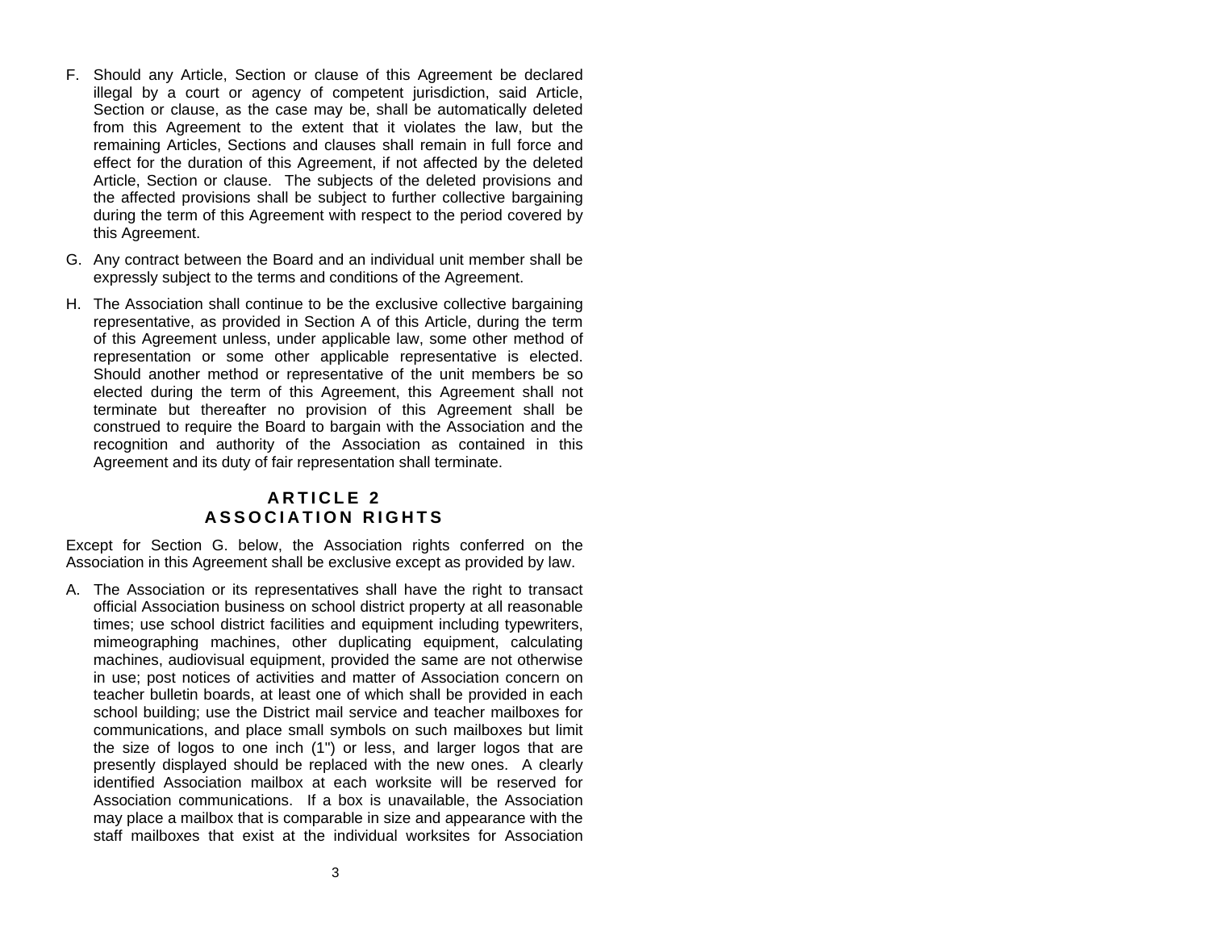F. Should any Article, Section or clause of this Agreement be declared illegal by a court or agency of competent jurisdiction, said Article, Section or clause, as the case may be, shall be automatically deleted from this Agreement to the extent that it violates the law, but the remaining Articles, Sections and clauses shall remain in full force and effect for the duration of this Agreement, if not affected by the deleted Article, Section or clause. The subjects of the deleted provisions and the affected provisions shall be subject to further collective bargaining during the term of this Agreement with respect to the period covered by this Agreement.

G. Any contract between the Board and an individual unit member shall be expressly subject to the terms and conditions of the Agreement.

H. The Association shall continue to be the exclusive collective bargaining representative, as provided in Section A of this Article, during the term of this Agreement unless, under applicable law, some other method of representation or some other applicable representative is elected. Should another method or representative of the unit members be so elected during the term of this Agreement, this Agreement shall not terminate but thereafter no provision of this Agreement shall be construed to require the Board to bargain with the Association and the recognition and authority of the Association as contained in this Agreement and its duty of fair representation shall terminate.

## ARTICLE 2
## ASSOCIATION RIGHTS

Except for Section G. below, the Association rights conferred on the Association in this Agreement shall be exclusive except as provided by law.

A. The Association or its representatives shall have the right to transact official Association business on school district property at all reasonable times; use school district facilities and equipment including typewriters, mimeographing machines, other duplicating equipment, calculating machines, audiovisual equipment, provided the same are not otherwise in use; post notices of activities and matter of Association concern on teacher bulletin boards, at least one of which shall be provided in each school building; use the District mail service and teacher mailboxes for communications, and place small symbols on such mailboxes but limit the size of logos to one inch (1") or less, and larger logos that are presently displayed should be replaced with the new ones. A clearly identified Association mailbox at each worksite will be reserved for Association communications. If a box is unavailable, the Association may place a mailbox that is comparable in size and appearance with the staff mailboxes that exist at the individual worksites for Association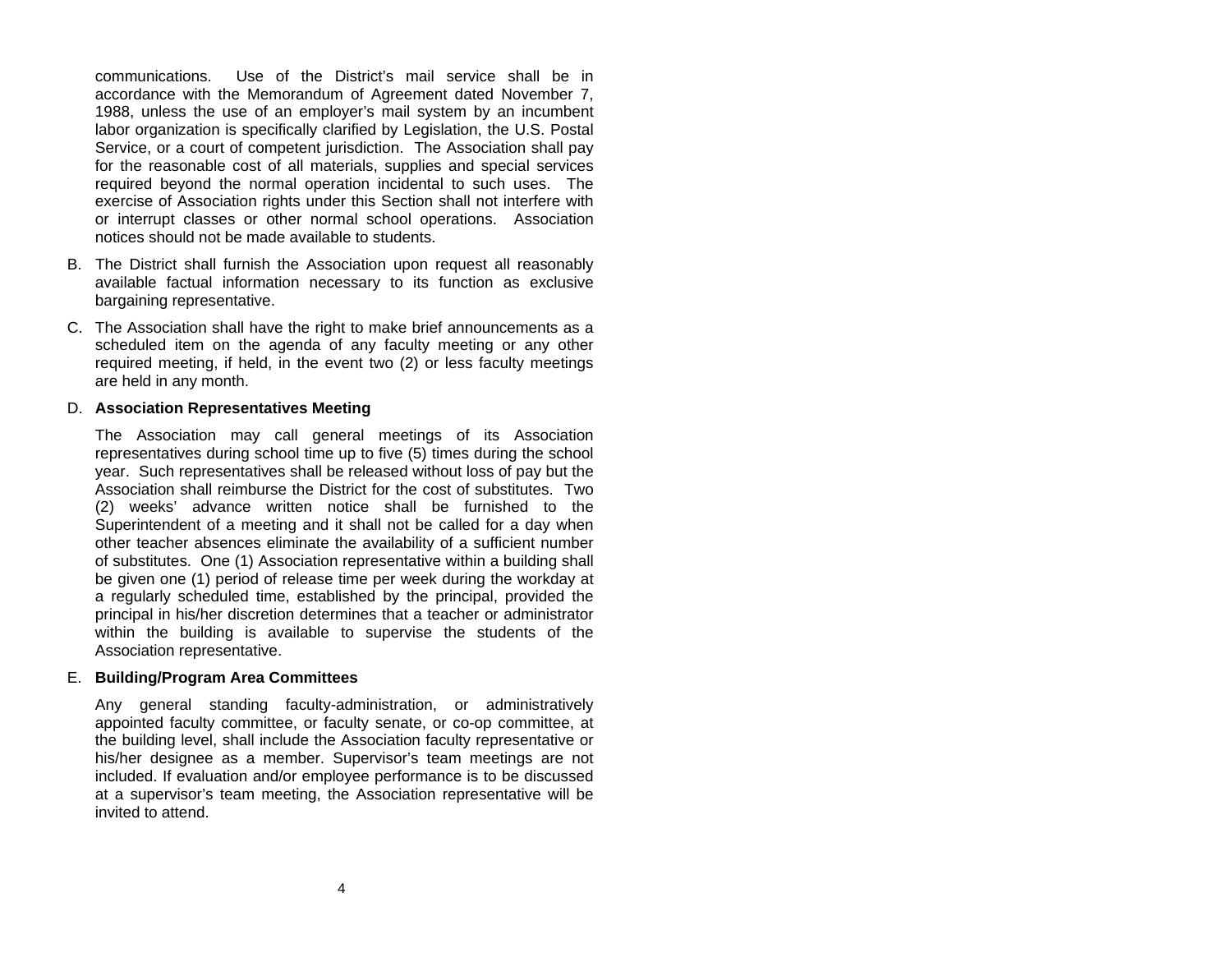communications. Use of the District's mail service shall be in accordance with the Memorandum of Agreement dated November 7, 1988, unless the use of an employer's mail system by an incumbent labor organization is specifically clarified by Legislation, the U.S. Postal Service, or a court of competent jurisdiction. The Association shall pay for the reasonable cost of all materials, supplies and special services required beyond the normal operation incidental to such uses. The exercise of Association rights under this Section shall not interfere with or interrupt classes or other normal school operations. Association notices should not be made available to students.

B. The District shall furnish the Association upon request all reasonably available factual information necessary to its function as exclusive bargaining representative.

C. The Association shall have the right to make brief announcements as a scheduled item on the agenda of any faculty meeting or any other required meeting, if held, in the event two (2) or less faculty meetings are held in any month.

D. **Association Representatives Meeting**

The Association may call general meetings of its Association representatives during school time up to five (5) times during the school year. Such representatives shall be released without loss of pay but the Association shall reimburse the District for the cost of substitutes. Two (2) weeks' advance written notice shall be furnished to the Superintendent of a meeting and it shall not be called for a day when other teacher absences eliminate the availability of a sufficient number of substitutes. One (1) Association representative within a building shall be given one (1) period of release time per week during the workday at a regularly scheduled time, established by the principal, provided the principal in his/her discretion determines that a teacher or administrator within the building is available to supervise the students of the Association representative.

E. **Building/Program Area Committees**

Any general standing faculty-administration, or administratively appointed faculty committee, or faculty senate, or co-op committee, at the building level, shall include the Association faculty representative or his/her designee as a member. Supervisor's team meetings are not included. If evaluation and/or employee performance is to be discussed at a supervisor's team meeting, the Association representative will be invited to attend.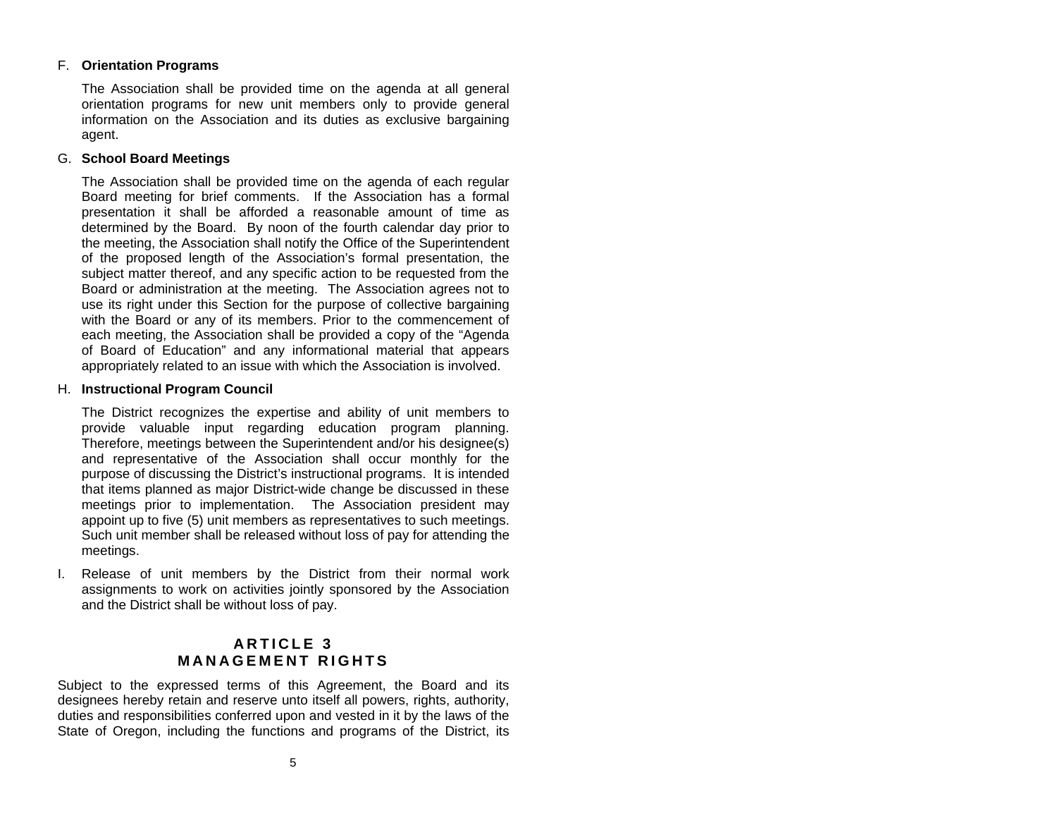F. **Orientation Programs**

The Association shall be provided time on the agenda at all general orientation programs for new unit members only to provide general information on the Association and its duties as exclusive bargaining agent.

G. **School Board Meetings**

The Association shall be provided time on the agenda of each regular Board meeting for brief comments. If the Association has a formal presentation it shall be afforded a reasonable amount of time as determined by the Board. By noon of the fourth calendar day prior to the meeting, the Association shall notify the Office of the Superintendent of the proposed length of the Association's formal presentation, the subject matter thereof, and any specific action to be requested from the Board or administration at the meeting. The Association agrees not to use its right under this Section for the purpose of collective bargaining with the Board or any of its members. Prior to the commencement of each meeting, the Association shall be provided a copy of the "Agenda of Board of Education" and any informational material that appears appropriately related to an issue with which the Association is involved.

H. **Instructional Program Council**

The District recognizes the expertise and ability of unit members to provide valuable input regarding education program planning. Therefore, meetings between the Superintendent and/or his designee(s) and representative of the Association shall occur monthly for the purpose of discussing the District's instructional programs. It is intended that items planned as major District-wide change be discussed in these meetings prior to implementation. The Association president may appoint up to five (5) unit members as representatives to such meetings. Such unit member shall be released without loss of pay for attending the meetings.

I. Release of unit members by the District from their normal work assignments to work on activities jointly sponsored by the Association and the District shall be without loss of pay.

## ARTICLE 3
## MANAGEMENT RIGHTS

Subject to the expressed terms of this Agreement, the Board and its designees hereby retain and reserve unto itself all powers, rights, authority, duties and responsibilities conferred upon and vested in it by the laws of the State of Oregon, including the functions and programs of the District, its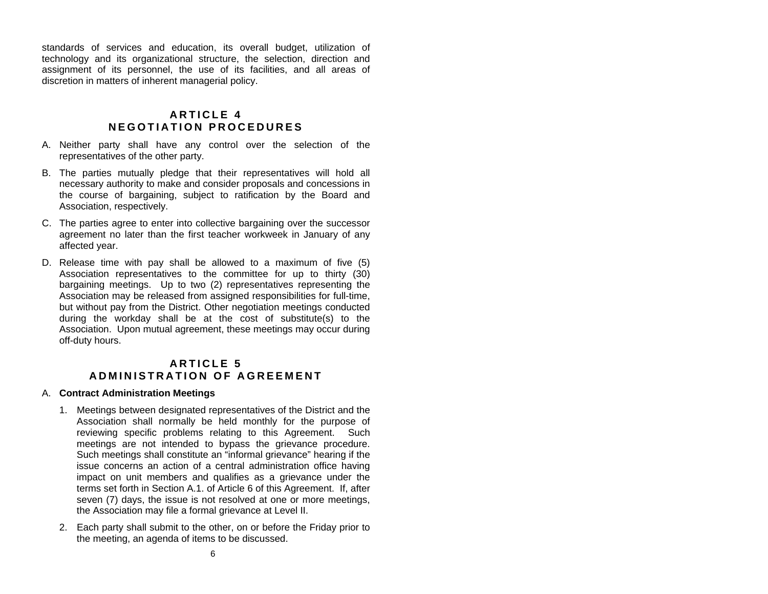standards of services and education, its overall budget, utilization of technology and its organizational structure, the selection, direction and assignment of its personnel, the use of its facilities, and all areas of discretion in matters of inherent managerial policy.

## ARTICLE 4
## NEGOTIATION PROCEDURES

A. Neither party shall have any control over the selection of the representatives of the other party.

B. The parties mutually pledge that their representatives will hold all necessary authority to make and consider proposals and concessions in the course of bargaining, subject to ratification by the Board and Association, respectively.

C. The parties agree to enter into collective bargaining over the successor agreement no later than the first teacher workweek in January of any affected year.

D. Release time with pay shall be allowed to a maximum of five (5) Association representatives to the committee for up to thirty (30) bargaining meetings. Up to two (2) representatives representing the Association may be released from assigned responsibilities for full-time, but without pay from the District. Other negotiation meetings conducted during the workday shall be at the cost of substitute(s) to the Association. Upon mutual agreement, these meetings may occur during off-duty hours.

## ARTICLE 5
## ADMINISTRATION OF AGREEMENT

A. **Contract Administration Meetings**

1. Meetings between designated representatives of the District and the Association shall normally be held monthly for the purpose of reviewing specific problems relating to this Agreement. Such meetings are not intended to bypass the grievance procedure. Such meetings shall constitute an "informal grievance" hearing if the issue concerns an action of a central administration office having impact on unit members and qualifies as a grievance under the terms set forth in Section A.1. of Article 6 of this Agreement. If, after seven (7) days, the issue is not resolved at one or more meetings, the Association may file a formal grievance at Level II.

2. Each party shall submit to the other, on or before the Friday prior to the meeting, an agenda of items to be discussed.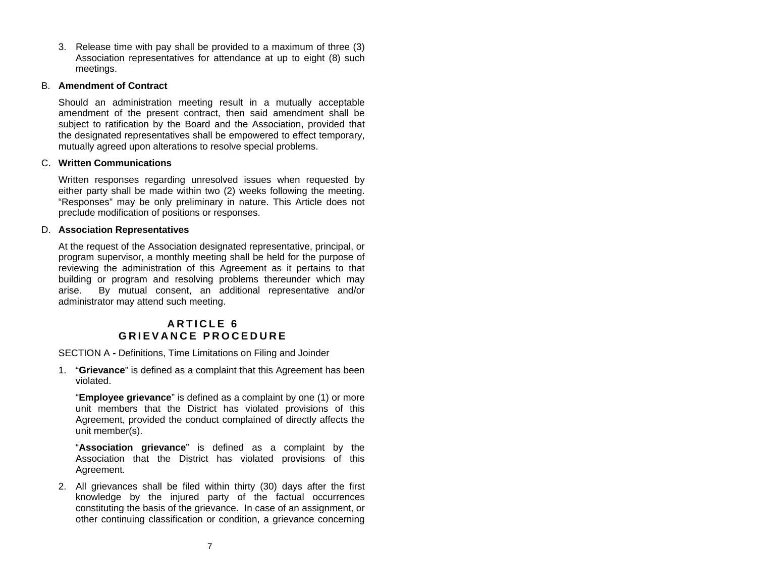3. Release time with pay shall be provided to a maximum of three (3) Association representatives for attendance at up to eight (8) such meetings.

B. **Amendment of Contract**

Should an administration meeting result in a mutually acceptable amendment of the present contract, then said amendment shall be subject to ratification by the Board and the Association, provided that the designated representatives shall be empowered to effect temporary, mutually agreed upon alterations to resolve special problems.

C. **Written Communications**

Written responses regarding unresolved issues when requested by either party shall be made within two (2) weeks following the meeting. "Responses" may be only preliminary in nature. This Article does not preclude modification of positions or responses.

D. **Association Representatives**

At the request of the Association designated representative, principal, or program supervisor, a monthly meeting shall be held for the purpose of reviewing the administration of this Agreement as it pertains to that building or program and resolving problems thereunder which may arise. By mutual consent, an additional representative and/or administrator may attend such meeting.

## ARTICLE 6
## GRIEVANCE PROCEDURE

SECTION A **-** Definitions, Time Limitations on Filing and Joinder

1. "**Grievance**" is defined as a complaint that this Agreement has been violated.

   "**Employee grievance**" is defined as a complaint by one (1) or more unit members that the District has violated provisions of this Agreement, provided the conduct complained of directly affects the unit member(s).

   "**Association grievance**" is defined as a complaint by the Association that the District has violated provisions of this Agreement.

2. All grievances shall be filed within thirty (30) days after the first knowledge by the injured party of the factual occurrences constituting the basis of the grievance. In case of an assignment, or other continuing classification or condition, a grievance concerning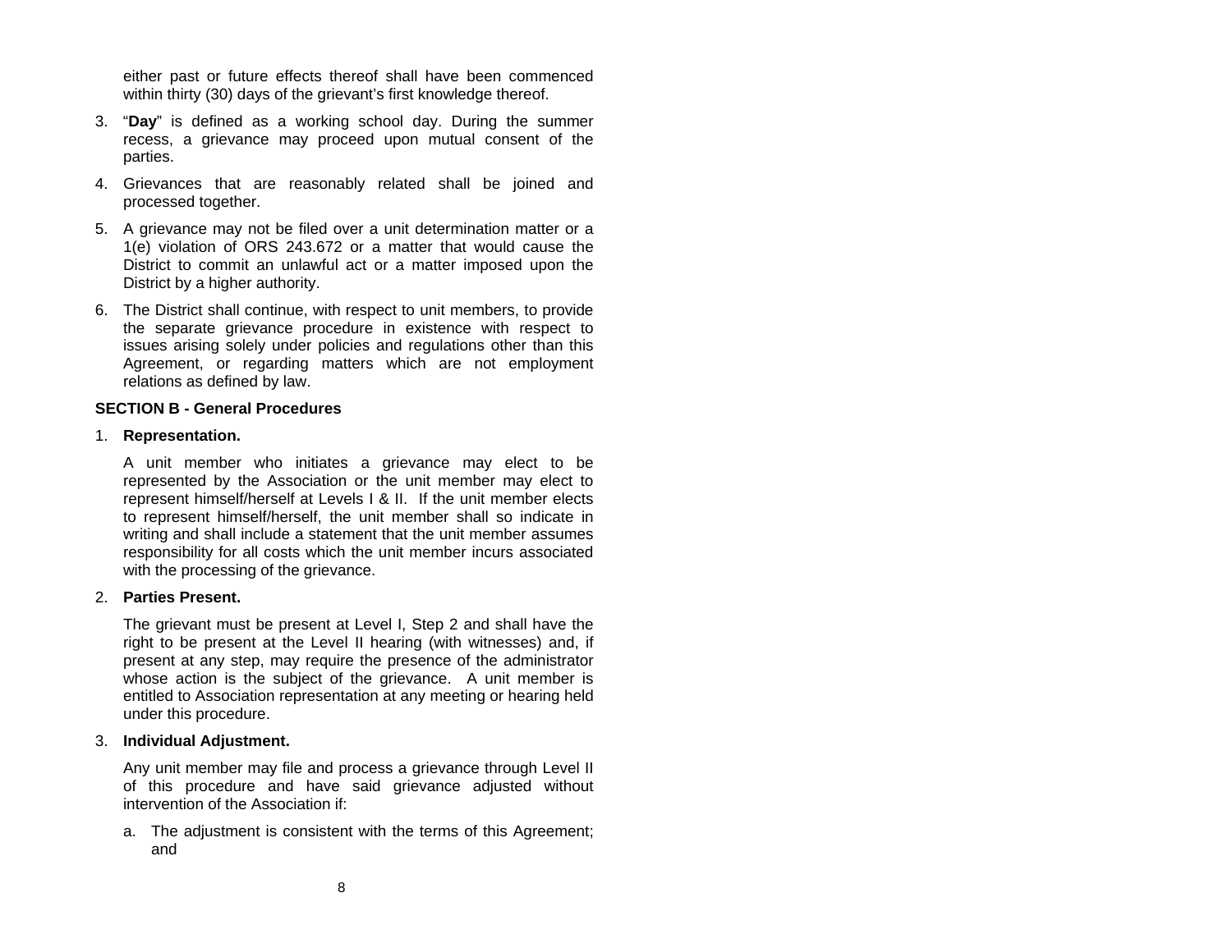either past or future effects thereof shall have been commenced within thirty (30) days of the grievant's first knowledge thereof.

3. "**Day**" is defined as a working school day. During the summer recess, a grievance may proceed upon mutual consent of the parties.

4. Grievances that are reasonably related shall be joined and processed together.

5. A grievance may not be filed over a unit determination matter or a 1(e) violation of ORS 243.672 or a matter that would cause the District to commit an unlawful act or a matter imposed upon the District by a higher authority.

6. The District shall continue, with respect to unit members, to provide the separate grievance procedure in existence with respect to issues arising solely under policies and regulations other than this Agreement, or regarding matters which are not employment relations as defined by law.

**SECTION B - General Procedures**

1. **Representation.**

   A unit member who initiates a grievance may elect to be represented by the Association or the unit member may elect to represent himself/herself at Levels I & II. If the unit member elects to represent himself/herself, the unit member shall so indicate in writing and shall include a statement that the unit member assumes responsibility for all costs which the unit member incurs associated with the processing of the grievance.

2. **Parties Present.**

   The grievant must be present at Level I, Step 2 and shall have the right to be present at the Level II hearing (with witnesses) and, if present at any step, may require the presence of the administrator whose action is the subject of the grievance. A unit member is entitled to Association representation at any meeting or hearing held under this procedure.

3. **Individual Adjustment.**

   Any unit member may file and process a grievance through Level II of this procedure and have said grievance adjusted without intervention of the Association if:

   a. The adjustment is consistent with the terms of this Agreement; and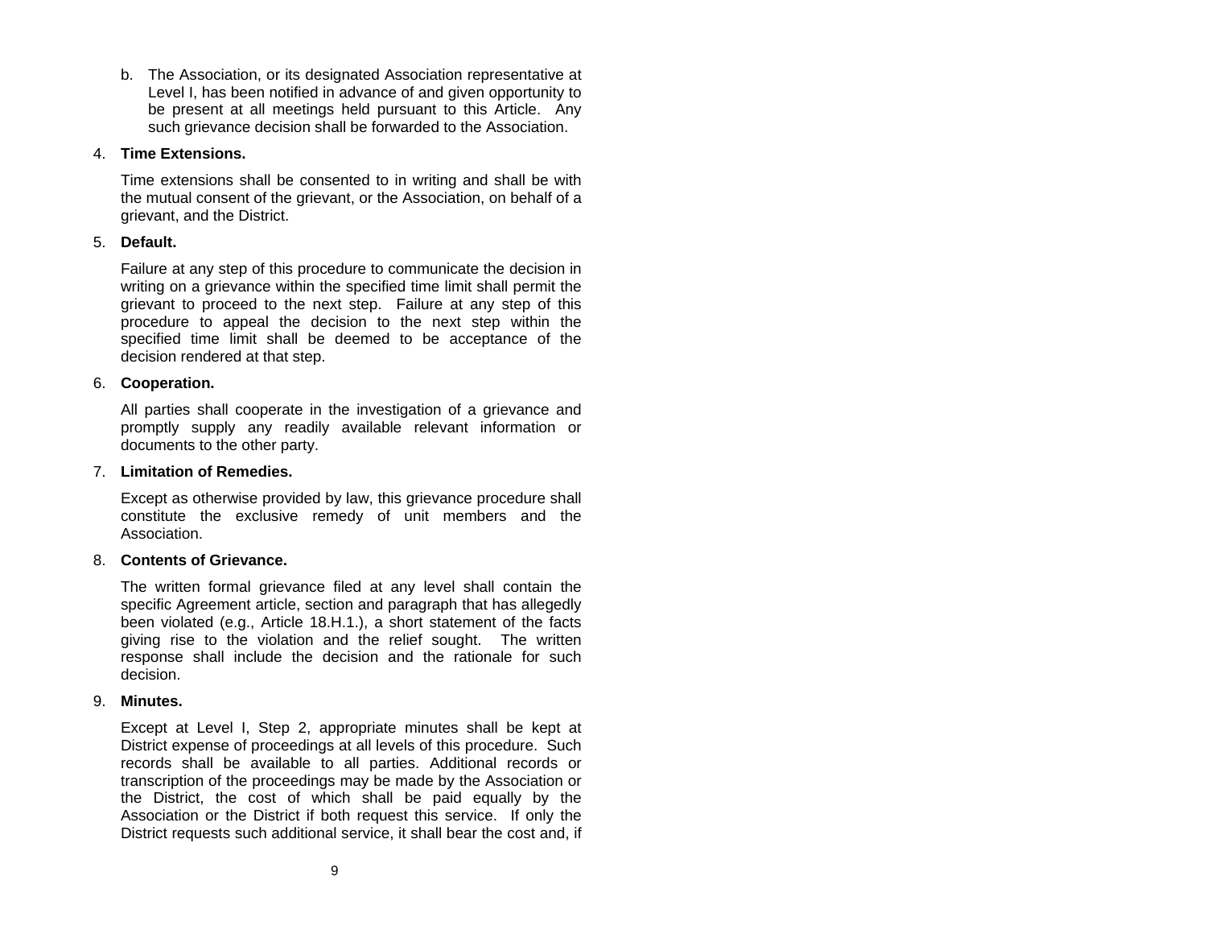b. The Association, or its designated Association representative at Level I, has been notified in advance of and given opportunity to be present at all meetings held pursuant to this Article. Any such grievance decision shall be forwarded to the Association.

4. **Time Extensions.**

   Time extensions shall be consented to in writing and shall be with the mutual consent of the grievant, or the Association, on behalf of a grievant, and the District.

5. **Default.**

   Failure at any step of this procedure to communicate the decision in writing on a grievance within the specified time limit shall permit the grievant to proceed to the next step. Failure at any step of this procedure to appeal the decision to the next step within the specified time limit shall be deemed to be acceptance of the decision rendered at that step.

6. **Cooperation.**

   All parties shall cooperate in the investigation of a grievance and promptly supply any readily available relevant information or documents to the other party.

7. **Limitation of Remedies.**

   Except as otherwise provided by law, this grievance procedure shall constitute the exclusive remedy of unit members and the Association.

8. **Contents of Grievance.**

   The written formal grievance filed at any level shall contain the specific Agreement article, section and paragraph that has allegedly been violated (e.g., Article 18.H.1.), a short statement of the facts giving rise to the violation and the relief sought. The written response shall include the decision and the rationale for such decision.

9. **Minutes.**

   Except at Level I, Step 2, appropriate minutes shall be kept at District expense of proceedings at all levels of this procedure. Such records shall be available to all parties. Additional records or transcription of the proceedings may be made by the Association or the District, the cost of which shall be paid equally by the Association or the District if both request this service. If only the District requests such additional service, it shall bear the cost and, if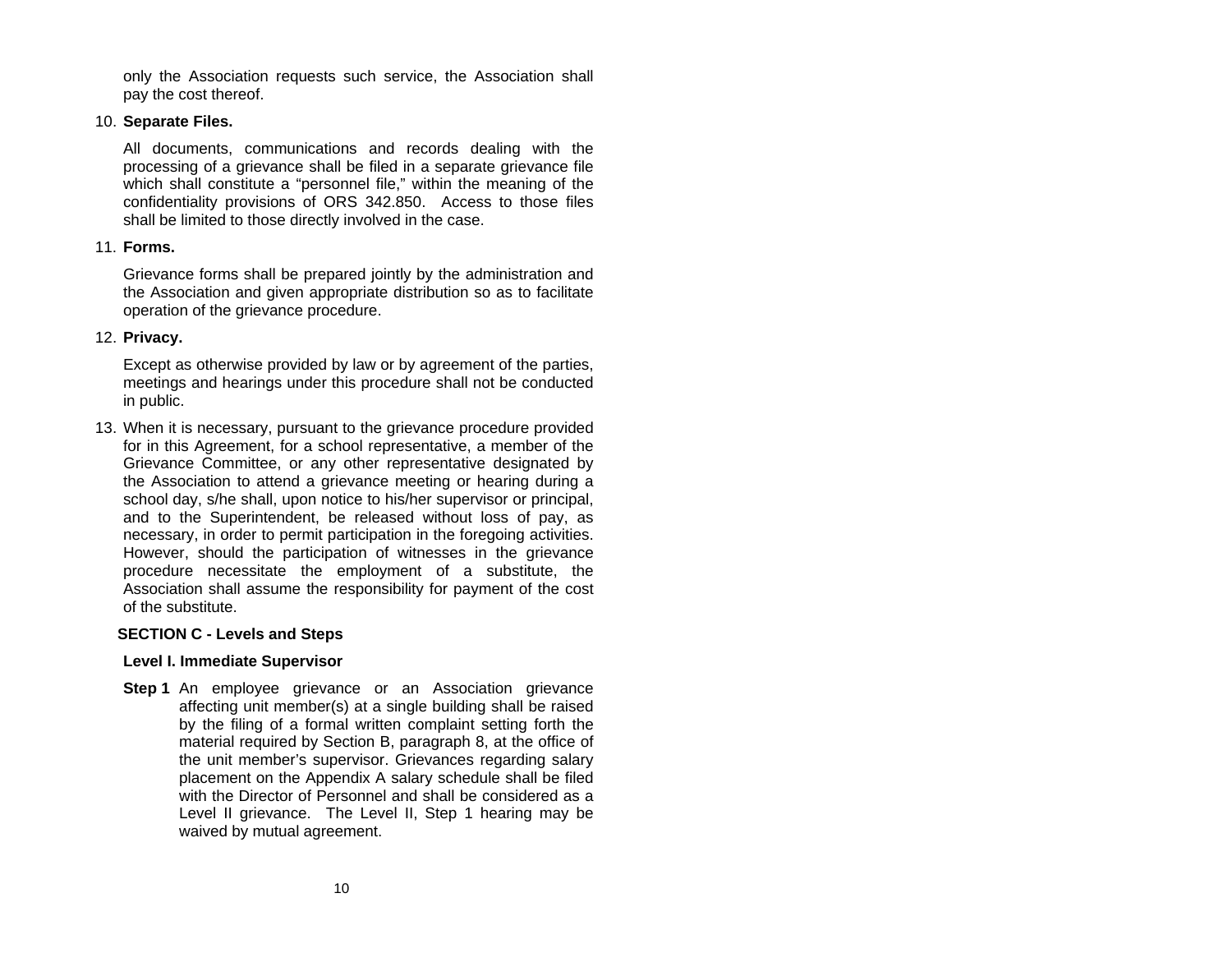only the Association requests such service, the Association shall pay the cost thereof.

10. **Separate Files.**

    All documents, communications and records dealing with the processing of a grievance shall be filed in a separate grievance file which shall constitute a "personnel file," within the meaning of the confidentiality provisions of ORS 342.850. Access to those files shall be limited to those directly involved in the case.

11. **Forms.**

    Grievance forms shall be prepared jointly by the administration and the Association and given appropriate distribution so as to facilitate operation of the grievance procedure.

12. **Privacy.**

    Except as otherwise provided by law or by agreement of the parties, meetings and hearings under this procedure shall not be conducted in public.

13. When it is necessary, pursuant to the grievance procedure provided for in this Agreement, for a school representative, a member of the Grievance Committee, or any other representative designated by the Association to attend a grievance meeting or hearing during a school day, s/he shall, upon notice to his/her supervisor or principal, and to the Superintendent, be released without loss of pay, as necessary, in order to permit participation in the foregoing activities. However, should the participation of witnesses in the grievance procedure necessitate the employment of a substitute, the Association shall assume the responsibility for payment of the cost of the substitute.

### SECTION C - Levels and Steps

**Level I. Immediate Supervisor**

**Step 1** An employee grievance or an Association grievance affecting unit member(s) at a single building shall be raised by the filing of a formal written complaint setting forth the material required by Section B, paragraph 8, at the office of the unit member's supervisor. Grievances regarding salary placement on the Appendix A salary schedule shall be filed with the Director of Personnel and shall be considered as a Level II grievance. The Level II, Step 1 hearing may be waived by mutual agreement.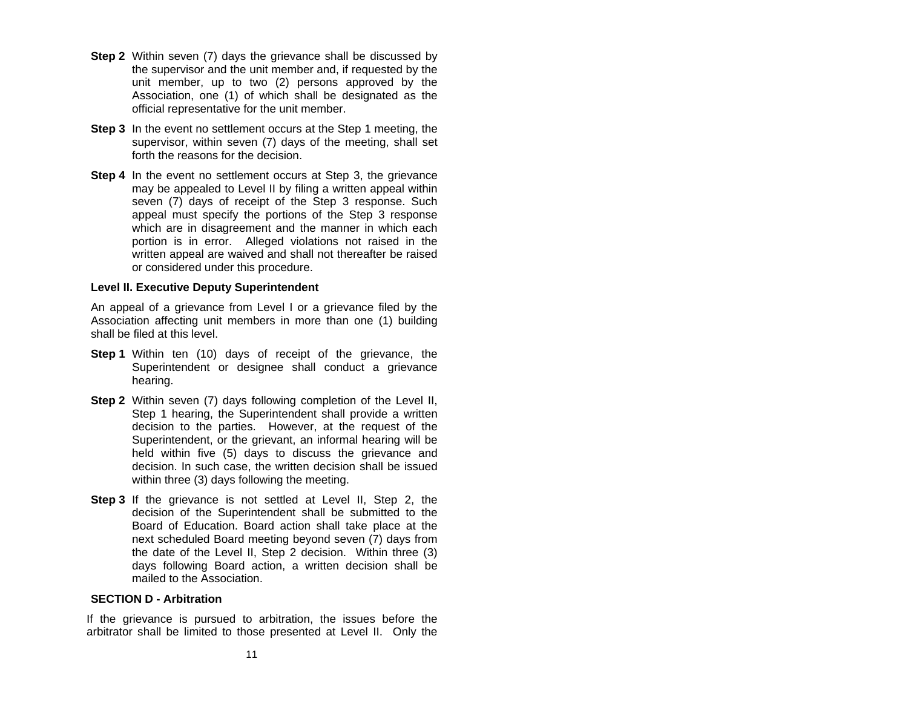**Step 2** Within seven (7) days the grievance shall be discussed by the supervisor and the unit member and, if requested by the unit member, up to two (2) persons approved by the Association, one (1) of which shall be designated as the official representative for the unit member.

**Step 3** In the event no settlement occurs at the Step 1 meeting, the supervisor, within seven (7) days of the meeting, shall set forth the reasons for the decision.

**Step 4** In the event no settlement occurs at Step 3, the grievance may be appealed to Level II by filing a written appeal within seven (7) days of receipt of the Step 3 response. Such appeal must specify the portions of the Step 3 response which are in disagreement and the manner in which each portion is in error. Alleged violations not raised in the written appeal are waived and shall not thereafter be raised or considered under this procedure.

**Level II. Executive Deputy Superintendent**

An appeal of a grievance from Level I or a grievance filed by the Association affecting unit members in more than one (1) building shall be filed at this level.

**Step 1** Within ten (10) days of receipt of the grievance, the Superintendent or designee shall conduct a grievance hearing.

**Step 2** Within seven (7) days following completion of the Level II, Step 1 hearing, the Superintendent shall provide a written decision to the parties. However, at the request of the Superintendent, or the grievant, an informal hearing will be held within five (5) days to discuss the grievance and decision. In such case, the written decision shall be issued within three (3) days following the meeting.

**Step 3** If the grievance is not settled at Level II, Step 2, the decision of the Superintendent shall be submitted to the Board of Education. Board action shall take place at the next scheduled Board meeting beyond seven (7) days from the date of the Level II, Step 2 decision. Within three (3) days following Board action, a written decision shall be mailed to the Association.

**SECTION D - Arbitration**

If the grievance is pursued to arbitration, the issues before the arbitrator shall be limited to those presented at Level II. Only the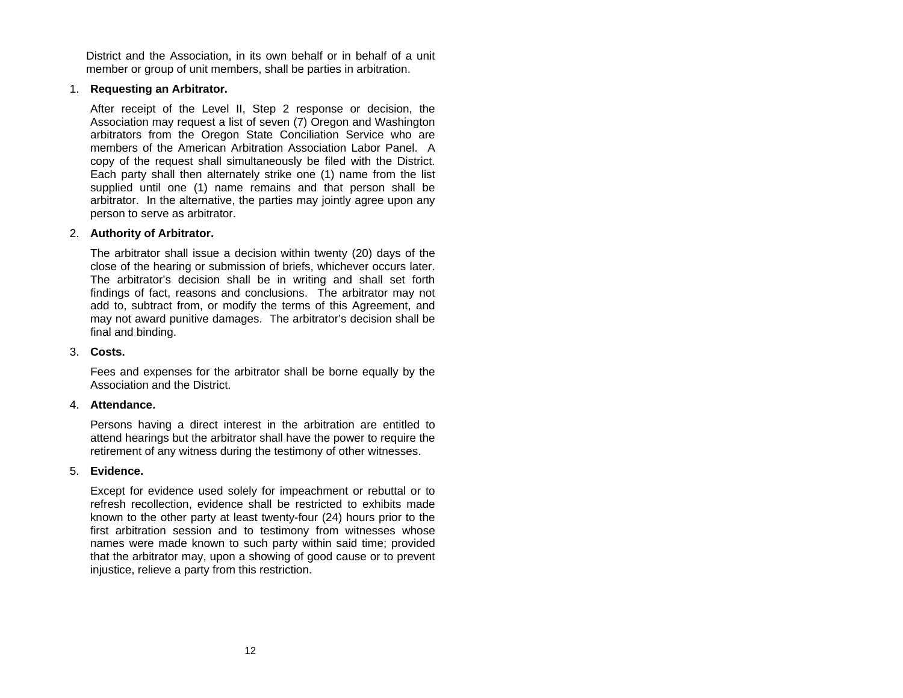District and the Association, in its own behalf or in behalf of a unit member or group of unit members, shall be parties in arbitration.

1. **Requesting an Arbitrator.**

   After receipt of the Level II, Step 2 response or decision, the Association may request a list of seven (7) Oregon and Washington arbitrators from the Oregon State Conciliation Service who are members of the American Arbitration Association Labor Panel. A copy of the request shall simultaneously be filed with the District. Each party shall then alternately strike one (1) name from the list supplied until one (1) name remains and that person shall be arbitrator. In the alternative, the parties may jointly agree upon any person to serve as arbitrator.

2. **Authority of Arbitrator.**

   The arbitrator shall issue a decision within twenty (20) days of the close of the hearing or submission of briefs, whichever occurs later. The arbitrator's decision shall be in writing and shall set forth findings of fact, reasons and conclusions. The arbitrator may not add to, subtract from, or modify the terms of this Agreement, and may not award punitive damages. The arbitrator's decision shall be final and binding.

3. **Costs.**

   Fees and expenses for the arbitrator shall be borne equally by the Association and the District.

4. **Attendance.**

   Persons having a direct interest in the arbitration are entitled to attend hearings but the arbitrator shall have the power to require the retirement of any witness during the testimony of other witnesses.

5. **Evidence.**

   Except for evidence used solely for impeachment or rebuttal or to refresh recollection, evidence shall be restricted to exhibits made known to the other party at least twenty-four (24) hours prior to the first arbitration session and to testimony from witnesses whose names were made known to such party within said time; provided that the arbitrator may, upon a showing of good cause or to prevent injustice, relieve a party from this restriction.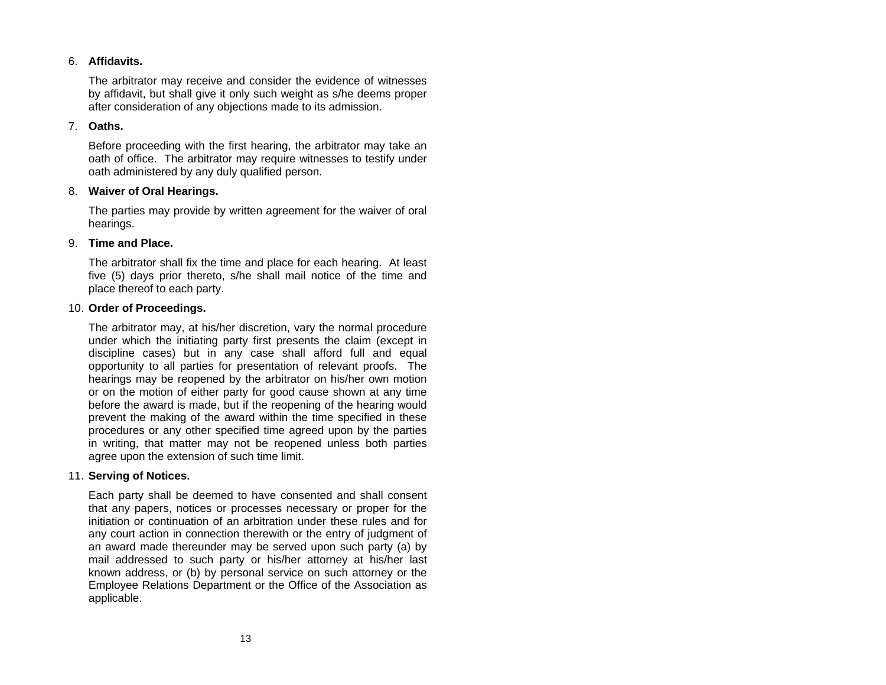6. **Affidavits.**

   The arbitrator may receive and consider the evidence of witnesses by affidavit, but shall give it only such weight as s/he deems proper after consideration of any objections made to its admission.

7. **Oaths.**

   Before proceeding with the first hearing, the arbitrator may take an oath of office. The arbitrator may require witnesses to testify under oath administered by any duly qualified person.

8. **Waiver of Oral Hearings.**

   The parties may provide by written agreement for the waiver of oral hearings.

9. **Time and Place.**

   The arbitrator shall fix the time and place for each hearing. At least five (5) days prior thereto, s/he shall mail notice of the time and place thereof to each party.

10. **Order of Proceedings.**

    The arbitrator may, at his/her discretion, vary the normal procedure under which the initiating party first presents the claim (except in discipline cases) but in any case shall afford full and equal opportunity to all parties for presentation of relevant proofs. The hearings may be reopened by the arbitrator on his/her own motion or on the motion of either party for good cause shown at any time before the award is made, but if the reopening of the hearing would prevent the making of the award within the time specified in these procedures or any other specified time agreed upon by the parties in writing, that matter may not be reopened unless both parties agree upon the extension of such time limit.

11. **Serving of Notices.**

    Each party shall be deemed to have consented and shall consent that any papers, notices or processes necessary or proper for the initiation or continuation of an arbitration under these rules and for any court action in connection therewith or the entry of judgment of an award made thereunder may be served upon such party (a) by mail addressed to such party or his/her attorney at his/her last known address, or (b) by personal service on such attorney or the Employee Relations Department or the Office of the Association as applicable.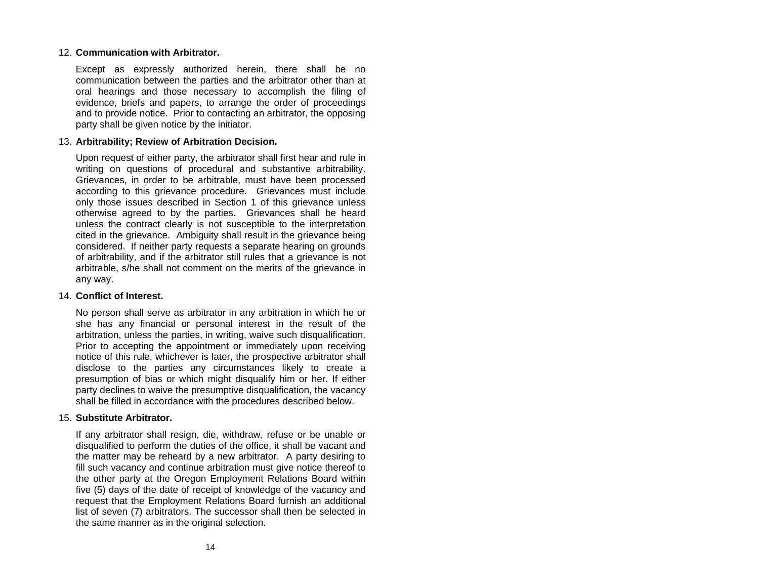12. **Communication with Arbitrator.**

    Except as expressly authorized herein, there shall be no communication between the parties and the arbitrator other than at oral hearings and those necessary to accomplish the filing of evidence, briefs and papers, to arrange the order of proceedings and to provide notice. Prior to contacting an arbitrator, the opposing party shall be given notice by the initiator.

13. **Arbitrability; Review of Arbitration Decision.**

    Upon request of either party, the arbitrator shall first hear and rule in writing on questions of procedural and substantive arbitrability. Grievances, in order to be arbitrable, must have been processed according to this grievance procedure. Grievances must include only those issues described in Section 1 of this grievance unless otherwise agreed to by the parties. Grievances shall be heard unless the contract clearly is not susceptible to the interpretation cited in the grievance. Ambiguity shall result in the grievance being considered. If neither party requests a separate hearing on grounds of arbitrability, and if the arbitrator still rules that a grievance is not arbitrable, s/he shall not comment on the merits of the grievance in any way.

14. **Conflict of Interest.**

    No person shall serve as arbitrator in any arbitration in which he or she has any financial or personal interest in the result of the arbitration, unless the parties, in writing, waive such disqualification. Prior to accepting the appointment or immediately upon receiving notice of this rule, whichever is later, the prospective arbitrator shall disclose to the parties any circumstances likely to create a presumption of bias or which might disqualify him or her. If either party declines to waive the presumptive disqualification, the vacancy shall be filled in accordance with the procedures described below.

15. **Substitute Arbitrator.**

    If any arbitrator shall resign, die, withdraw, refuse or be unable or disqualified to perform the duties of the office, it shall be vacant and the matter may be reheard by a new arbitrator. A party desiring to fill such vacancy and continue arbitration must give notice thereof to the other party at the Oregon Employment Relations Board within five (5) days of the date of receipt of knowledge of the vacancy and request that the Employment Relations Board furnish an additional list of seven (7) arbitrators. The successor shall then be selected in the same manner as in the original selection.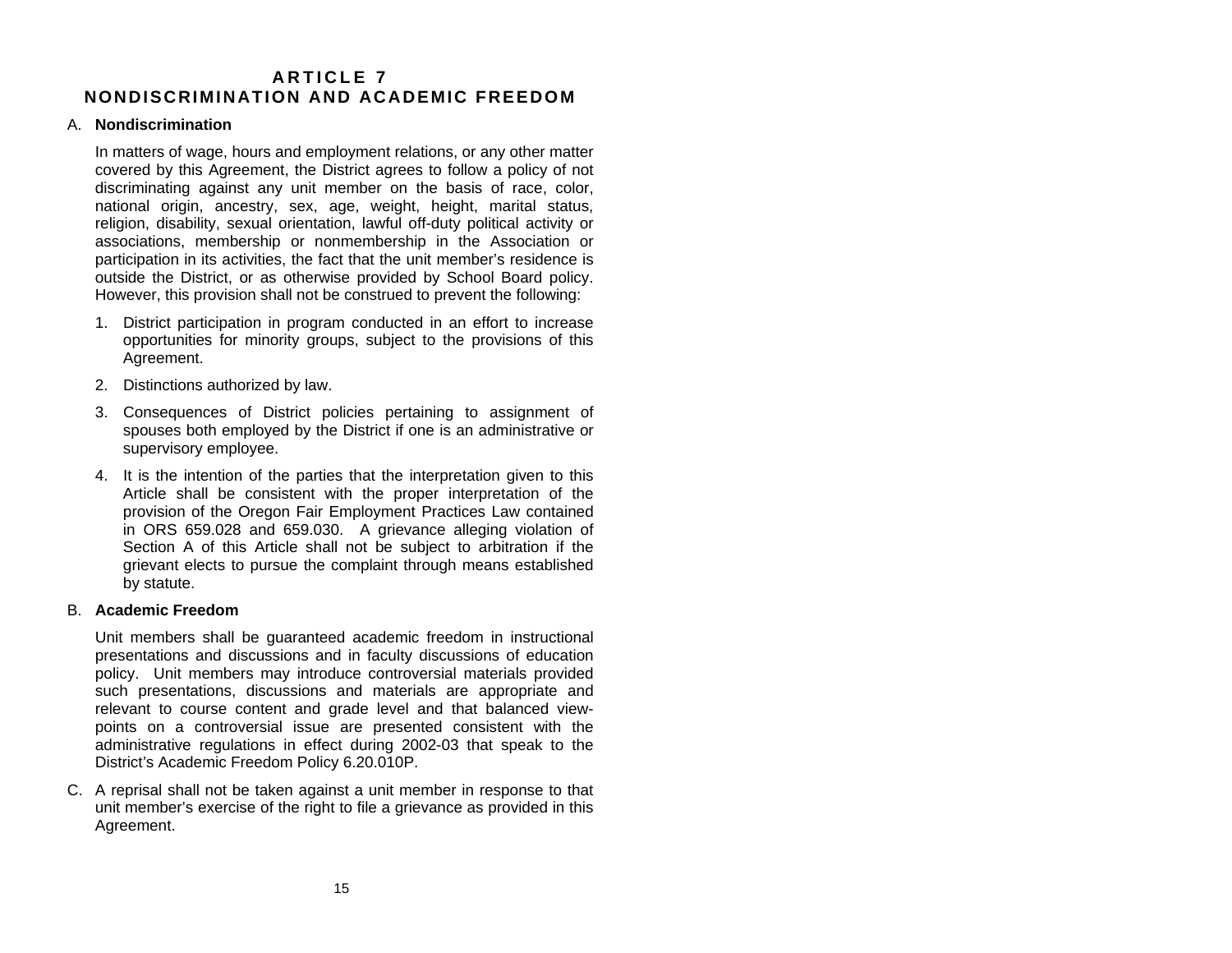# ARTICLE 7
# NONDISCRIMINATION AND ACADEMIC FREEDOM

A. **Nondiscrimination**

In matters of wage, hours and employment relations, or any other matter covered by this Agreement, the District agrees to follow a policy of not discriminating against any unit member on the basis of race, color, national origin, ancestry, sex, age, weight, height, marital status, religion, disability, sexual orientation, lawful off-duty political activity or associations, membership or nonmembership in the Association or participation in its activities, the fact that the unit member's residence is outside the District, or as otherwise provided by School Board policy. However, this provision shall not be construed to prevent the following:

1. District participation in program conducted in an effort to increase opportunities for minority groups, subject to the provisions of this Agreement.
2. Distinctions authorized by law.
3. Consequences of District policies pertaining to assignment of spouses both employed by the District if one is an administrative or supervisory employee.
4. It is the intention of the parties that the interpretation given to this Article shall be consistent with the proper interpretation of the provision of the Oregon Fair Employment Practices Law contained in ORS 659.028 and 659.030. A grievance alleging violation of Section A of this Article shall not be subject to arbitration if the grievant elects to pursue the complaint through means established by statute.

B. **Academic Freedom**

Unit members shall be guaranteed academic freedom in instructional presentations and discussions and in faculty discussions of education policy. Unit members may introduce controversial materials provided such presentations, discussions and materials are appropriate and relevant to course content and grade level and that balanced view-points on a controversial issue are presented consistent with the administrative regulations in effect during 2002-03 that speak to the District's Academic Freedom Policy 6.20.010P.

C. A reprisal shall not be taken against a unit member in response to that unit member's exercise of the right to file a grievance as provided in this Agreement.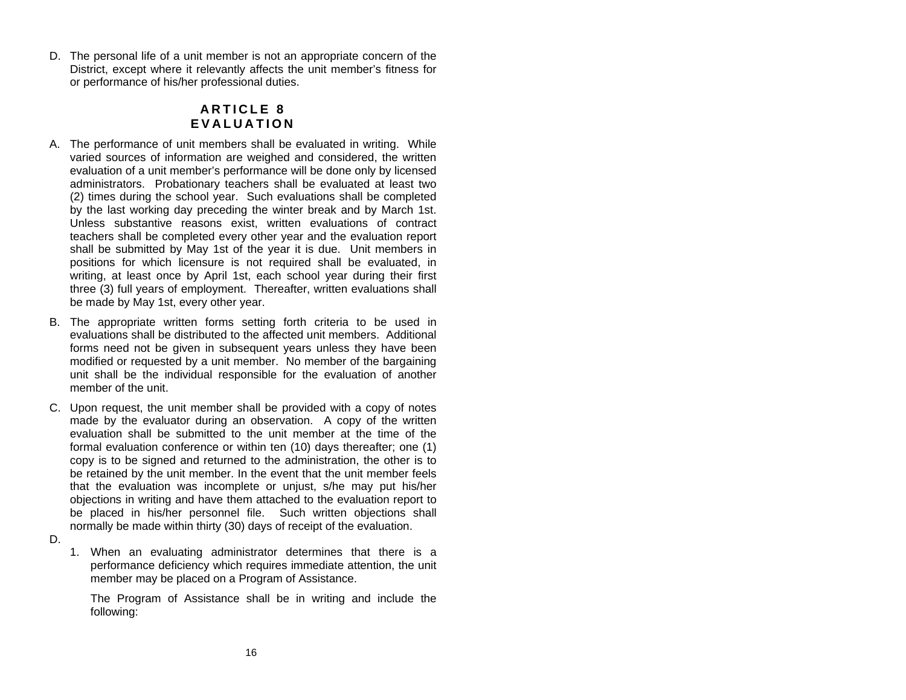D. The personal life of a unit member is not an appropriate concern of the District, except where it relevantly affects the unit member's fitness for or performance of his/her professional duties.

## ARTICLE 8
## EVALUATION

A. The performance of unit members shall be evaluated in writing. While varied sources of information are weighed and considered, the written evaluation of a unit member's performance will be done only by licensed administrators. Probationary teachers shall be evaluated at least two (2) times during the school year. Such evaluations shall be completed by the last working day preceding the winter break and by March 1st. Unless substantive reasons exist, written evaluations of contract teachers shall be completed every other year and the evaluation report shall be submitted by May 1st of the year it is due. Unit members in positions for which licensure is not required shall be evaluated, in writing, at least once by April 1st, each school year during their first three (3) full years of employment. Thereafter, written evaluations shall be made by May 1st, every other year.

B. The appropriate written forms setting forth criteria to be used in evaluations shall be distributed to the affected unit members. Additional forms need not be given in subsequent years unless they have been modified or requested by a unit member. No member of the bargaining unit shall be the individual responsible for the evaluation of another member of the unit.

C. Upon request, the unit member shall be provided with a copy of notes made by the evaluator during an observation. A copy of the written evaluation shall be submitted to the unit member at the time of the formal evaluation conference or within ten (10) days thereafter; one (1) copy is to be signed and returned to the administration, the other is to be retained by the unit member. In the event that the unit member feels that the evaluation was incomplete or unjust, s/he may put his/her objections in writing and have them attached to the evaluation report to be placed in his/her personnel file. Such written objections shall normally be made within thirty (30) days of receipt of the evaluation.

D.
   1. When an evaluating administrator determines that there is a performance deficiency which requires immediate attention, the unit member may be placed on a Program of Assistance.

      The Program of Assistance shall be in writing and include the following: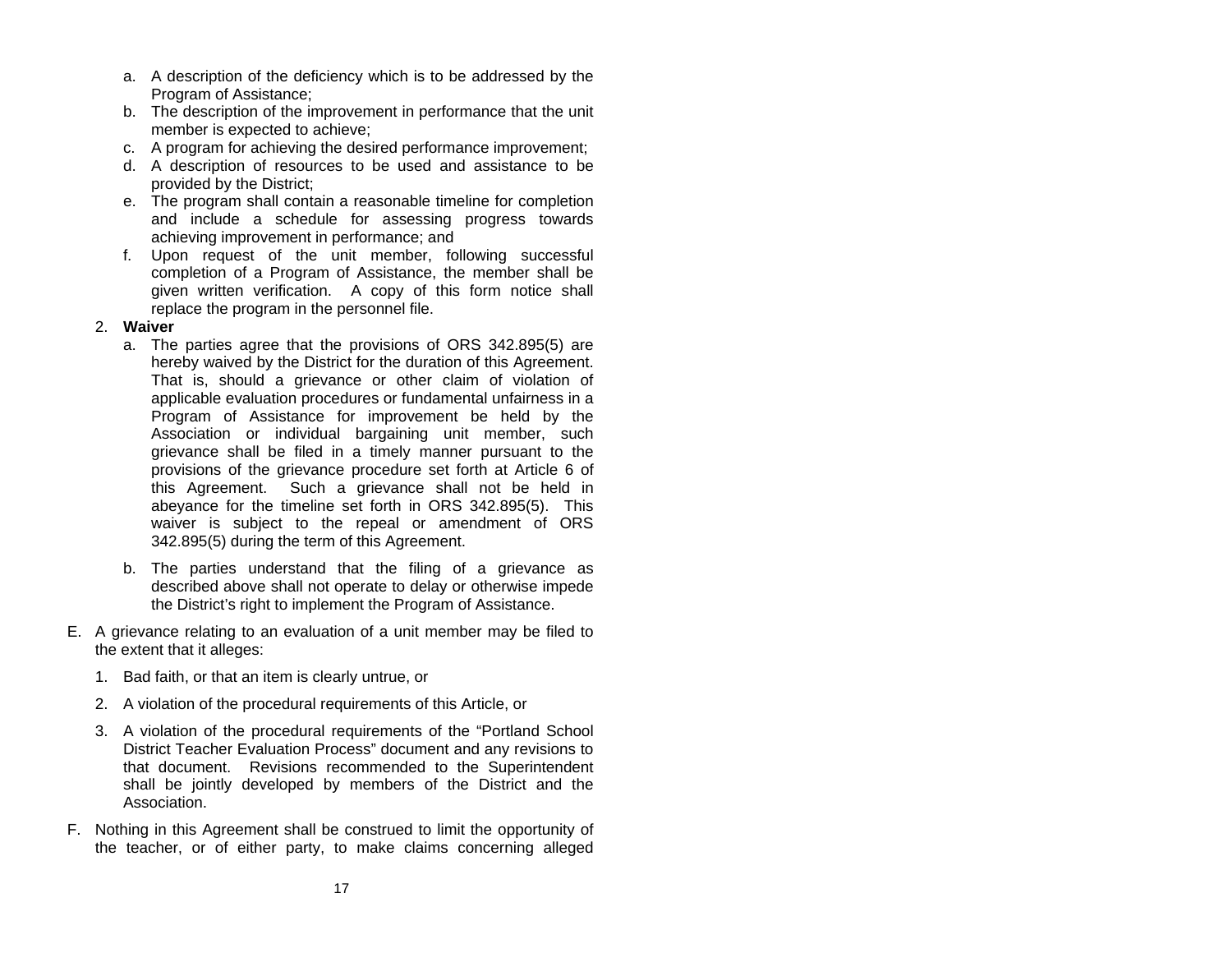a. A description of the deficiency which is to be addressed by the Program of Assistance;
b. The description of the improvement in performance that the unit member is expected to achieve;
c. A program for achieving the desired performance improvement;
d. A description of resources to be used and assistance to be provided by the District;
e. The program shall contain a reasonable timeline for completion and include a schedule for assessing progress towards achieving improvement in performance; and
f. Upon request of the unit member, following successful completion of a Program of Assistance, the member shall be given written verification. A copy of this form notice shall replace the program in the personnel file.

2. **Waiver**
   a. The parties agree that the provisions of ORS 342.895(5) are hereby waived by the District for the duration of this Agreement. That is, should a grievance or other claim of violation of applicable evaluation procedures or fundamental unfairness in a Program of Assistance for improvement be held by the Association or individual bargaining unit member, such grievance shall be filed in a timely manner pursuant to the provisions of the grievance procedure set forth at Article 6 of this Agreement. Such a grievance shall not be held in abeyance for the timeline set forth in ORS 342.895(5). This waiver is subject to the repeal or amendment of ORS 342.895(5) during the term of this Agreement.

   b. The parties understand that the filing of a grievance as described above shall not operate to delay or otherwise impede the District's right to implement the Program of Assistance.

E. A grievance relating to an evaluation of a unit member may be filed to the extent that it alleges:

   1. Bad faith, or that an item is clearly untrue, or

   2. A violation of the procedural requirements of this Article, or

   3. A violation of the procedural requirements of the "Portland School District Teacher Evaluation Process" document and any revisions to that document. Revisions recommended to the Superintendent shall be jointly developed by members of the District and the Association.

F. Nothing in this Agreement shall be construed to limit the opportunity of the teacher, or of either party, to make claims concerning alleged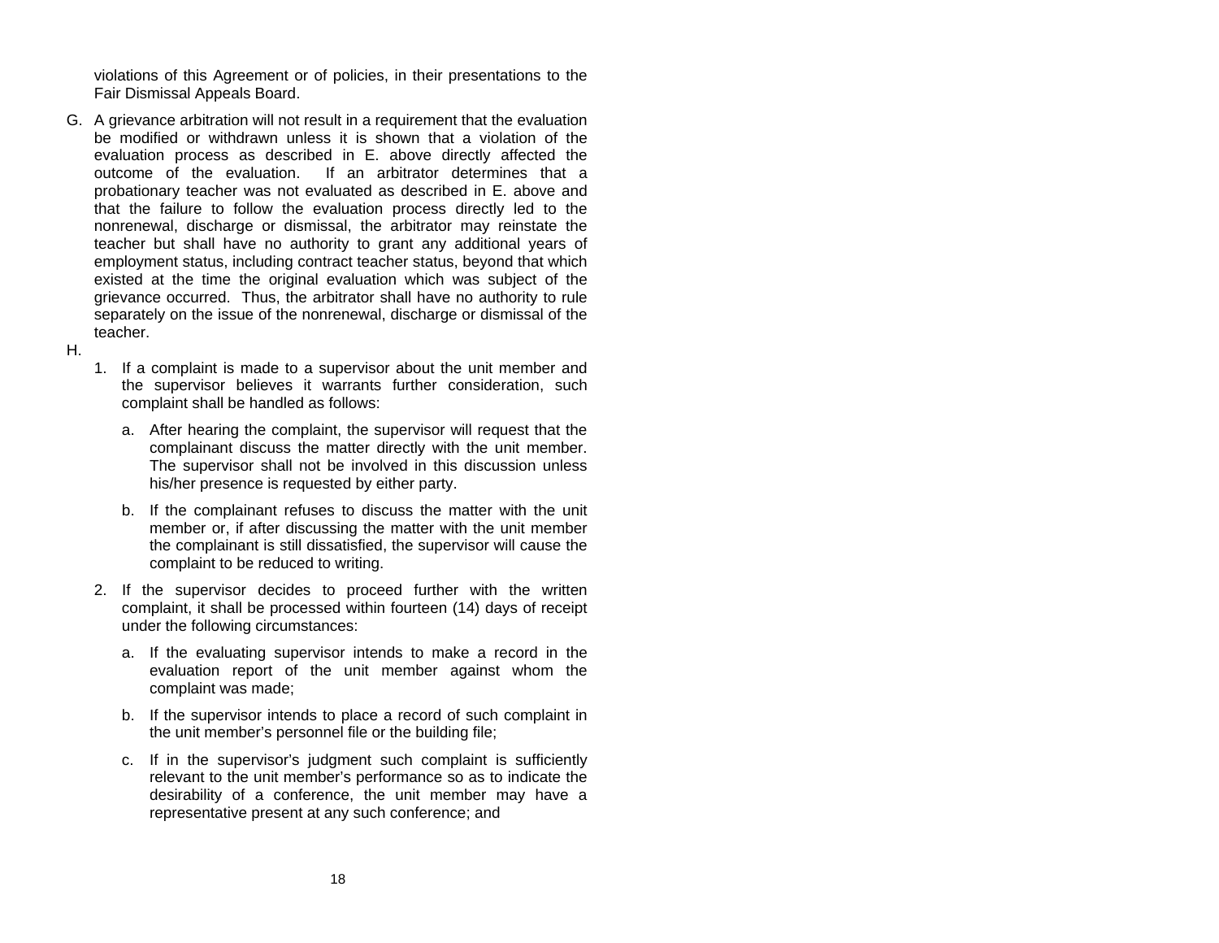violations of this Agreement or of policies, in their presentations to the Fair Dismissal Appeals Board.

G. A grievance arbitration will not result in a requirement that the evaluation be modified or withdrawn unless it is shown that a violation of the evaluation process as described in E. above directly affected the outcome of the evaluation. If an arbitrator determines that a probationary teacher was not evaluated as described in E. above and that the failure to follow the evaluation process directly led to the nonrenewal, discharge or dismissal, the arbitrator may reinstate the teacher but shall have no authority to grant any additional years of employment status, including contract teacher status, beyond that which existed at the time the original evaluation which was subject of the grievance occurred. Thus, the arbitrator shall have no authority to rule separately on the issue of the nonrenewal, discharge or dismissal of the teacher.

H.

1. If a complaint is made to a supervisor about the unit member and the supervisor believes it warrants further consideration, such complaint shall be handled as follows:

   a. After hearing the complaint, the supervisor will request that the complainant discuss the matter directly with the unit member. The supervisor shall not be involved in this discussion unless his/her presence is requested by either party.

   b. If the complainant refuses to discuss the matter with the unit member or, if after discussing the matter with the unit member the complainant is still dissatisfied, the supervisor will cause the complaint to be reduced to writing.

2. If the supervisor decides to proceed further with the written complaint, it shall be processed within fourteen (14) days of receipt under the following circumstances:

   a. If the evaluating supervisor intends to make a record in the evaluation report of the unit member against whom the complaint was made;

   b. If the supervisor intends to place a record of such complaint in the unit member's personnel file or the building file;

   c. If in the supervisor's judgment such complaint is sufficiently relevant to the unit member's performance so as to indicate the desirability of a conference, the unit member may have a representative present at any such conference; and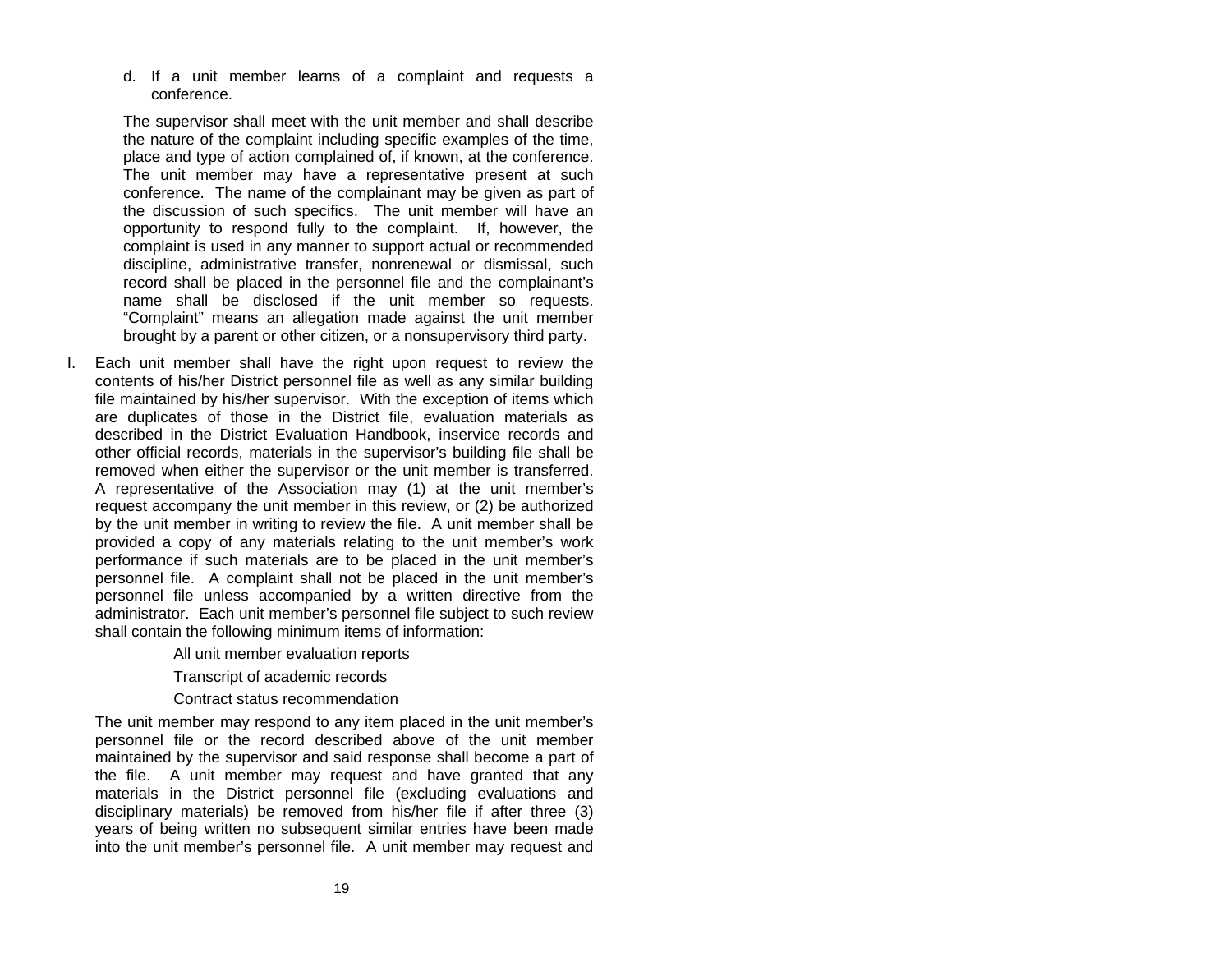d. If a unit member learns of a complaint and requests a conference.

   The supervisor shall meet with the unit member and shall describe the nature of the complaint including specific examples of the time, place and type of action complained of, if known, at the conference. The unit member may have a representative present at such conference. The name of the complainant may be given as part of the discussion of such specifics. The unit member will have an opportunity to respond fully to the complaint. If, however, the complaint is used in any manner to support actual or recommended discipline, administrative transfer, nonrenewal or dismissal, such record shall be placed in the personnel file and the complainant's name shall be disclosed if the unit member so requests. "Complaint" means an allegation made against the unit member brought by a parent or other citizen, or a nonsupervisory third party.

I. Each unit member shall have the right upon request to review the contents of his/her District personnel file as well as any similar building file maintained by his/her supervisor. With the exception of items which are duplicates of those in the District file, evaluation materials as described in the District Evaluation Handbook, inservice records and other official records, materials in the supervisor's building file shall be removed when either the supervisor or the unit member is transferred. A representative of the Association may (1) at the unit member's request accompany the unit member in this review, or (2) be authorized by the unit member in writing to review the file. A unit member shall be provided a copy of any materials relating to the unit member's work performance if such materials are to be placed in the unit member's personnel file. A complaint shall not be placed in the unit member's personnel file unless accompanied by a written directive from the administrator. Each unit member's personnel file subject to such review shall contain the following minimum items of information:

   All unit member evaluation reports

   Transcript of academic records

   Contract status recommendation

   The unit member may respond to any item placed in the unit member's personnel file or the record described above of the unit member maintained by the supervisor and said response shall become a part of the file. A unit member may request and have granted that any materials in the District personnel file (excluding evaluations and disciplinary materials) be removed from his/her file if after three (3) years of being written no subsequent similar entries have been made into the unit member's personnel file. A unit member may request and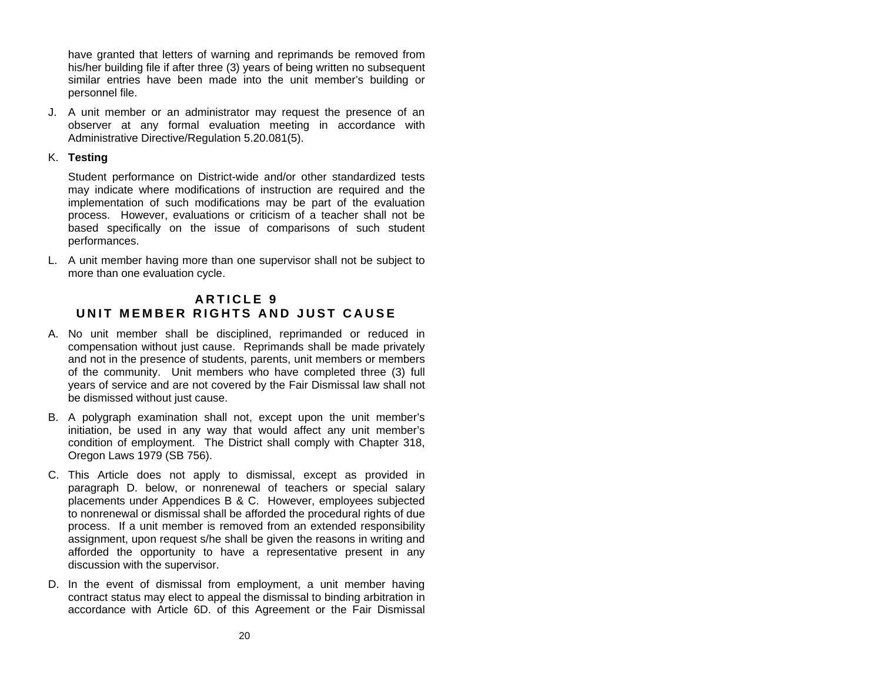have granted that letters of warning and reprimands be removed from his/her building file if after three (3) years of being written no subsequent similar entries have been made into the unit member's building or personnel file.

J. A unit member or an administrator may request the presence of an observer at any formal evaluation meeting in accordance with Administrative Directive/Regulation 5.20.081(5).

K. **Testing**

   Student performance on District-wide and/or other standardized tests may indicate where modifications of instruction are required and the implementation of such modifications may be part of the evaluation process. However, evaluations or criticism of a teacher shall not be based specifically on the issue of comparisons of such student performances.

L. A unit member having more than one supervisor shall not be subject to more than one evaluation cycle.

## ARTICLE 9
## UNIT MEMBER RIGHTS AND JUST CAUSE

A. No unit member shall be disciplined, reprimanded or reduced in compensation without just cause. Reprimands shall be made privately and not in the presence of students, parents, unit members or members of the community. Unit members who have completed three (3) full years of service and are not covered by the Fair Dismissal law shall not be dismissed without just cause.

B. A polygraph examination shall not, except upon the unit member's initiation, be used in any way that would affect any unit member's condition of employment. The District shall comply with Chapter 318, Oregon Laws 1979 (SB 756).

C. This Article does not apply to dismissal, except as provided in paragraph D. below, or nonrenewal of teachers or special salary placements under Appendices B & C. However, employees subjected to nonrenewal or dismissal shall be afforded the procedural rights of due process. If a unit member is removed from an extended responsibility assignment, upon request s/he shall be given the reasons in writing and afforded the opportunity to have a representative present in any discussion with the supervisor.

D. In the event of dismissal from employment, a unit member having contract status may elect to appeal the dismissal to binding arbitration in accordance with Article 6D. of this Agreement or the Fair Dismissal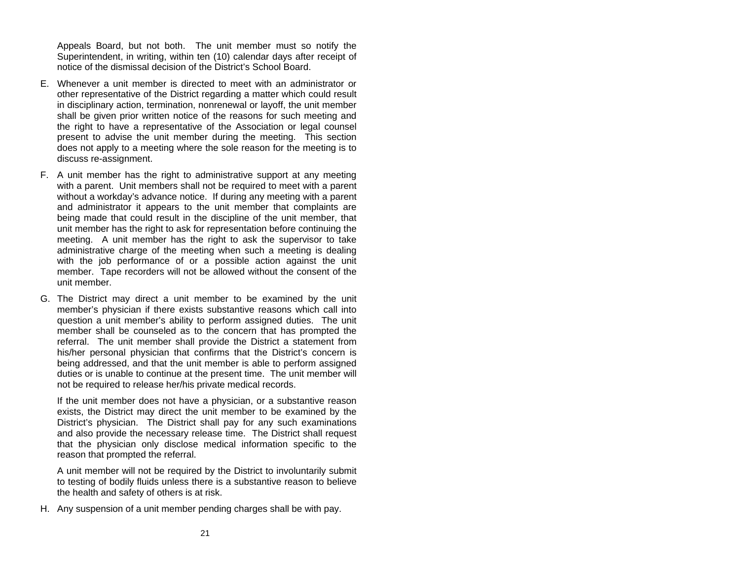Appeals Board, but not both. The unit member must so notify the Superintendent, in writing, within ten (10) calendar days after receipt of notice of the dismissal decision of the District's School Board.

E. Whenever a unit member is directed to meet with an administrator or other representative of the District regarding a matter which could result in disciplinary action, termination, nonrenewal or layoff, the unit member shall be given prior written notice of the reasons for such meeting and the right to have a representative of the Association or legal counsel present to advise the unit member during the meeting. This section does not apply to a meeting where the sole reason for the meeting is to discuss re-assignment.

F. A unit member has the right to administrative support at any meeting with a parent. Unit members shall not be required to meet with a parent without a workday's advance notice. If during any meeting with a parent and administrator it appears to the unit member that complaints are being made that could result in the discipline of the unit member, that unit member has the right to ask for representation before continuing the meeting. A unit member has the right to ask the supervisor to take administrative charge of the meeting when such a meeting is dealing with the job performance of or a possible action against the unit member. Tape recorders will not be allowed without the consent of the unit member.

G. The District may direct a unit member to be examined by the unit member's physician if there exists substantive reasons which call into question a unit member's ability to perform assigned duties. The unit member shall be counseled as to the concern that has prompted the referral. The unit member shall provide the District a statement from his/her personal physician that confirms that the District's concern is being addressed, and that the unit member is able to perform assigned duties or is unable to continue at the present time. The unit member will not be required to release her/his private medical records.

   If the unit member does not have a physician, or a substantive reason exists, the District may direct the unit member to be examined by the District's physician. The District shall pay for any such examinations and also provide the necessary release time. The District shall request that the physician only disclose medical information specific to the reason that prompted the referral.

   A unit member will not be required by the District to involuntarily submit to testing of bodily fluids unless there is a substantive reason to believe the health and safety of others is at risk.

H. Any suspension of a unit member pending charges shall be with pay.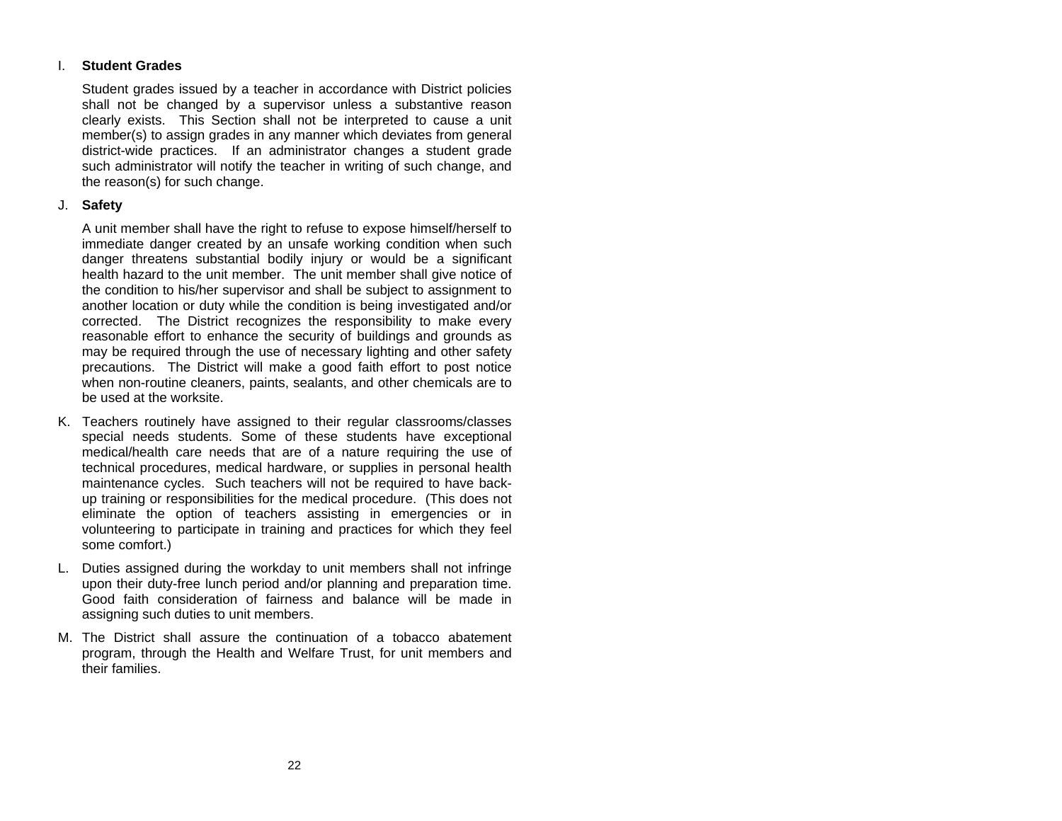I. **Student Grades**

Student grades issued by a teacher in accordance with District policies shall not be changed by a supervisor unless a substantive reason clearly exists. This Section shall not be interpreted to cause a unit member(s) to assign grades in any manner which deviates from general district-wide practices. If an administrator changes a student grade such administrator will notify the teacher in writing of such change, and the reason(s) for such change.

J. **Safety**

A unit member shall have the right to refuse to expose himself/herself to immediate danger created by an unsafe working condition when such danger threatens substantial bodily injury or would be a significant health hazard to the unit member. The unit member shall give notice of the condition to his/her supervisor and shall be subject to assignment to another location or duty while the condition is being investigated and/or corrected. The District recognizes the responsibility to make every reasonable effort to enhance the security of buildings and grounds as may be required through the use of necessary lighting and other safety precautions. The District will make a good faith effort to post notice when non-routine cleaners, paints, sealants, and other chemicals are to be used at the worksite.

K. Teachers routinely have assigned to their regular classrooms/classes special needs students. Some of these students have exceptional medical/health care needs that are of a nature requiring the use of technical procedures, medical hardware, or supplies in personal health maintenance cycles. Such teachers will not be required to have back-up training or responsibilities for the medical procedure. (This does not eliminate the option of teachers assisting in emergencies or in volunteering to participate in training and practices for which they feel some comfort.)

L. Duties assigned during the workday to unit members shall not infringe upon their duty-free lunch period and/or planning and preparation time. Good faith consideration of fairness and balance will be made in assigning such duties to unit members.

M. The District shall assure the continuation of a tobacco abatement program, through the Health and Welfare Trust, for unit members and their families.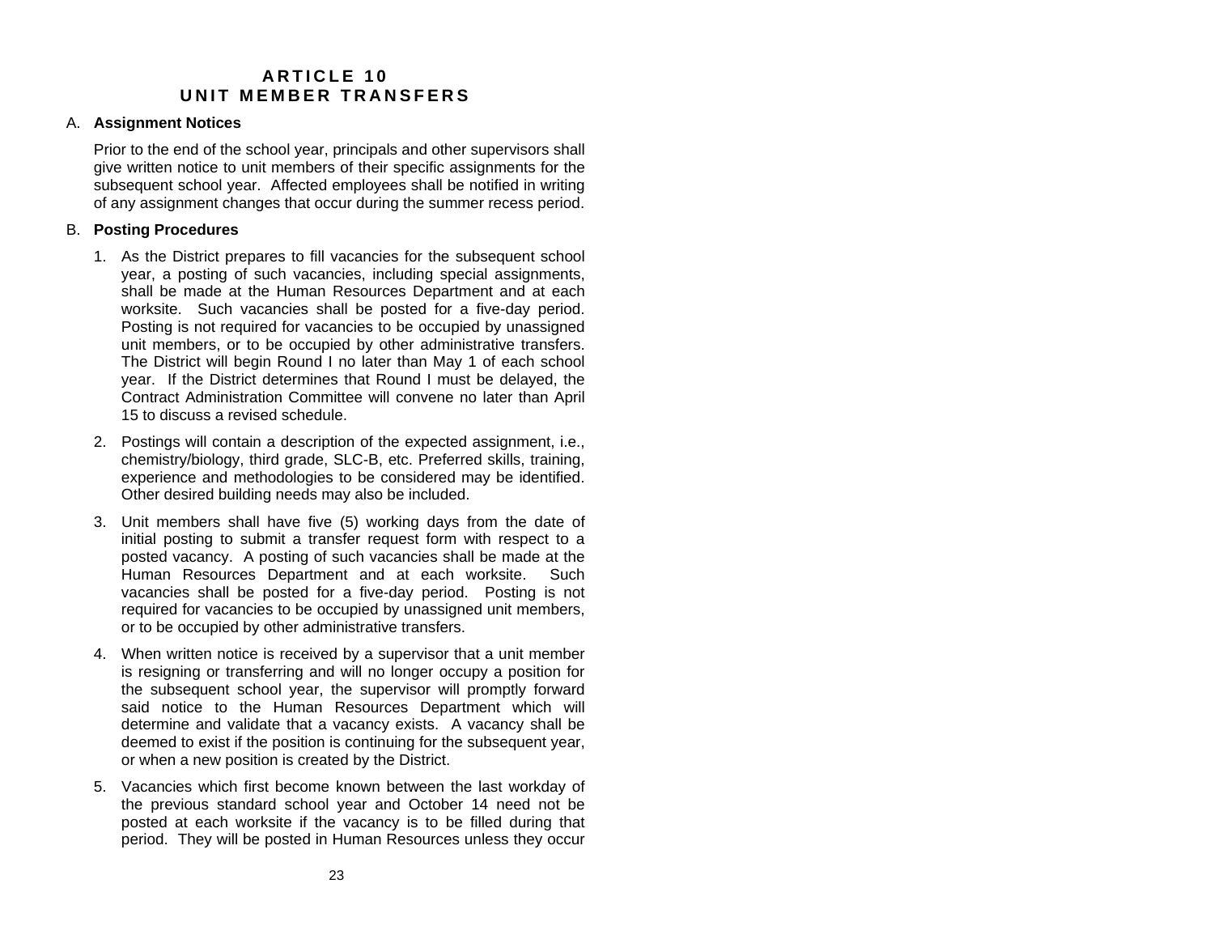# ARTICLE 10
# UNIT MEMBER TRANSFERS

A. **Assignment Notices**

Prior to the end of the school year, principals and other supervisors shall give written notice to unit members of their specific assignments for the subsequent school year. Affected employees shall be notified in writing of any assignment changes that occur during the summer recess period.

B. **Posting Procedures**

1. As the District prepares to fill vacancies for the subsequent school year, a posting of such vacancies, including special assignments, shall be made at the Human Resources Department and at each worksite. Such vacancies shall be posted for a five-day period. Posting is not required for vacancies to be occupied by unassigned unit members, or to be occupied by other administrative transfers. The District will begin Round I no later than May 1 of each school year. If the District determines that Round I must be delayed, the Contract Administration Committee will convene no later than April 15 to discuss a revised schedule.

2. Postings will contain a description of the expected assignment, i.e., chemistry/biology, third grade, SLC-B, etc. Preferred skills, training, experience and methodologies to be considered may be identified. Other desired building needs may also be included.

3. Unit members shall have five (5) working days from the date of initial posting to submit a transfer request form with respect to a posted vacancy. A posting of such vacancies shall be made at the Human Resources Department and at each worksite. Such vacancies shall be posted for a five-day period. Posting is not required for vacancies to be occupied by unassigned unit members, or to be occupied by other administrative transfers.

4. When written notice is received by a supervisor that a unit member is resigning or transferring and will no longer occupy a position for the subsequent school year, the supervisor will promptly forward said notice to the Human Resources Department which will determine and validate that a vacancy exists. A vacancy shall be deemed to exist if the position is continuing for the subsequent year, or when a new position is created by the District.

5. Vacancies which first become known between the last workday of the previous standard school year and October 14 need not be posted at each worksite if the vacancy is to be filled during that period. They will be posted in Human Resources unless they occur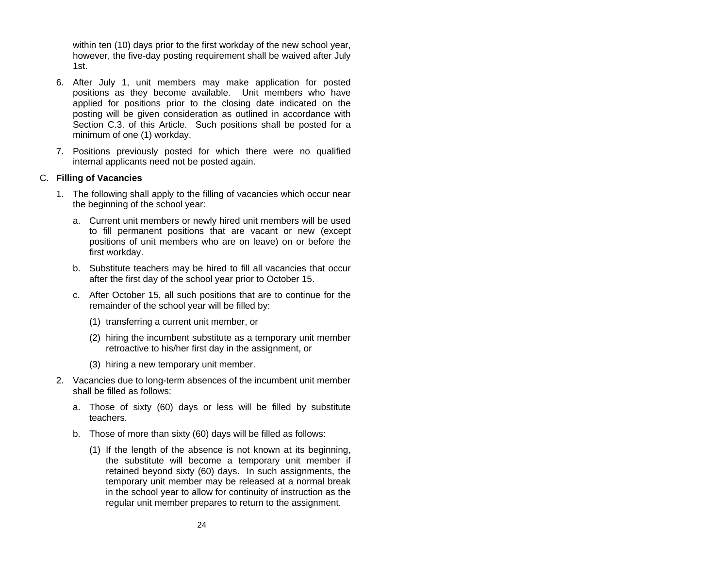within ten (10) days prior to the first workday of the new school year, however, the five-day posting requirement shall be waived after July 1st.

6. After July 1, unit members may make application for posted positions as they become available. Unit members who have applied for positions prior to the closing date indicated on the posting will be given consideration as outlined in accordance with Section C.3. of this Article. Such positions shall be posted for a minimum of one (1) workday.

7. Positions previously posted for which there were no qualified internal applicants need not be posted again.

C. **Filling of Vacancies**

1. The following shall apply to the filling of vacancies which occur near the beginning of the school year:

   a. Current unit members or newly hired unit members will be used to fill permanent positions that are vacant or new (except positions of unit members who are on leave) on or before the first workday.

   b. Substitute teachers may be hired to fill all vacancies that occur after the first day of the school year prior to October 15.

   c. After October 15, all such positions that are to continue for the remainder of the school year will be filled by:

      (1) transferring a current unit member, or

      (2) hiring the incumbent substitute as a temporary unit member retroactive to his/her first day in the assignment, or

      (3) hiring a new temporary unit member.

2. Vacancies due to long-term absences of the incumbent unit member shall be filled as follows:

   a. Those of sixty (60) days or less will be filled by substitute teachers.

   b. Those of more than sixty (60) days will be filled as follows:

      (1) If the length of the absence is not known at its beginning, the substitute will become a temporary unit member if retained beyond sixty (60) days. In such assignments, the temporary unit member may be released at a normal break in the school year to allow for continuity of instruction as the regular unit member prepares to return to the assignment.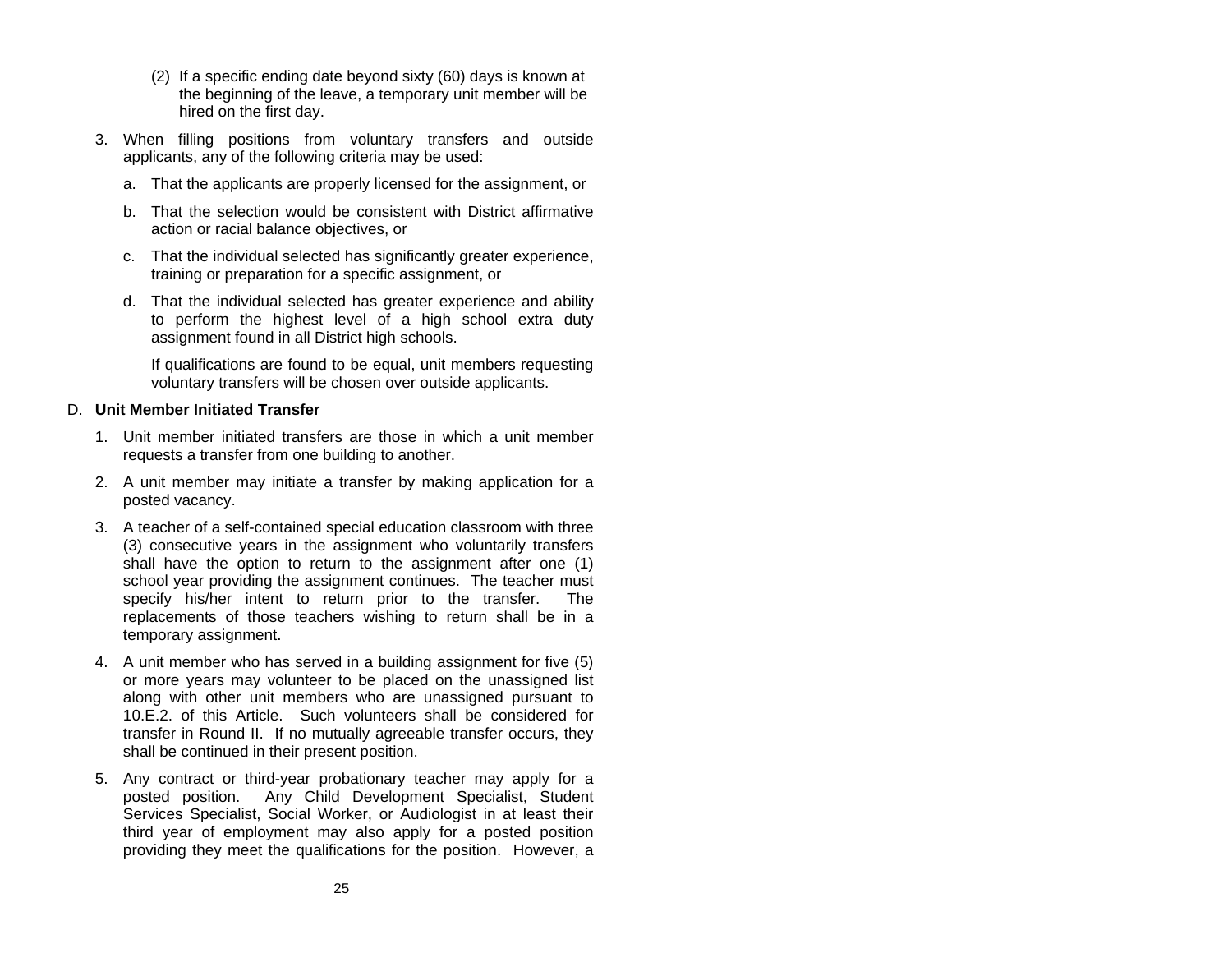(2) If a specific ending date beyond sixty (60) days is known at the beginning of the leave, a temporary unit member will be hired on the first day.

3. When filling positions from voluntary transfers and outside applicants, any of the following criteria may be used:

   a. That the applicants are properly licensed for the assignment, or

   b. That the selection would be consistent with District affirmative action or racial balance objectives, or

   c. That the individual selected has significantly greater experience, training or preparation for a specific assignment, or

   d. That the individual selected has greater experience and ability to perform the highest level of a high school extra duty assignment found in all District high schools.

   If qualifications are found to be equal, unit members requesting voluntary transfers will be chosen over outside applicants.

D. **Unit Member Initiated Transfer**

1. Unit member initiated transfers are those in which a unit member requests a transfer from one building to another.

2. A unit member may initiate a transfer by making application for a posted vacancy.

3. A teacher of a self-contained special education classroom with three (3) consecutive years in the assignment who voluntarily transfers shall have the option to return to the assignment after one (1) school year providing the assignment continues. The teacher must specify his/her intent to return prior to the transfer. The replacements of those teachers wishing to return shall be in a temporary assignment.

4. A unit member who has served in a building assignment for five (5) or more years may volunteer to be placed on the unassigned list along with other unit members who are unassigned pursuant to 10.E.2. of this Article. Such volunteers shall be considered for transfer in Round II. If no mutually agreeable transfer occurs, they shall be continued in their present position.

5. Any contract or third-year probationary teacher may apply for a posted position. Any Child Development Specialist, Student Services Specialist, Social Worker, or Audiologist in at least their third year of employment may also apply for a posted position providing they meet the qualifications for the position. However, a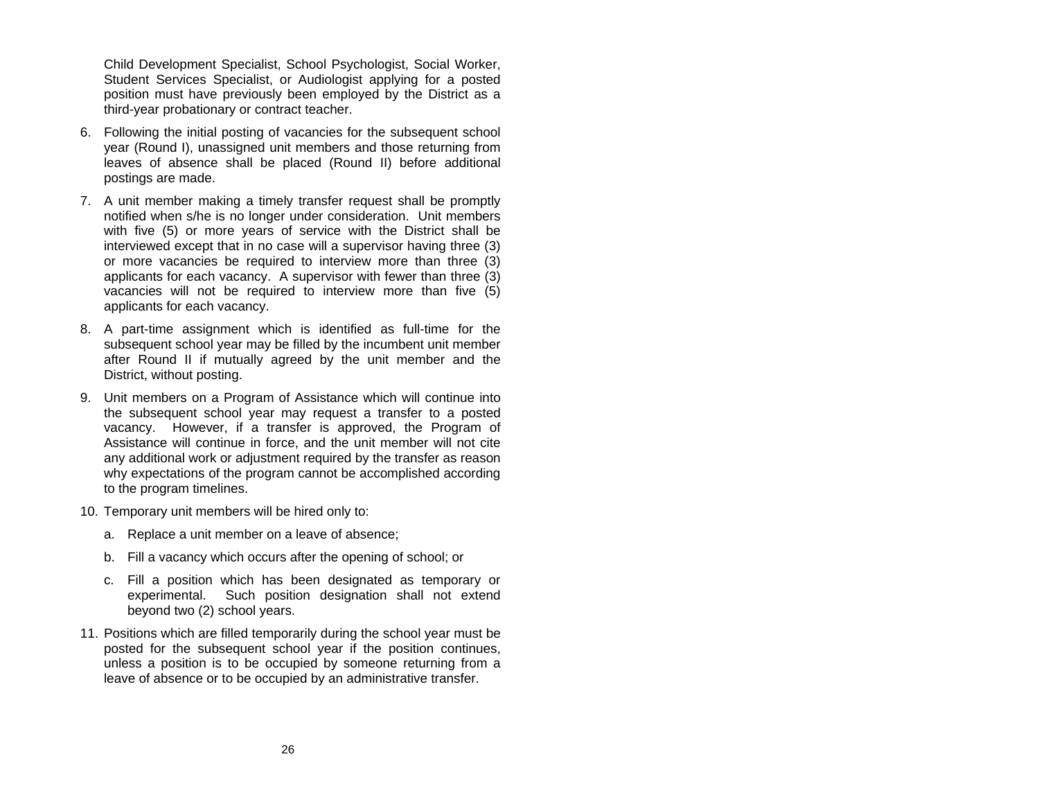Child Development Specialist, School Psychologist, Social Worker, Student Services Specialist, or Audiologist applying for a posted position must have previously been employed by the District as a third-year probationary or contract teacher.

6. Following the initial posting of vacancies for the subsequent school year (Round I), unassigned unit members and those returning from leaves of absence shall be placed (Round II) before additional postings are made.

7. A unit member making a timely transfer request shall be promptly notified when s/he is no longer under consideration. Unit members with five (5) or more years of service with the District shall be interviewed except that in no case will a supervisor having three (3) or more vacancies be required to interview more than three (3) applicants for each vacancy. A supervisor with fewer than three (3) vacancies will not be required to interview more than five (5) applicants for each vacancy.

8. A part-time assignment which is identified as full-time for the subsequent school year may be filled by the incumbent unit member after Round II if mutually agreed by the unit member and the District, without posting.

9. Unit members on a Program of Assistance which will continue into the subsequent school year may request a transfer to a posted vacancy. However, if a transfer is approved, the Program of Assistance will continue in force, and the unit member will not cite any additional work or adjustment required by the transfer as reason why expectations of the program cannot be accomplished according to the program timelines.

10. Temporary unit members will be hired only to:

    a. Replace a unit member on a leave of absence;

    b. Fill a vacancy which occurs after the opening of school; or

    c. Fill a position which has been designated as temporary or experimental. Such position designation shall not extend beyond two (2) school years.

11. Positions which are filled temporarily during the school year must be posted for the subsequent school year if the position continues, unless a position is to be occupied by someone returning from a leave of absence or to be occupied by an administrative transfer.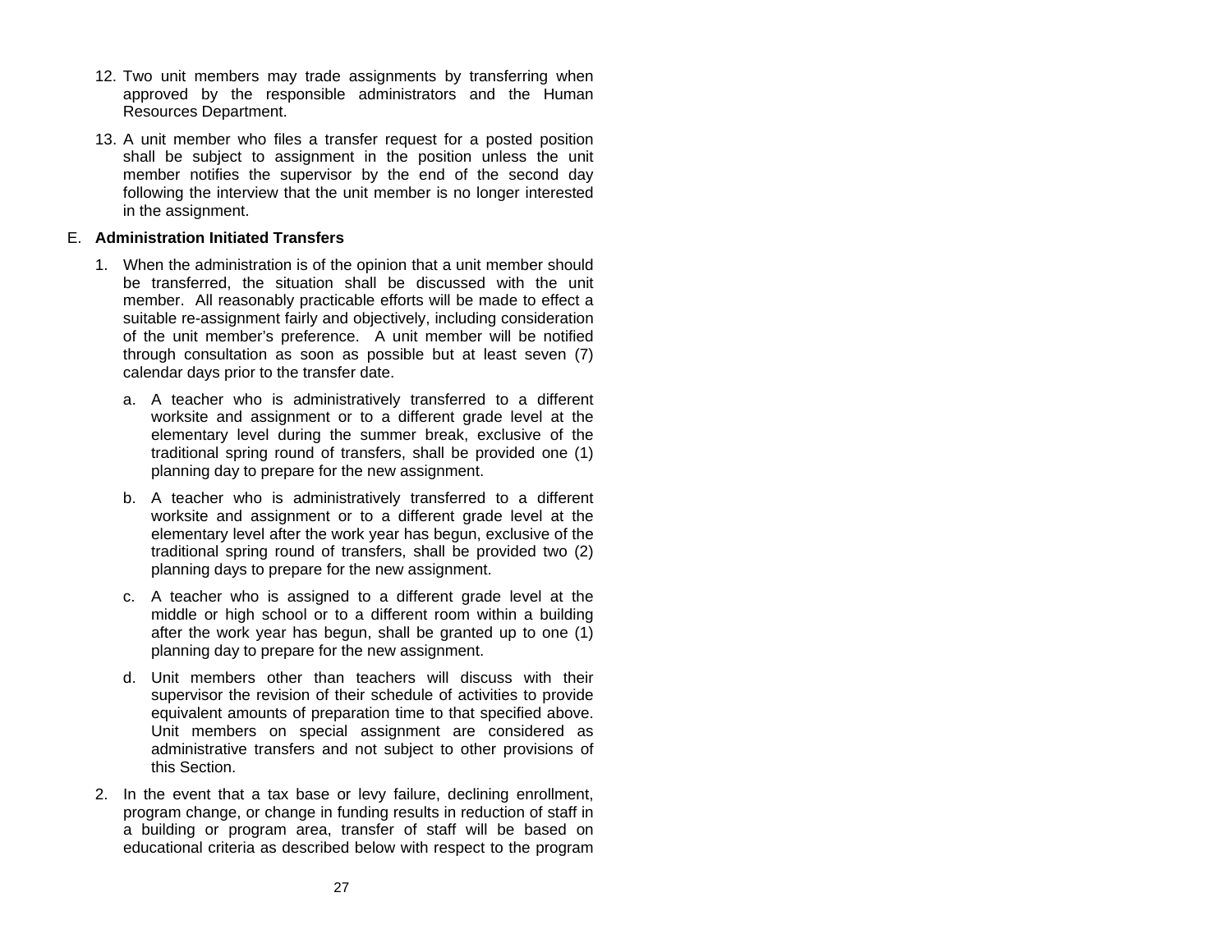12. Two unit members may trade assignments by transferring when approved by the responsible administrators and the Human Resources Department.

13. A unit member who files a transfer request for a posted position shall be subject to assignment in the position unless the unit member notifies the supervisor by the end of the second day following the interview that the unit member is no longer interested in the assignment.

E. **Administration Initiated Transfers**

1. When the administration is of the opinion that a unit member should be transferred, the situation shall be discussed with the unit member. All reasonably practicable efforts will be made to effect a suitable re-assignment fairly and objectively, including consideration of the unit member's preference. A unit member will be notified through consultation as soon as possible but at least seven (7) calendar days prior to the transfer date.

   a. A teacher who is administratively transferred to a different worksite and assignment or to a different grade level at the elementary level during the summer break, exclusive of the traditional spring round of transfers, shall be provided one (1) planning day to prepare for the new assignment.

   b. A teacher who is administratively transferred to a different worksite and assignment or to a different grade level at the elementary level after the work year has begun, exclusive of the traditional spring round of transfers, shall be provided two (2) planning days to prepare for the new assignment.

   c. A teacher who is assigned to a different grade level at the middle or high school or to a different room within a building after the work year has begun, shall be granted up to one (1) planning day to prepare for the new assignment.

   d. Unit members other than teachers will discuss with their supervisor the revision of their schedule of activities to provide equivalent amounts of preparation time to that specified above. Unit members on special assignment are considered as administrative transfers and not subject to other provisions of this Section.

2. In the event that a tax base or levy failure, declining enrollment, program change, or change in funding results in reduction of staff in a building or program area, transfer of staff will be based on educational criteria as described below with respect to the program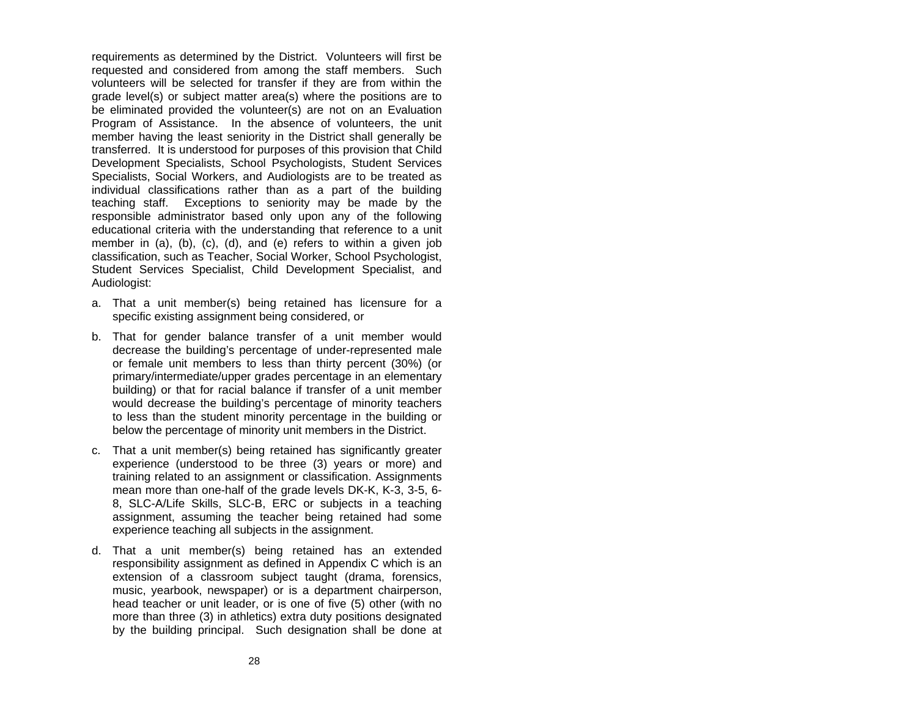requirements as determined by the District. Volunteers will first be requested and considered from among the staff members. Such volunteers will be selected for transfer if they are from within the grade level(s) or subject matter area(s) where the positions are to be eliminated provided the volunteer(s) are not on an Evaluation Program of Assistance. In the absence of volunteers, the unit member having the least seniority in the District shall generally be transferred. It is understood for purposes of this provision that Child Development Specialists, School Psychologists, Student Services Specialists, Social Workers, and Audiologists are to be treated as individual classifications rather than as a part of the building teaching staff. Exceptions to seniority may be made by the responsible administrator based only upon any of the following educational criteria with the understanding that reference to a unit member in (a), (b), (c), (d), and (e) refers to within a given job classification, such as Teacher, Social Worker, School Psychologist, Student Services Specialist, Child Development Specialist, and Audiologist:

a. That a unit member(s) being retained has licensure for a specific existing assignment being considered, or

b. That for gender balance transfer of a unit member would decrease the building's percentage of under-represented male or female unit members to less than thirty percent (30%) (or primary/intermediate/upper grades percentage in an elementary building) or that for racial balance if transfer of a unit member would decrease the building's percentage of minority teachers to less than the student minority percentage in the building or below the percentage of minority unit members in the District.

c. That a unit member(s) being retained has significantly greater experience (understood to be three (3) years or more) and training related to an assignment or classification. Assignments mean more than one-half of the grade levels DK-K, K-3, 3-5, 6-8, SLC-A/Life Skills, SLC-B, ERC or subjects in a teaching assignment, assuming the teacher being retained had some experience teaching all subjects in the assignment.

d. That a unit member(s) being retained has an extended responsibility assignment as defined in Appendix C which is an extension of a classroom subject taught (drama, forensics, music, yearbook, newspaper) or is a department chairperson, head teacher or unit leader, or is one of five (5) other (with no more than three (3) in athletics) extra duty positions designated by the building principal. Such designation shall be done at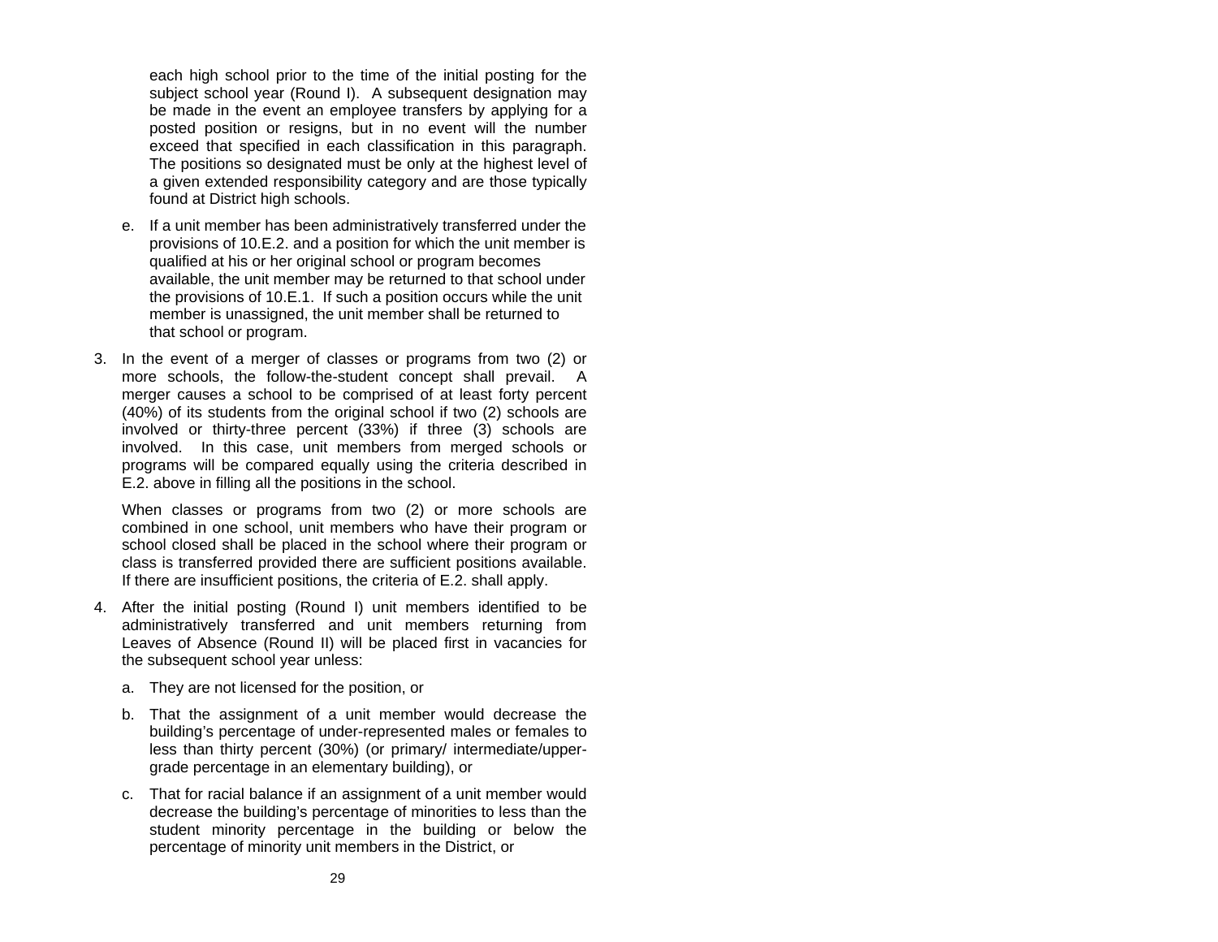each high school prior to the time of the initial posting for the subject school year (Round I). A subsequent designation may be made in the event an employee transfers by applying for a posted position or resigns, but in no event will the number exceed that specified in each classification in this paragraph. The positions so designated must be only at the highest level of a given extended responsibility category and are those typically found at District high schools.

e. If a unit member has been administratively transferred under the provisions of 10.E.2. and a position for which the unit member is qualified at his or her original school or program becomes available, the unit member may be returned to that school under the provisions of 10.E.1. If such a position occurs while the unit member is unassigned, the unit member shall be returned to that school or program.

3. In the event of a merger of classes or programs from two (2) or more schools, the follow-the-student concept shall prevail. A merger causes a school to be comprised of at least forty percent (40%) of its students from the original school if two (2) schools are involved or thirty-three percent (33%) if three (3) schools are involved. In this case, unit members from merged schools or programs will be compared equally using the criteria described in E.2. above in filling all the positions in the school.

   When classes or programs from two (2) or more schools are combined in one school, unit members who have their program or school closed shall be placed in the school where their program or class is transferred provided there are sufficient positions available. If there are insufficient positions, the criteria of E.2. shall apply.

4. After the initial posting (Round I) unit members identified to be administratively transferred and unit members returning from Leaves of Absence (Round II) will be placed first in vacancies for the subsequent school year unless:

   a. They are not licensed for the position, or

   b. That the assignment of a unit member would decrease the building's percentage of under-represented males or females to less than thirty percent (30%) (or primary/ intermediate/upper-grade percentage in an elementary building), or

   c. That for racial balance if an assignment of a unit member would decrease the building's percentage of minorities to less than the student minority percentage in the building or below the percentage of minority unit members in the District, or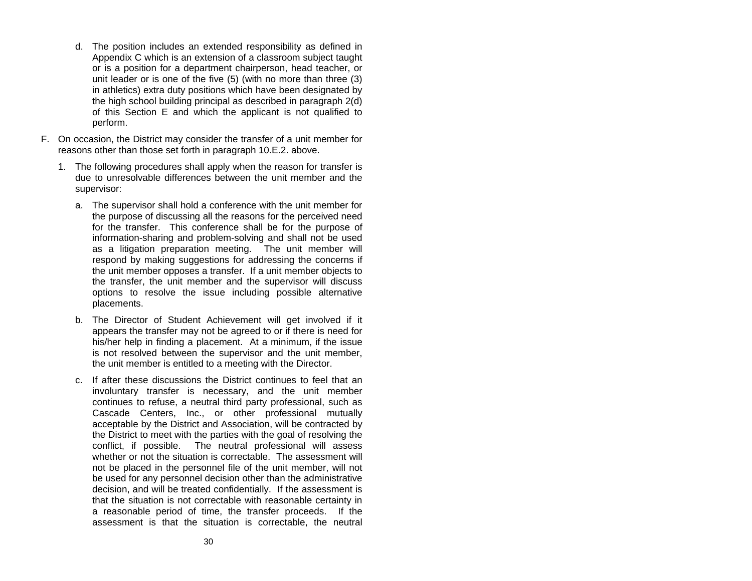d. The position includes an extended responsibility as defined in Appendix C which is an extension of a classroom subject taught or is a position for a department chairperson, head teacher, or unit leader or is one of the five (5) (with no more than three (3) in athletics) extra duty positions which have been designated by the high school building principal as described in paragraph 2(d) of this Section E and which the applicant is not qualified to perform.

F. On occasion, the District may consider the transfer of a unit member for reasons other than those set forth in paragraph 10.E.2. above.

1. The following procedures shall apply when the reason for transfer is due to unresolvable differences between the unit member and the supervisor:

   a. The supervisor shall hold a conference with the unit member for the purpose of discussing all the reasons for the perceived need for the transfer. This conference shall be for the purpose of information-sharing and problem-solving and shall not be used as a litigation preparation meeting. The unit member will respond by making suggestions for addressing the concerns if the unit member opposes a transfer. If a unit member objects to the transfer, the unit member and the supervisor will discuss options to resolve the issue including possible alternative placements.

   b. The Director of Student Achievement will get involved if it appears the transfer may not be agreed to or if there is need for his/her help in finding a placement. At a minimum, if the issue is not resolved between the supervisor and the unit member, the unit member is entitled to a meeting with the Director.

   c. If after these discussions the District continues to feel that an involuntary transfer is necessary, and the unit member continues to refuse, a neutral third party professional, such as Cascade Centers, Inc., or other professional mutually acceptable by the District and Association, will be contracted by the District to meet with the parties with the goal of resolving the conflict, if possible. The neutral professional will assess whether or not the situation is correctable. The assessment will not be placed in the personnel file of the unit member, will not be used for any personnel decision other than the administrative decision, and will be treated confidentially. If the assessment is that the situation is not correctable with reasonable certainty in a reasonable period of time, the transfer proceeds. If the assessment is that the situation is correctable, the neutral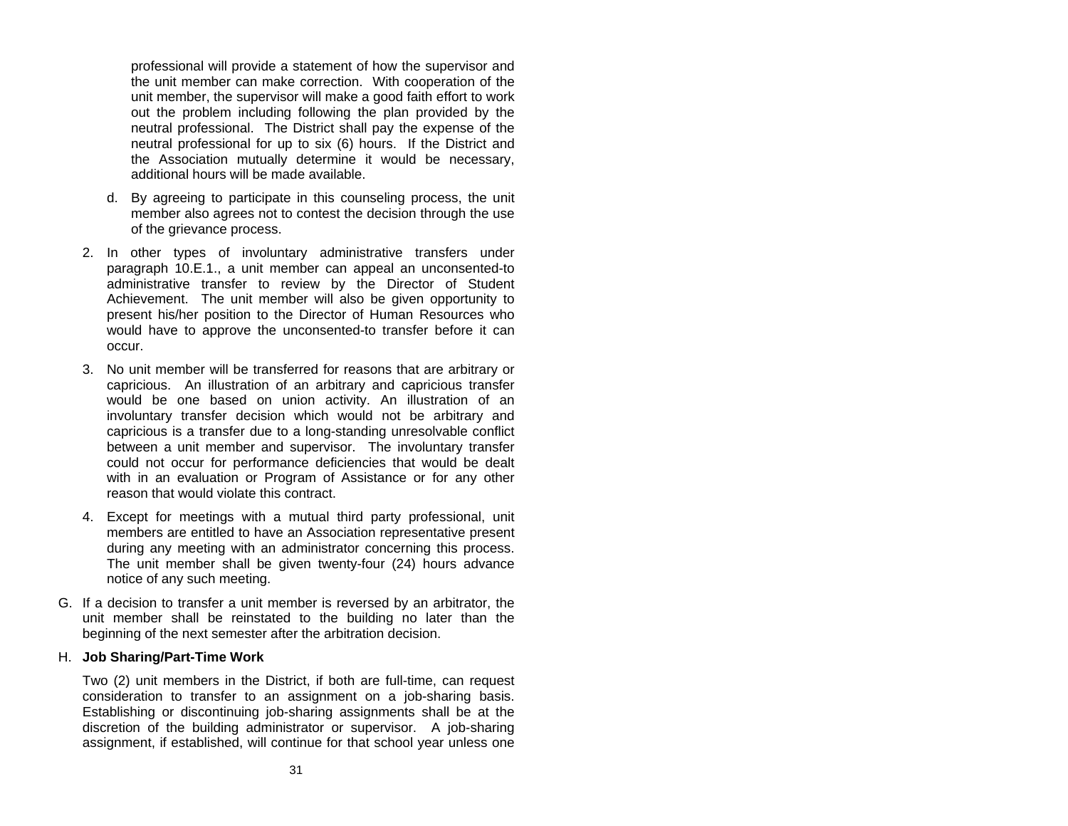professional will provide a statement of how the supervisor and the unit member can make correction. With cooperation of the unit member, the supervisor will make a good faith effort to work out the problem including following the plan provided by the neutral professional. The District shall pay the expense of the neutral professional for up to six (6) hours. If the District and the Association mutually determine it would be necessary, additional hours will be made available.

   d. By agreeing to participate in this counseling process, the unit member also agrees not to contest the decision through the use of the grievance process.

2. In other types of involuntary administrative transfers under paragraph 10.E.1., a unit member can appeal an unconsented-to administrative transfer to review by the Director of Student Achievement. The unit member will also be given opportunity to present his/her position to the Director of Human Resources who would have to approve the unconsented-to transfer before it can occur.

3. No unit member will be transferred for reasons that are arbitrary or capricious. An illustration of an arbitrary and capricious transfer would be one based on union activity. An illustration of an involuntary transfer decision which would not be arbitrary and capricious is a transfer due to a long-standing unresolvable conflict between a unit member and supervisor. The involuntary transfer could not occur for performance deficiencies that would be dealt with in an evaluation or Program of Assistance or for any other reason that would violate this contract.

4. Except for meetings with a mutual third party professional, unit members are entitled to have an Association representative present during any meeting with an administrator concerning this process. The unit member shall be given twenty-four (24) hours advance notice of any such meeting.

G. If a decision to transfer a unit member is reversed by an arbitrator, the unit member shall be reinstated to the building no later than the beginning of the next semester after the arbitration decision.

H. **Job Sharing/Part-Time Work**

Two (2) unit members in the District, if both are full-time, can request consideration to transfer to an assignment on a job-sharing basis. Establishing or discontinuing job-sharing assignments shall be at the discretion of the building administrator or supervisor. A job-sharing assignment, if established, will continue for that school year unless one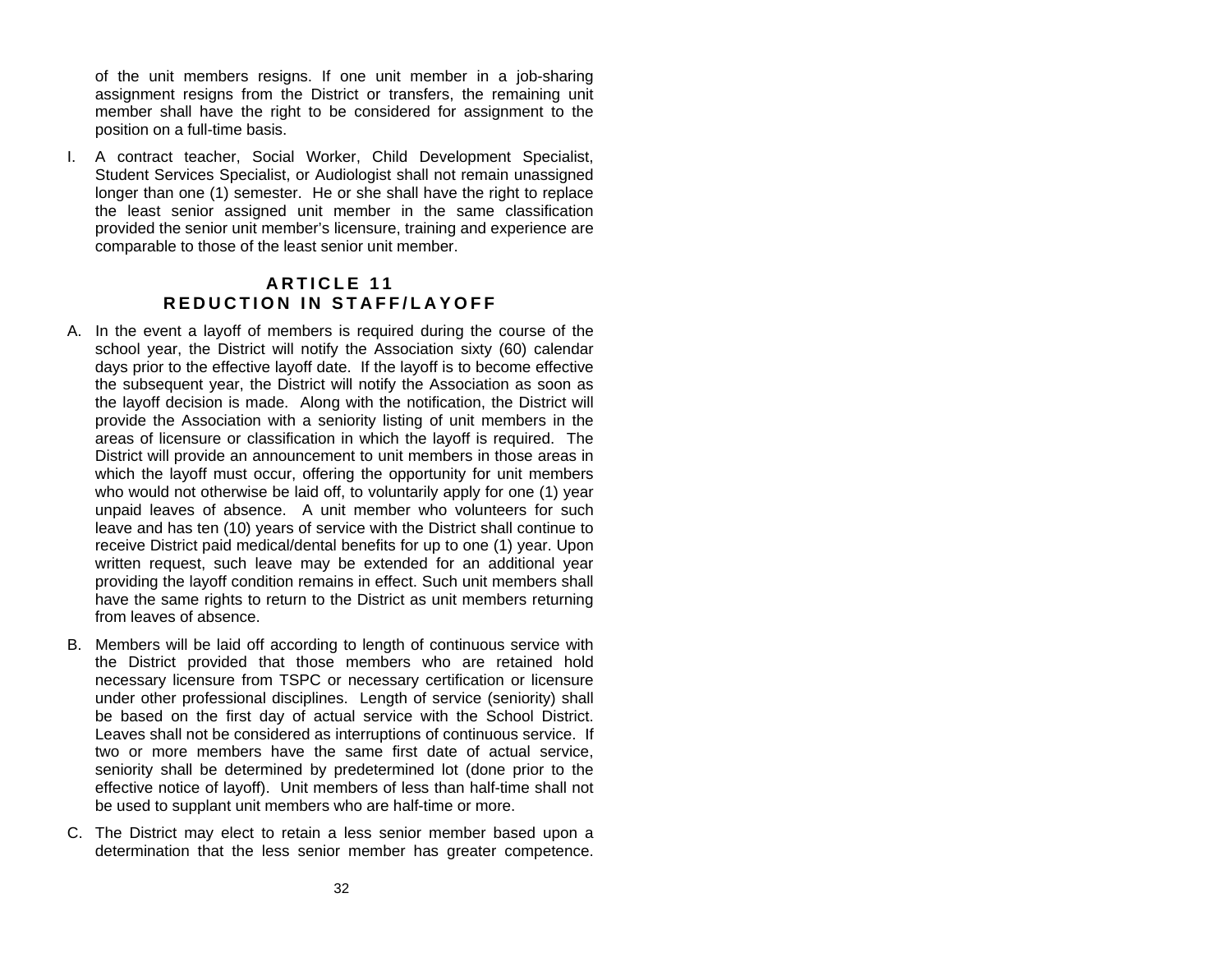of the unit members resigns. If one unit member in a job-sharing assignment resigns from the District or transfers, the remaining unit member shall have the right to be considered for assignment to the position on a full-time basis.

I. A contract teacher, Social Worker, Child Development Specialist, Student Services Specialist, or Audiologist shall not remain unassigned longer than one (1) semester. He or she shall have the right to replace the least senior assigned unit member in the same classification provided the senior unit member's licensure, training and experience are comparable to those of the least senior unit member.

## ARTICLE 11
## REDUCTION IN STAFF/LAYOFF

A. In the event a layoff of members is required during the course of the school year, the District will notify the Association sixty (60) calendar days prior to the effective layoff date. If the layoff is to become effective the subsequent year, the District will notify the Association as soon as the layoff decision is made. Along with the notification, the District will provide the Association with a seniority listing of unit members in the areas of licensure or classification in which the layoff is required. The District will provide an announcement to unit members in those areas in which the layoff must occur, offering the opportunity for unit members who would not otherwise be laid off, to voluntarily apply for one (1) year unpaid leaves of absence. A unit member who volunteers for such leave and has ten (10) years of service with the District shall continue to receive District paid medical/dental benefits for up to one (1) year. Upon written request, such leave may be extended for an additional year providing the layoff condition remains in effect. Such unit members shall have the same rights to return to the District as unit members returning from leaves of absence.

B. Members will be laid off according to length of continuous service with the District provided that those members who are retained hold necessary licensure from TSPC or necessary certification or licensure under other professional disciplines. Length of service (seniority) shall be based on the first day of actual service with the School District. Leaves shall not be considered as interruptions of continuous service. If two or more members have the same first date of actual service, seniority shall be determined by predetermined lot (done prior to the effective notice of layoff). Unit members of less than half-time shall not be used to supplant unit members who are half-time or more.

C. The District may elect to retain a less senior member based upon a determination that the less senior member has greater competence.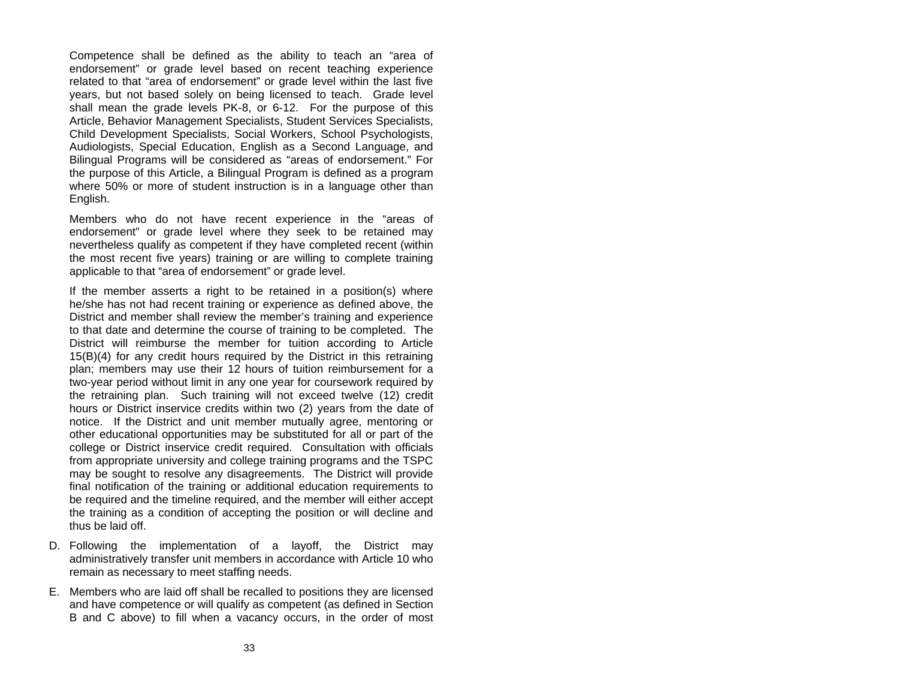Competence shall be defined as the ability to teach an "area of endorsement" or grade level based on recent teaching experience related to that "area of endorsement" or grade level within the last five years, but not based solely on being licensed to teach. Grade level shall mean the grade levels PK-8, or 6-12. For the purpose of this Article, Behavior Management Specialists, Student Services Specialists, Child Development Specialists, Social Workers, School Psychologists, Audiologists, Special Education, English as a Second Language, and Bilingual Programs will be considered as "areas of endorsement." For the purpose of this Article, a Bilingual Program is defined as a program where 50% or more of student instruction is in a language other than English.

Members who do not have recent experience in the "areas of endorsement" or grade level where they seek to be retained may nevertheless qualify as competent if they have completed recent (within the most recent five years) training or are willing to complete training applicable to that "area of endorsement" or grade level.

If the member asserts a right to be retained in a position(s) where he/she has not had recent training or experience as defined above, the District and member shall review the member's training and experience to that date and determine the course of training to be completed. The District will reimburse the member for tuition according to Article 15(B)(4) for any credit hours required by the District in this retraining plan; members may use their 12 hours of tuition reimbursement for a two-year period without limit in any one year for coursework required by the retraining plan. Such training will not exceed twelve (12) credit hours or District inservice credits within two (2) years from the date of notice. If the District and unit member mutually agree, mentoring or other educational opportunities may be substituted for all or part of the college or District inservice credit required. Consultation with officials from appropriate university and college training programs and the TSPC may be sought to resolve any disagreements. The District will provide final notification of the training or additional education requirements to be required and the timeline required, and the member will either accept the training as a condition of accepting the position or will decline and thus be laid off.

D. Following the implementation of a layoff, the District may administratively transfer unit members in accordance with Article 10 who remain as necessary to meet staffing needs.

E. Members who are laid off shall be recalled to positions they are licensed and have competence or will qualify as competent (as defined in Section B and C above) to fill when a vacancy occurs, in the order of most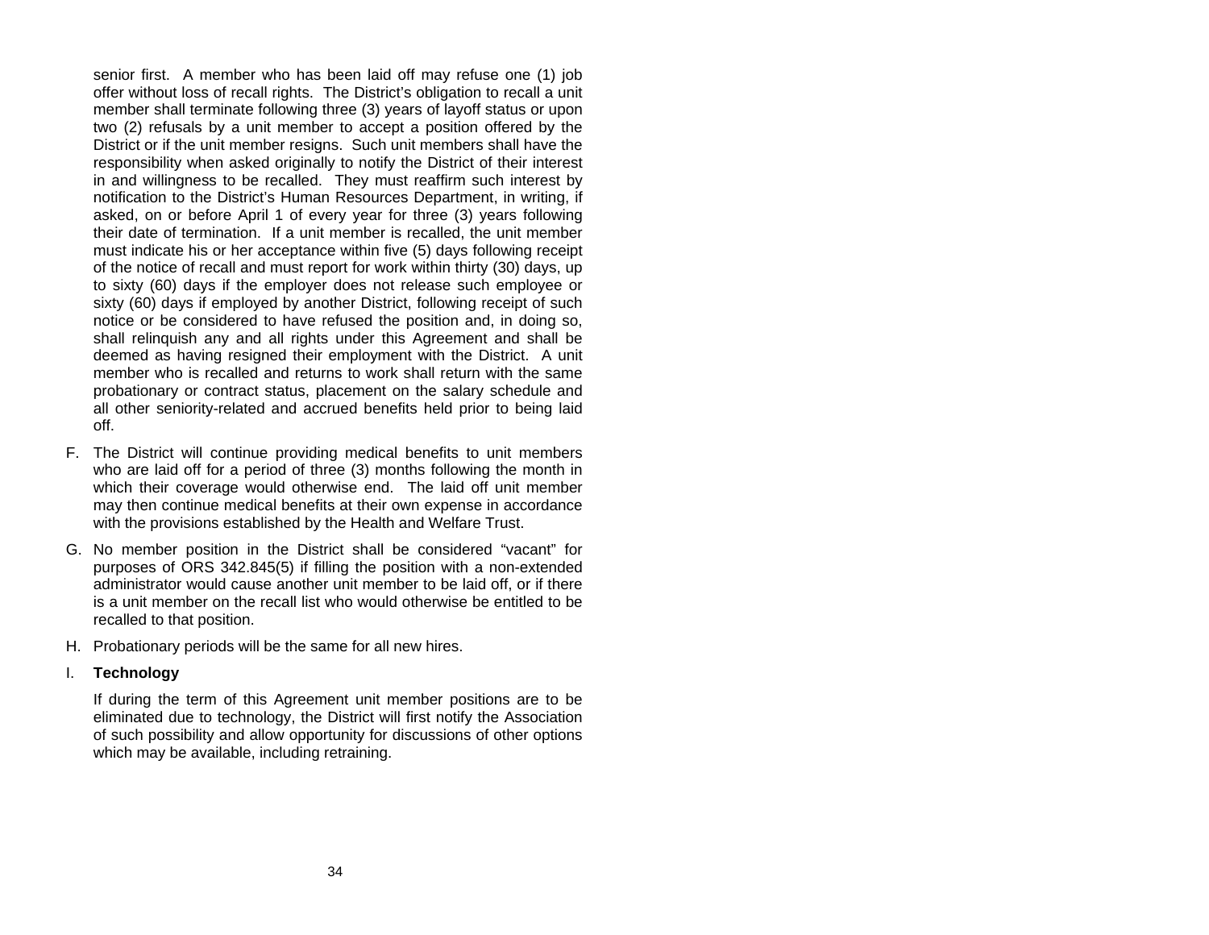senior first. A member who has been laid off may refuse one (1) job offer without loss of recall rights. The District's obligation to recall a unit member shall terminate following three (3) years of layoff status or upon two (2) refusals by a unit member to accept a position offered by the District or if the unit member resigns. Such unit members shall have the responsibility when asked originally to notify the District of their interest in and willingness to be recalled. They must reaffirm such interest by notification to the District's Human Resources Department, in writing, if asked, on or before April 1 of every year for three (3) years following their date of termination. If a unit member is recalled, the unit member must indicate his or her acceptance within five (5) days following receipt of the notice of recall and must report for work within thirty (30) days, up to sixty (60) days if the employer does not release such employee or sixty (60) days if employed by another District, following receipt of such notice or be considered to have refused the position and, in doing so, shall relinquish any and all rights under this Agreement and shall be deemed as having resigned their employment with the District. A unit member who is recalled and returns to work shall return with the same probationary or contract status, placement on the salary schedule and all other seniority-related and accrued benefits held prior to being laid off.

F. The District will continue providing medical benefits to unit members who are laid off for a period of three (3) months following the month in which their coverage would otherwise end. The laid off unit member may then continue medical benefits at their own expense in accordance with the provisions established by the Health and Welfare Trust.

G. No member position in the District shall be considered "vacant" for purposes of ORS 342.845(5) if filling the position with a non-extended administrator would cause another unit member to be laid off, or if there is a unit member on the recall list who would otherwise be entitled to be recalled to that position.

H. Probationary periods will be the same for all new hires.

I. **Technology**

   If during the term of this Agreement unit member positions are to be eliminated due to technology, the District will first notify the Association of such possibility and allow opportunity for discussions of other options which may be available, including retraining.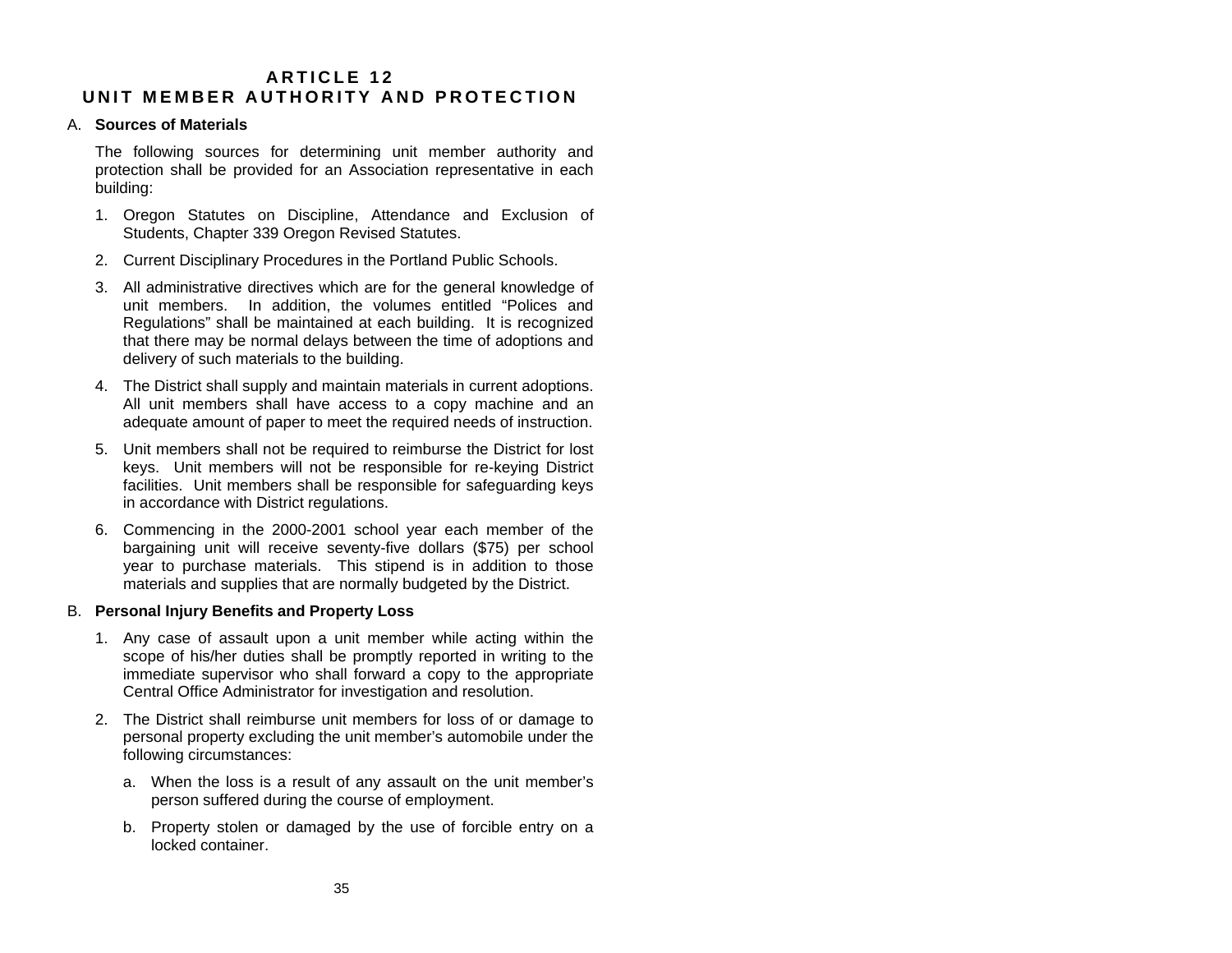# ARTICLE 12
# UNIT MEMBER AUTHORITY AND PROTECTION

A. **Sources of Materials**

The following sources for determining unit member authority and protection shall be provided for an Association representative in each building:

1. Oregon Statutes on Discipline, Attendance and Exclusion of Students, Chapter 339 Oregon Revised Statutes.
2. Current Disciplinary Procedures in the Portland Public Schools.
3. All administrative directives which are for the general knowledge of unit members. In addition, the volumes entitled "Polices and Regulations" shall be maintained at each building. It is recognized that there may be normal delays between the time of adoptions and delivery of such materials to the building.
4. The District shall supply and maintain materials in current adoptions. All unit members shall have access to a copy machine and an adequate amount of paper to meet the required needs of instruction.
5. Unit members shall not be required to reimburse the District for lost keys. Unit members will not be responsible for re-keying District facilities. Unit members shall be responsible for safeguarding keys in accordance with District regulations.
6. Commencing in the 2000-2001 school year each member of the bargaining unit will receive seventy-five dollars ($75) per school year to purchase materials. This stipend is in addition to those materials and supplies that are normally budgeted by the District.

B. **Personal Injury Benefits and Property Loss**

1. Any case of assault upon a unit member while acting within the scope of his/her duties shall be promptly reported in writing to the immediate supervisor who shall forward a copy to the appropriate Central Office Administrator for investigation and resolution.
2. The District shall reimburse unit members for loss of or damage to personal property excluding the unit member's automobile under the following circumstances:
   a. When the loss is a result of any assault on the unit member's person suffered during the course of employment.
   b. Property stolen or damaged by the use of forcible entry on a locked container.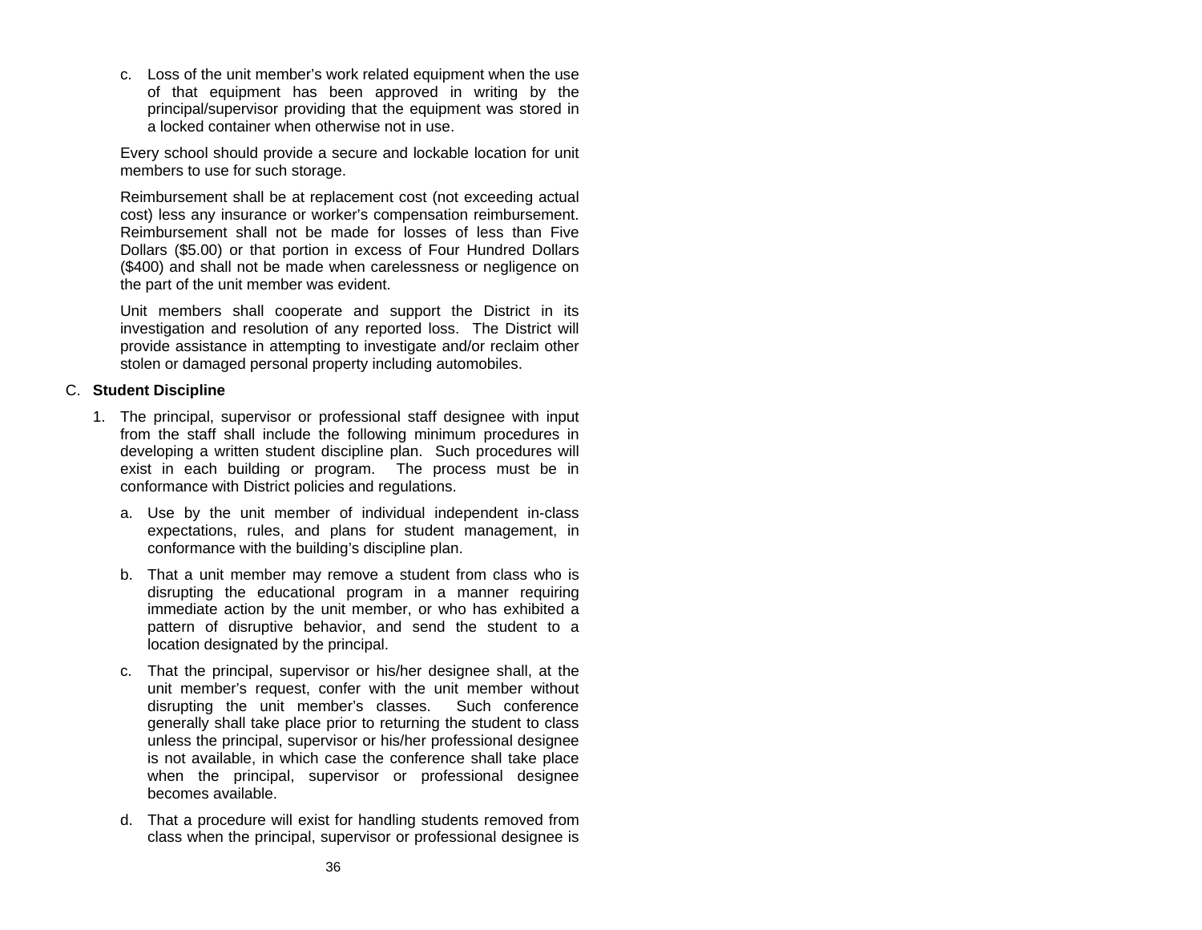c. Loss of the unit member's work related equipment when the use of that equipment has been approved in writing by the principal/supervisor providing that the equipment was stored in a locked container when otherwise not in use.

Every school should provide a secure and lockable location for unit members to use for such storage.

Reimbursement shall be at replacement cost (not exceeding actual cost) less any insurance or worker's compensation reimbursement. Reimbursement shall not be made for losses of less than Five Dollars ($5.00) or that portion in excess of Four Hundred Dollars ($400) and shall not be made when carelessness or negligence on the part of the unit member was evident.

Unit members shall cooperate and support the District in its investigation and resolution of any reported loss. The District will provide assistance in attempting to investigate and/or reclaim other stolen or damaged personal property including automobiles.

C. **Student Discipline**

1. The principal, supervisor or professional staff designee with input from the staff shall include the following minimum procedures in developing a written student discipline plan. Such procedures will exist in each building or program. The process must be in conformance with District policies and regulations.

   a. Use by the unit member of individual independent in-class expectations, rules, and plans for student management, in conformance with the building's discipline plan.

   b. That a unit member may remove a student from class who is disrupting the educational program in a manner requiring immediate action by the unit member, or who has exhibited a pattern of disruptive behavior, and send the student to a location designated by the principal.

   c. That the principal, supervisor or his/her designee shall, at the unit member's request, confer with the unit member without disrupting the unit member's classes. Such conference generally shall take place prior to returning the student to class unless the principal, supervisor or his/her professional designee is not available, in which case the conference shall take place when the principal, supervisor or professional designee becomes available.

   d. That a procedure will exist for handling students removed from class when the principal, supervisor or professional designee is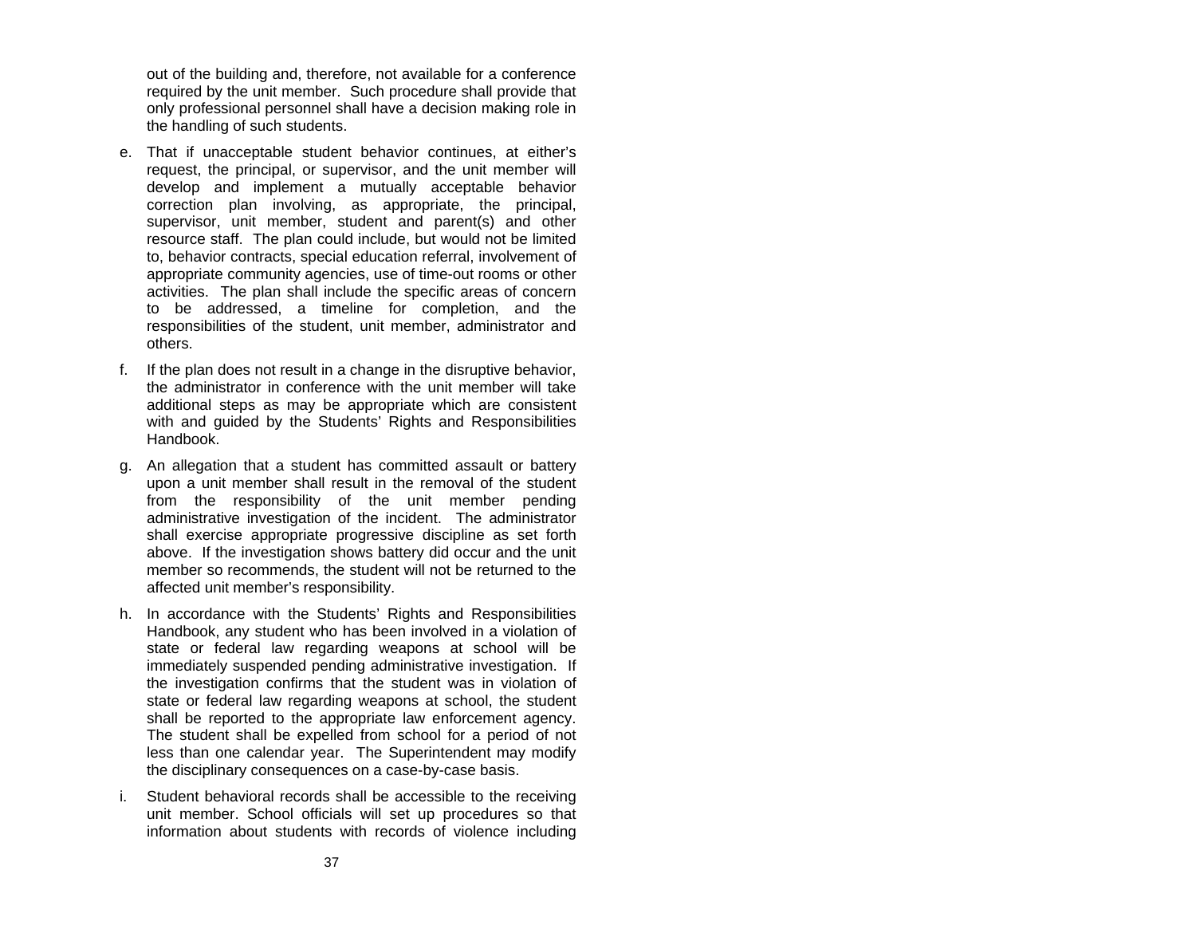out of the building and, therefore, not available for a conference required by the unit member. Such procedure shall provide that only professional personnel shall have a decision making role in the handling of such students.

e. That if unacceptable student behavior continues, at either's request, the principal, or supervisor, and the unit member will develop and implement a mutually acceptable behavior correction plan involving, as appropriate, the principal, supervisor, unit member, student and parent(s) and other resource staff. The plan could include, but would not be limited to, behavior contracts, special education referral, involvement of appropriate community agencies, use of time-out rooms or other activities. The plan shall include the specific areas of concern to be addressed, a timeline for completion, and the responsibilities of the student, unit member, administrator and others.

f. If the plan does not result in a change in the disruptive behavior, the administrator in conference with the unit member will take additional steps as may be appropriate which are consistent with and guided by the Students' Rights and Responsibilities Handbook.

g. An allegation that a student has committed assault or battery upon a unit member shall result in the removal of the student from the responsibility of the unit member pending administrative investigation of the incident. The administrator shall exercise appropriate progressive discipline as set forth above. If the investigation shows battery did occur and the unit member so recommends, the student will not be returned to the affected unit member's responsibility.

h. In accordance with the Students' Rights and Responsibilities Handbook, any student who has been involved in a violation of state or federal law regarding weapons at school will be immediately suspended pending administrative investigation. If the investigation confirms that the student was in violation of state or federal law regarding weapons at school, the student shall be reported to the appropriate law enforcement agency. The student shall be expelled from school for a period of not less than one calendar year. The Superintendent may modify the disciplinary consequences on a case-by-case basis.

i. Student behavioral records shall be accessible to the receiving unit member. School officials will set up procedures so that information about students with records of violence including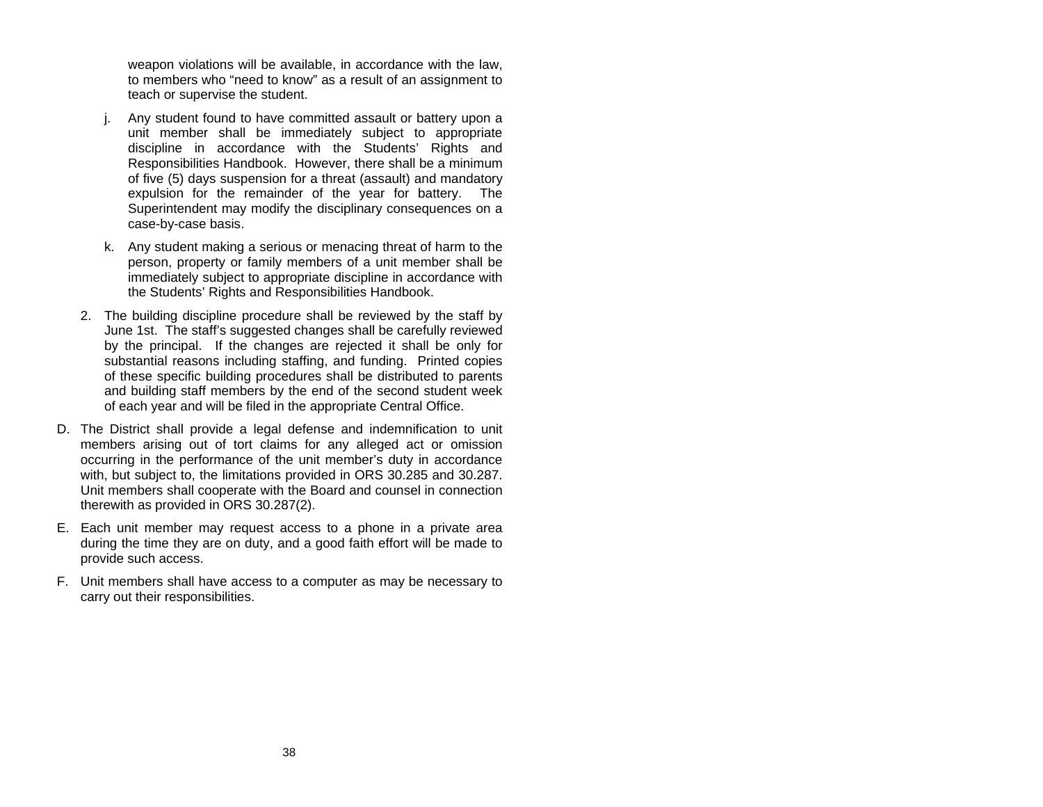weapon violations will be available, in accordance with the law, to members who "need to know" as a result of an assignment to teach or supervise the student.

j. Any student found to have committed assault or battery upon a unit member shall be immediately subject to appropriate discipline in accordance with the Students' Rights and Responsibilities Handbook. However, there shall be a minimum of five (5) days suspension for a threat (assault) and mandatory expulsion for the remainder of the year for battery. The Superintendent may modify the disciplinary consequences on a case-by-case basis.

k. Any student making a serious or menacing threat of harm to the person, property or family members of a unit member shall be immediately subject to appropriate discipline in accordance with the Students' Rights and Responsibilities Handbook.

2. The building discipline procedure shall be reviewed by the staff by June 1st. The staff's suggested changes shall be carefully reviewed by the principal. If the changes are rejected it shall be only for substantial reasons including staffing, and funding. Printed copies of these specific building procedures shall be distributed to parents and building staff members by the end of the second student week of each year and will be filed in the appropriate Central Office.

D. The District shall provide a legal defense and indemnification to unit members arising out of tort claims for any alleged act or omission occurring in the performance of the unit member's duty in accordance with, but subject to, the limitations provided in ORS 30.285 and 30.287. Unit members shall cooperate with the Board and counsel in connection therewith as provided in ORS 30.287(2).

E. Each unit member may request access to a phone in a private area during the time they are on duty, and a good faith effort will be made to provide such access.

F. Unit members shall have access to a computer as may be necessary to carry out their responsibilities.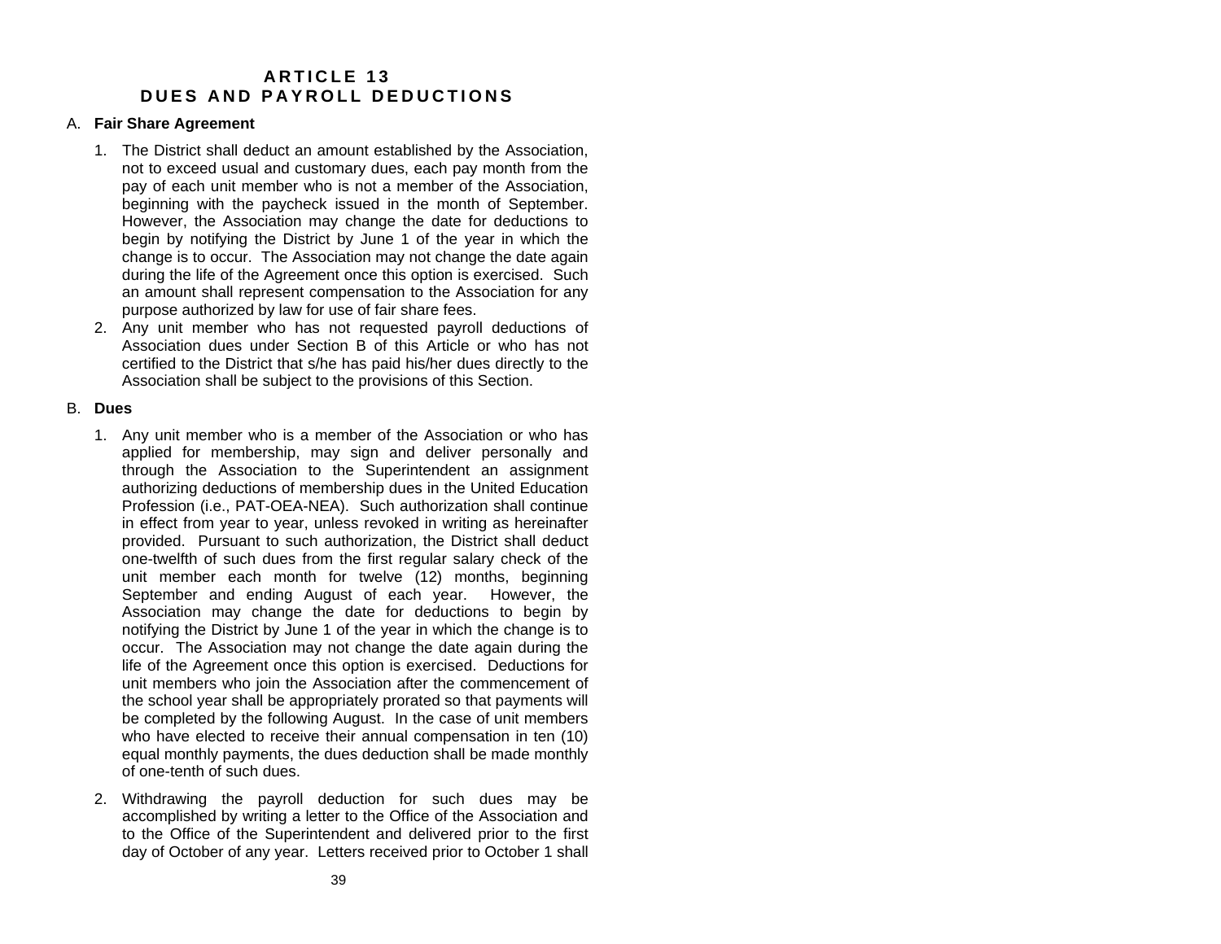# ARTICLE 13
# DUES AND PAYROLL DEDUCTIONS

A. **Fair Share Agreement**

1. The District shall deduct an amount established by the Association, not to exceed usual and customary dues, each pay month from the pay of each unit member who is not a member of the Association, beginning with the paycheck issued in the month of September. However, the Association may change the date for deductions to begin by notifying the District by June 1 of the year in which the change is to occur. The Association may not change the date again during the life of the Agreement once this option is exercised. Such an amount shall represent compensation to the Association for any purpose authorized by law for use of fair share fees.
2. Any unit member who has not requested payroll deductions of Association dues under Section B of this Article or who has not certified to the District that s/he has paid his/her dues directly to the Association shall be subject to the provisions of this Section.

B. **Dues**

1. Any unit member who is a member of the Association or who has applied for membership, may sign and deliver personally and through the Association to the Superintendent an assignment authorizing deductions of membership dues in the United Education Profession (i.e., PAT-OEA-NEA). Such authorization shall continue in effect from year to year, unless revoked in writing as hereinafter provided. Pursuant to such authorization, the District shall deduct one-twelfth of such dues from the first regular salary check of the unit member each month for twelve (12) months, beginning September and ending August of each year. However, the Association may change the date for deductions to begin by notifying the District by June 1 of the year in which the change is to occur. The Association may not change the date again during the life of the Agreement once this option is exercised. Deductions for unit members who join the Association after the commencement of the school year shall be appropriately prorated so that payments will be completed by the following August. In the case of unit members who have elected to receive their annual compensation in ten (10) equal monthly payments, the dues deduction shall be made monthly of one-tenth of such dues.

2. Withdrawing the payroll deduction for such dues may be accomplished by writing a letter to the Office of the Association and to the Office of the Superintendent and delivered prior to the first day of October of any year. Letters received prior to October 1 shall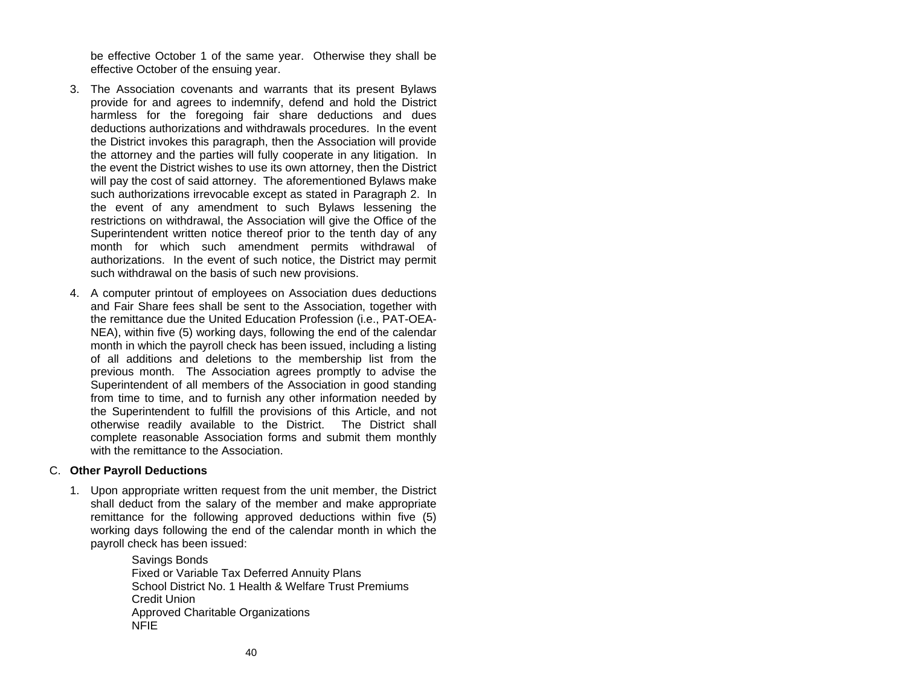be effective October 1 of the same year. Otherwise they shall be effective October of the ensuing year.

3. The Association covenants and warrants that its present Bylaws provide for and agrees to indemnify, defend and hold the District harmless for the foregoing fair share deductions and dues deductions authorizations and withdrawals procedures. In the event the District invokes this paragraph, then the Association will provide the attorney and the parties will fully cooperate in any litigation. In the event the District wishes to use its own attorney, then the District will pay the cost of said attorney. The aforementioned Bylaws make such authorizations irrevocable except as stated in Paragraph 2. In the event of any amendment to such Bylaws lessening the restrictions on withdrawal, the Association will give the Office of the Superintendent written notice thereof prior to the tenth day of any month for which such amendment permits withdrawal of authorizations. In the event of such notice, the District may permit such withdrawal on the basis of such new provisions.

4. A computer printout of employees on Association dues deductions and Fair Share fees shall be sent to the Association, together with the remittance due the United Education Profession (i.e., PAT-OEA-NEA), within five (5) working days, following the end of the calendar month in which the payroll check has been issued, including a listing of all additions and deletions to the membership list from the previous month. The Association agrees promptly to advise the Superintendent of all members of the Association in good standing from time to time, and to furnish any other information needed by the Superintendent to fulfill the provisions of this Article, and not otherwise readily available to the District. The District shall complete reasonable Association forms and submit them monthly with the remittance to the Association.

C. **Other Payroll Deductions**

1. Upon appropriate written request from the unit member, the District shall deduct from the salary of the member and make appropriate remittance for the following approved deductions within five (5) working days following the end of the calendar month in which the payroll check has been issued:

   Savings Bonds
   Fixed or Variable Tax Deferred Annuity Plans
   School District No. 1 Health & Welfare Trust Premiums
   Credit Union
   Approved Charitable Organizations
   NFIE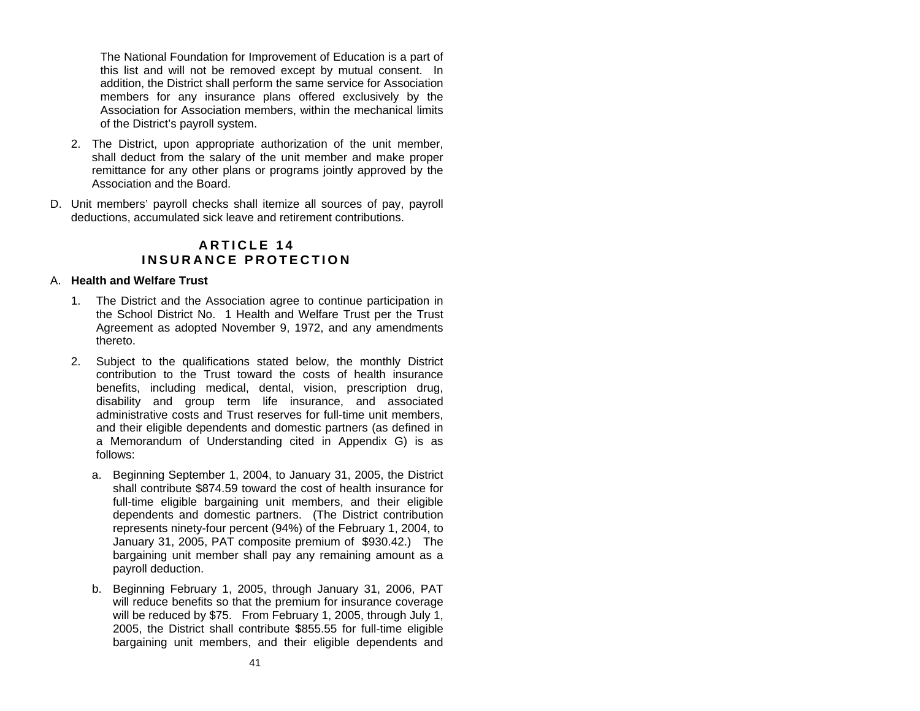The National Foundation for Improvement of Education is a part of this list and will not be removed except by mutual consent. In addition, the District shall perform the same service for Association members for any insurance plans offered exclusively by the Association for Association members, within the mechanical limits of the District's payroll system.

2. The District, upon appropriate authorization of the unit member, shall deduct from the salary of the unit member and make proper remittance for any other plans or programs jointly approved by the Association and the Board.

D. Unit members' payroll checks shall itemize all sources of pay, payroll deductions, accumulated sick leave and retirement contributions.

## ARTICLE 14
## INSURANCE PROTECTION

A. **Health and Welfare Trust**

1. The District and the Association agree to continue participation in the School District No. 1 Health and Welfare Trust per the Trust Agreement as adopted November 9, 1972, and any amendments thereto.

2. Subject to the qualifications stated below, the monthly District contribution to the Trust toward the costs of health insurance benefits, including medical, dental, vision, prescription drug, disability and group term life insurance, and associated administrative costs and Trust reserves for full-time unit members, and their eligible dependents and domestic partners (as defined in a Memorandum of Understanding cited in Appendix G) is as follows:

   a. Beginning September 1, 2004, to January 31, 2005, the District shall contribute $874.59 toward the cost of health insurance for full-time eligible bargaining unit members, and their eligible dependents and domestic partners. (The District contribution represents ninety-four percent (94%) of the February 1, 2004, to January 31, 2005, PAT composite premium of $930.42.) The bargaining unit member shall pay any remaining amount as a payroll deduction.

   b. Beginning February 1, 2005, through January 31, 2006, PAT will reduce benefits so that the premium for insurance coverage will be reduced by $75. From February 1, 2005, through July 1, 2005, the District shall contribute $855.55 for full-time eligible bargaining unit members, and their eligible dependents and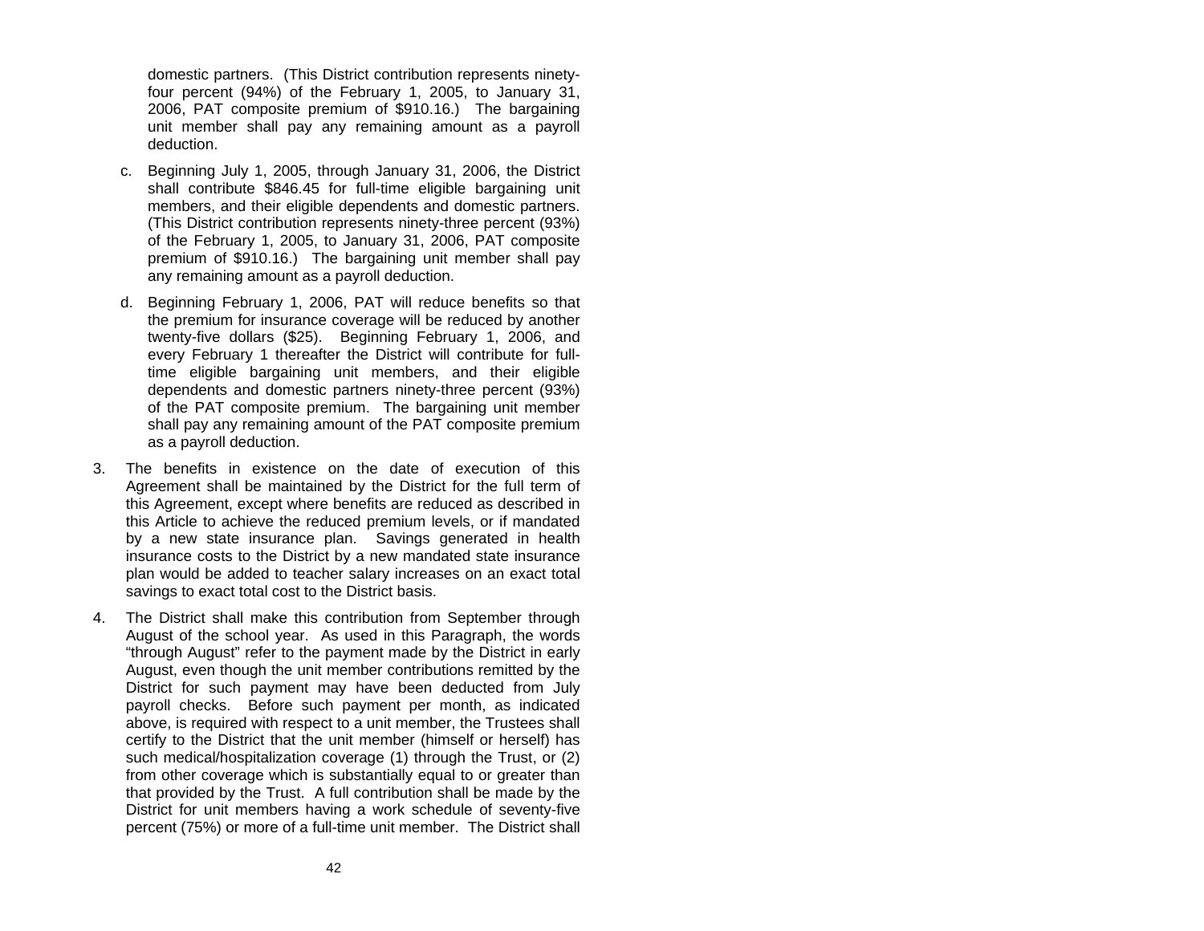domestic partners. (This District contribution represents ninety-four percent (94%) of the February 1, 2005, to January 31, 2006, PAT composite premium of $910.16.) The bargaining unit member shall pay any remaining amount as a payroll deduction.

c. Beginning July 1, 2005, through January 31, 2006, the District shall contribute $846.45 for full-time eligible bargaining unit members, and their eligible dependents and domestic partners. (This District contribution represents ninety-three percent (93%) of the February 1, 2005, to January 31, 2006, PAT composite premium of $910.16.) The bargaining unit member shall pay any remaining amount as a payroll deduction.

d. Beginning February 1, 2006, PAT will reduce benefits so that the premium for insurance coverage will be reduced by another twenty-five dollars ($25). Beginning February 1, 2006, and every February 1 thereafter the District will contribute for full-time eligible bargaining unit members, and their eligible dependents and domestic partners ninety-three percent (93%) of the PAT composite premium. The bargaining unit member shall pay any remaining amount of the PAT composite premium as a payroll deduction.

3. The benefits in existence on the date of execution of this Agreement shall be maintained by the District for the full term of this Agreement, except where benefits are reduced as described in this Article to achieve the reduced premium levels, or if mandated by a new state insurance plan. Savings generated in health insurance costs to the District by a new mandated state insurance plan would be added to teacher salary increases on an exact total savings to exact total cost to the District basis.

4. The District shall make this contribution from September through August of the school year. As used in this Paragraph, the words "through August" refer to the payment made by the District in early August, even though the unit member contributions remitted by the District for such payment may have been deducted from July payroll checks. Before such payment per month, as indicated above, is required with respect to a unit member, the Trustees shall certify to the District that the unit member (himself or herself) has such medical/hospitalization coverage (1) through the Trust, or (2) from other coverage which is substantially equal to or greater than that provided by the Trust. A full contribution shall be made by the District for unit members having a work schedule of seventy-five percent (75%) or more of a full-time unit member. The District shall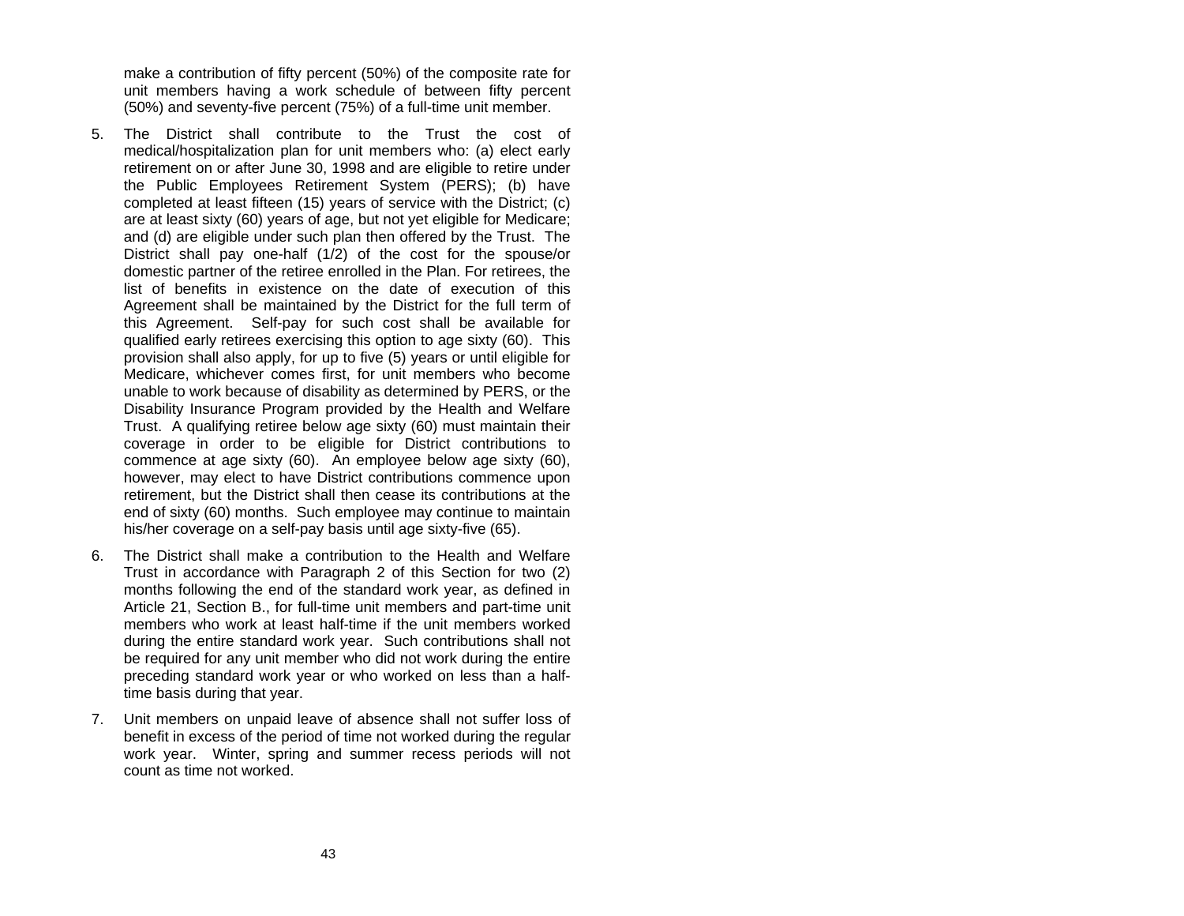make a contribution of fifty percent (50%) of the composite rate for unit members having a work schedule of between fifty percent (50%) and seventy-five percent (75%) of a full-time unit member.

5. The District shall contribute to the Trust the cost of medical/hospitalization plan for unit members who: (a) elect early retirement on or after June 30, 1998 and are eligible to retire under the Public Employees Retirement System (PERS); (b) have completed at least fifteen (15) years of service with the District; (c) are at least sixty (60) years of age, but not yet eligible for Medicare; and (d) are eligible under such plan then offered by the Trust. The District shall pay one-half (1/2) of the cost for the spouse/or domestic partner of the retiree enrolled in the Plan. For retirees, the list of benefits in existence on the date of execution of this Agreement shall be maintained by the District for the full term of this Agreement. Self-pay for such cost shall be available for qualified early retirees exercising this option to age sixty (60). This provision shall also apply, for up to five (5) years or until eligible for Medicare, whichever comes first, for unit members who become unable to work because of disability as determined by PERS, or the Disability Insurance Program provided by the Health and Welfare Trust. A qualifying retiree below age sixty (60) must maintain their coverage in order to be eligible for District contributions to commence at age sixty (60). An employee below age sixty (60), however, may elect to have District contributions commence upon retirement, but the District shall then cease its contributions at the end of sixty (60) months. Such employee may continue to maintain his/her coverage on a self-pay basis until age sixty-five (65).

6. The District shall make a contribution to the Health and Welfare Trust in accordance with Paragraph 2 of this Section for two (2) months following the end of the standard work year, as defined in Article 21, Section B., for full-time unit members and part-time unit members who work at least half-time if the unit members worked during the entire standard work year. Such contributions shall not be required for any unit member who did not work during the entire preceding standard work year or who worked on less than a half-time basis during that year.

7. Unit members on unpaid leave of absence shall not suffer loss of benefit in excess of the period of time not worked during the regular work year. Winter, spring and summer recess periods will not count as time not worked.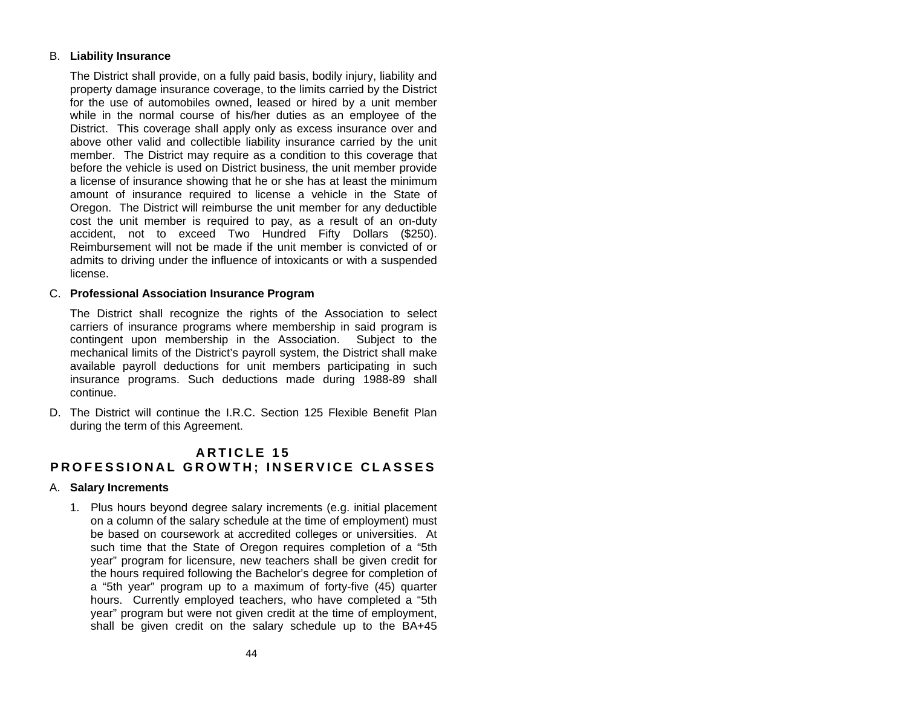B. **Liability Insurance**

The District shall provide, on a fully paid basis, bodily injury, liability and property damage insurance coverage, to the limits carried by the District for the use of automobiles owned, leased or hired by a unit member while in the normal course of his/her duties as an employee of the District. This coverage shall apply only as excess insurance over and above other valid and collectible liability insurance carried by the unit member. The District may require as a condition to this coverage that before the vehicle is used on District business, the unit member provide a license of insurance showing that he or she has at least the minimum amount of insurance required to license a vehicle in the State of Oregon. The District will reimburse the unit member for any deductible cost the unit member is required to pay, as a result of an on-duty accident, not to exceed Two Hundred Fifty Dollars ($250). Reimbursement will not be made if the unit member is convicted of or admits to driving under the influence of intoxicants or with a suspended license.

C. **Professional Association Insurance Program**

The District shall recognize the rights of the Association to select carriers of insurance programs where membership in said program is contingent upon membership in the Association. Subject to the mechanical limits of the District's payroll system, the District shall make available payroll deductions for unit members participating in such insurance programs. Such deductions made during 1988-89 shall continue.

D. The District will continue the I.R.C. Section 125 Flexible Benefit Plan during the term of this Agreement.

# ARTICLE 15
# PROFESSIONAL GROWTH; INSERVICE CLASSES

A. **Salary Increments**

1. Plus hours beyond degree salary increments (e.g. initial placement on a column of the salary schedule at the time of employment) must be based on coursework at accredited colleges or universities. At such time that the State of Oregon requires completion of a "5th year" program for licensure, new teachers shall be given credit for the hours required following the Bachelor's degree for completion of a "5th year" program up to a maximum of forty-five (45) quarter hours. Currently employed teachers, who have completed a "5th year" program but were not given credit at the time of employment, shall be given credit on the salary schedule up to the BA+45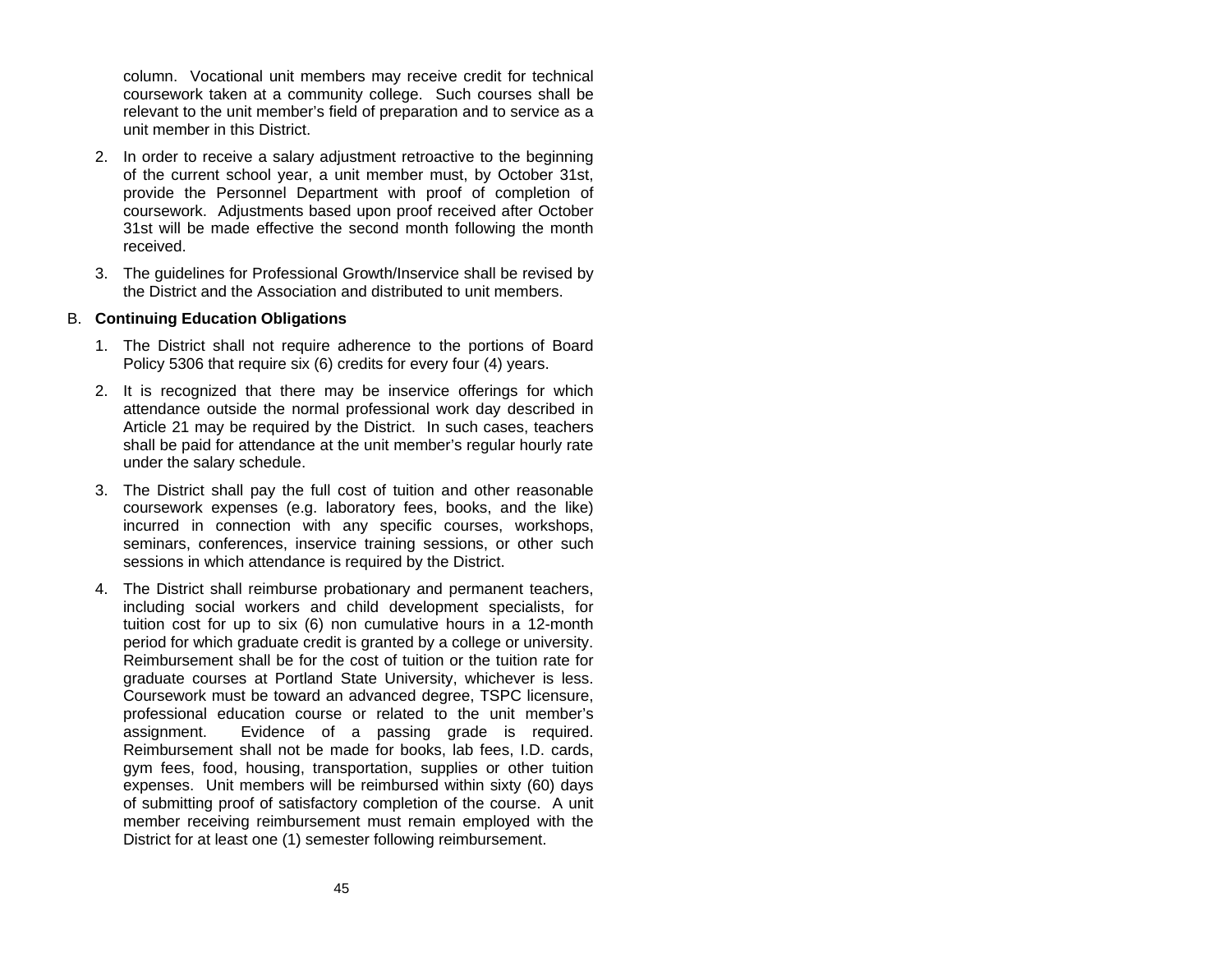column. Vocational unit members may receive credit for technical coursework taken at a community college. Such courses shall be relevant to the unit member's field of preparation and to service as a unit member in this District.

2. In order to receive a salary adjustment retroactive to the beginning of the current school year, a unit member must, by October 31st, provide the Personnel Department with proof of completion of coursework. Adjustments based upon proof received after October 31st will be made effective the second month following the month received.

3. The guidelines for Professional Growth/Inservice shall be revised by the District and the Association and distributed to unit members.

B. **Continuing Education Obligations**

1. The District shall not require adherence to the portions of Board Policy 5306 that require six (6) credits for every four (4) years.

2. It is recognized that there may be inservice offerings for which attendance outside the normal professional work day described in Article 21 may be required by the District. In such cases, teachers shall be paid for attendance at the unit member's regular hourly rate under the salary schedule.

3. The District shall pay the full cost of tuition and other reasonable coursework expenses (e.g. laboratory fees, books, and the like) incurred in connection with any specific courses, workshops, seminars, conferences, inservice training sessions, or other such sessions in which attendance is required by the District.

4. The District shall reimburse probationary and permanent teachers, including social workers and child development specialists, for tuition cost for up to six (6) non cumulative hours in a 12-month period for which graduate credit is granted by a college or university. Reimbursement shall be for the cost of tuition or the tuition rate for graduate courses at Portland State University, whichever is less. Coursework must be toward an advanced degree, TSPC licensure, professional education course or related to the unit member's assignment. Evidence of a passing grade is required. Reimbursement shall not be made for books, lab fees, I.D. cards, gym fees, food, housing, transportation, supplies or other tuition expenses. Unit members will be reimbursed within sixty (60) days of submitting proof of satisfactory completion of the course. A unit member receiving reimbursement must remain employed with the District for at least one (1) semester following reimbursement.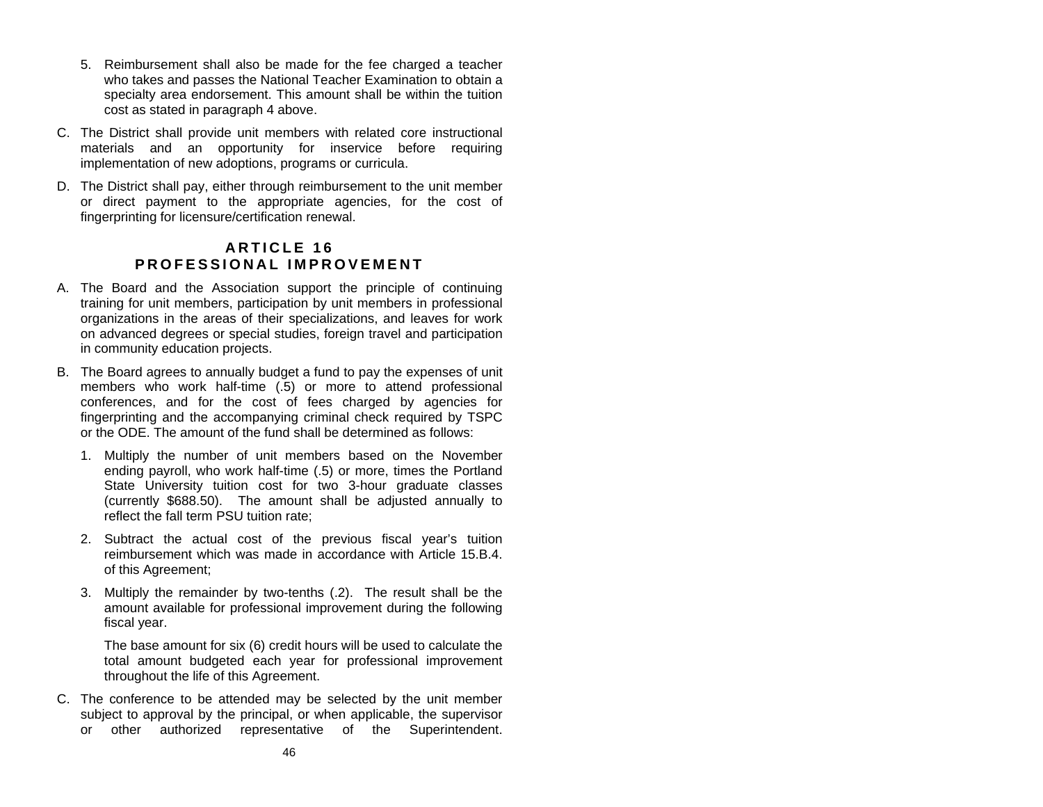5. Reimbursement shall also be made for the fee charged a teacher who takes and passes the National Teacher Examination to obtain a specialty area endorsement. This amount shall be within the tuition cost as stated in paragraph 4 above.

C. The District shall provide unit members with related core instructional materials and an opportunity for inservice before requiring implementation of new adoptions, programs or curricula.

D. The District shall pay, either through reimbursement to the unit member or direct payment to the appropriate agencies, for the cost of fingerprinting for licensure/certification renewal.

## ARTICLE 16
## PROFESSIONAL IMPROVEMENT

A. The Board and the Association support the principle of continuing training for unit members, participation by unit members in professional organizations in the areas of their specializations, and leaves for work on advanced degrees or special studies, foreign travel and participation in community education projects.

B. The Board agrees to annually budget a fund to pay the expenses of unit members who work half-time (.5) or more to attend professional conferences, and for the cost of fees charged by agencies for fingerprinting and the accompanying criminal check required by TSPC or the ODE. The amount of the fund shall be determined as follows:

   1. Multiply the number of unit members based on the November ending payroll, who work half-time (.5) or more, times the Portland State University tuition cost for two 3-hour graduate classes (currently $688.50). The amount shall be adjusted annually to reflect the fall term PSU tuition rate;

   2. Subtract the actual cost of the previous fiscal year's tuition reimbursement which was made in accordance with Article 15.B.4. of this Agreement;

   3. Multiply the remainder by two-tenths (.2). The result shall be the amount available for professional improvement during the following fiscal year.

      The base amount for six (6) credit hours will be used to calculate the total amount budgeted each year for professional improvement throughout the life of this Agreement.

C. The conference to be attended may be selected by the unit member subject to approval by the principal, or when applicable, the supervisor or other authorized representative of the Superintendent.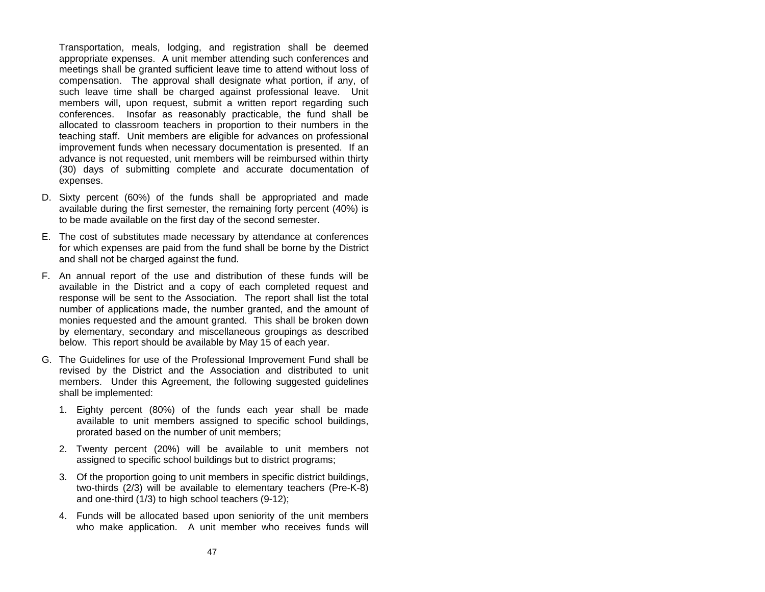Transportation, meals, lodging, and registration shall be deemed appropriate expenses. A unit member attending such conferences and meetings shall be granted sufficient leave time to attend without loss of compensation. The approval shall designate what portion, if any, of such leave time shall be charged against professional leave. Unit members will, upon request, submit a written report regarding such conferences. Insofar as reasonably practicable, the fund shall be allocated to classroom teachers in proportion to their numbers in the teaching staff. Unit members are eligible for advances on professional improvement funds when necessary documentation is presented. If an advance is not requested, unit members will be reimbursed within thirty (30) days of submitting complete and accurate documentation of expenses.

D. Sixty percent (60%) of the funds shall be appropriated and made available during the first semester, the remaining forty percent (40%) is to be made available on the first day of the second semester.

E. The cost of substitutes made necessary by attendance at conferences for which expenses are paid from the fund shall be borne by the District and shall not be charged against the fund.

F. An annual report of the use and distribution of these funds will be available in the District and a copy of each completed request and response will be sent to the Association. The report shall list the total number of applications made, the number granted, and the amount of monies requested and the amount granted. This shall be broken down by elementary, secondary and miscellaneous groupings as described below. This report should be available by May 15 of each year.

G. The Guidelines for use of the Professional Improvement Fund shall be revised by the District and the Association and distributed to unit members. Under this Agreement, the following suggested guidelines shall be implemented:

   1. Eighty percent (80%) of the funds each year shall be made available to unit members assigned to specific school buildings, prorated based on the number of unit members;

   2. Twenty percent (20%) will be available to unit members not assigned to specific school buildings but to district programs;

   3. Of the proportion going to unit members in specific district buildings, two-thirds (2/3) will be available to elementary teachers (Pre-K-8) and one-third (1/3) to high school teachers (9-12);

   4. Funds will be allocated based upon seniority of the unit members who make application. A unit member who receives funds will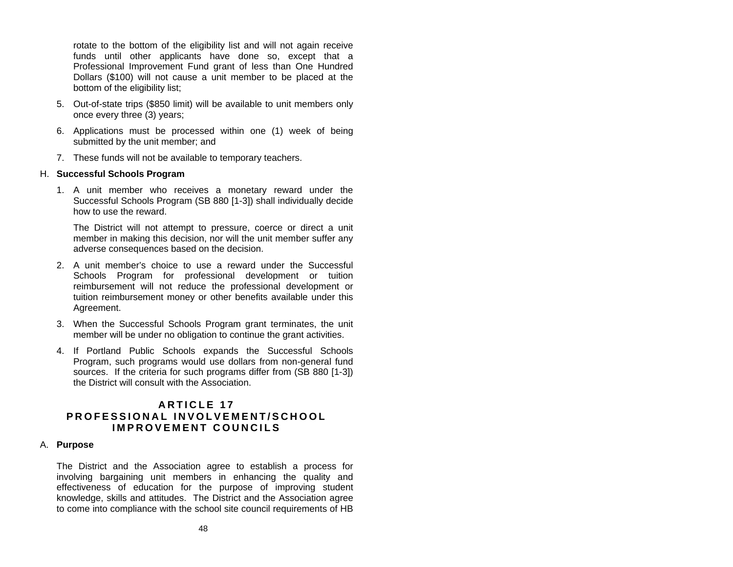rotate to the bottom of the eligibility list and will not again receive funds until other applicants have done so, except that a Professional Improvement Fund grant of less than One Hundred Dollars ($100) will not cause a unit member to be placed at the bottom of the eligibility list;

5. Out-of-state trips ($850 limit) will be available to unit members only once every three (3) years;

6. Applications must be processed within one (1) week of being submitted by the unit member; and

7. These funds will not be available to temporary teachers.

H. **Successful Schools Program**

1. A unit member who receives a monetary reward under the Successful Schools Program (SB 880 [1-3]) shall individually decide how to use the reward.

   The District will not attempt to pressure, coerce or direct a unit member in making this decision, nor will the unit member suffer any adverse consequences based on the decision.

2. A unit member's choice to use a reward under the Successful Schools Program for professional development or tuition reimbursement will not reduce the professional development or tuition reimbursement money or other benefits available under this Agreement.

3. When the Successful Schools Program grant terminates, the unit member will be under no obligation to continue the grant activities.

4. If Portland Public Schools expands the Successful Schools Program, such programs would use dollars from non-general fund sources. If the criteria for such programs differ from (SB 880 [1-3]) the District will consult with the Association.

## ARTICLE 17
## PROFESSIONAL INVOLVEMENT/SCHOOL IMPROVEMENT COUNCILS

A. **Purpose**

The District and the Association agree to establish a process for involving bargaining unit members in enhancing the quality and effectiveness of education for the purpose of improving student knowledge, skills and attitudes. The District and the Association agree to come into compliance with the school site council requirements of HB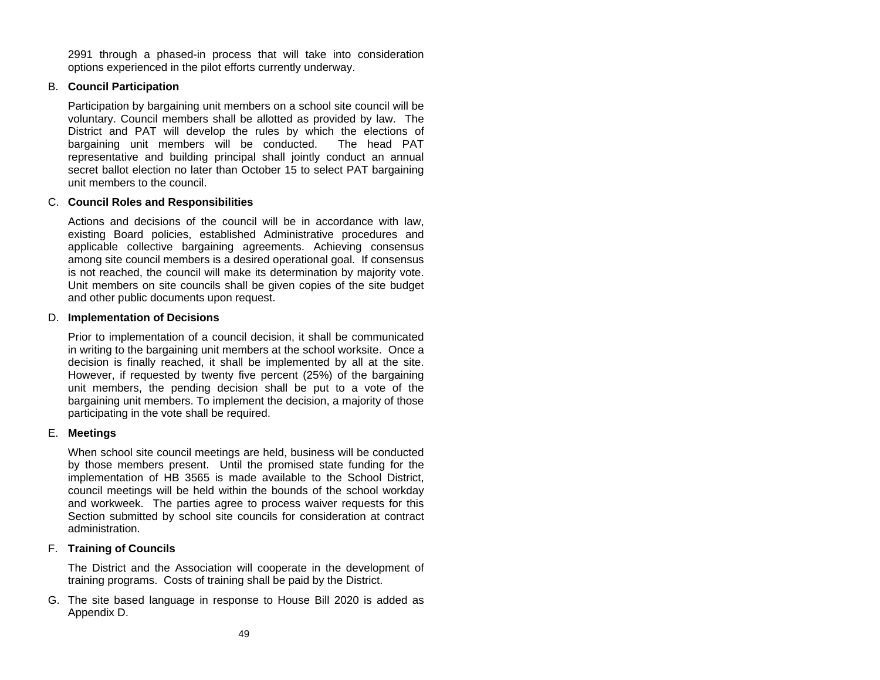2991 through a phased-in process that will take into consideration options experienced in the pilot efforts currently underway.

B. **Council Participation**

Participation by bargaining unit members on a school site council will be voluntary. Council members shall be allotted as provided by law. The District and PAT will develop the rules by which the elections of bargaining unit members will be conducted. The head PAT representative and building principal shall jointly conduct an annual secret ballot election no later than October 15 to select PAT bargaining unit members to the council.

C. **Council Roles and Responsibilities**

Actions and decisions of the council will be in accordance with law, existing Board policies, established Administrative procedures and applicable collective bargaining agreements. Achieving consensus among site council members is a desired operational goal. If consensus is not reached, the council will make its determination by majority vote. Unit members on site councils shall be given copies of the site budget and other public documents upon request.

D. **Implementation of Decisions**

Prior to implementation of a council decision, it shall be communicated in writing to the bargaining unit members at the school worksite. Once a decision is finally reached, it shall be implemented by all at the site. However, if requested by twenty five percent (25%) of the bargaining unit members, the pending decision shall be put to a vote of the bargaining unit members. To implement the decision, a majority of those participating in the vote shall be required.

E. **Meetings**

When school site council meetings are held, business will be conducted by those members present. Until the promised state funding for the implementation of HB 3565 is made available to the School District, council meetings will be held within the bounds of the school workday and workweek. The parties agree to process waiver requests for this Section submitted by school site councils for consideration at contract administration.

F. **Training of Councils**

The District and the Association will cooperate in the development of training programs. Costs of training shall be paid by the District.

G. The site based language in response to House Bill 2020 is added as Appendix D.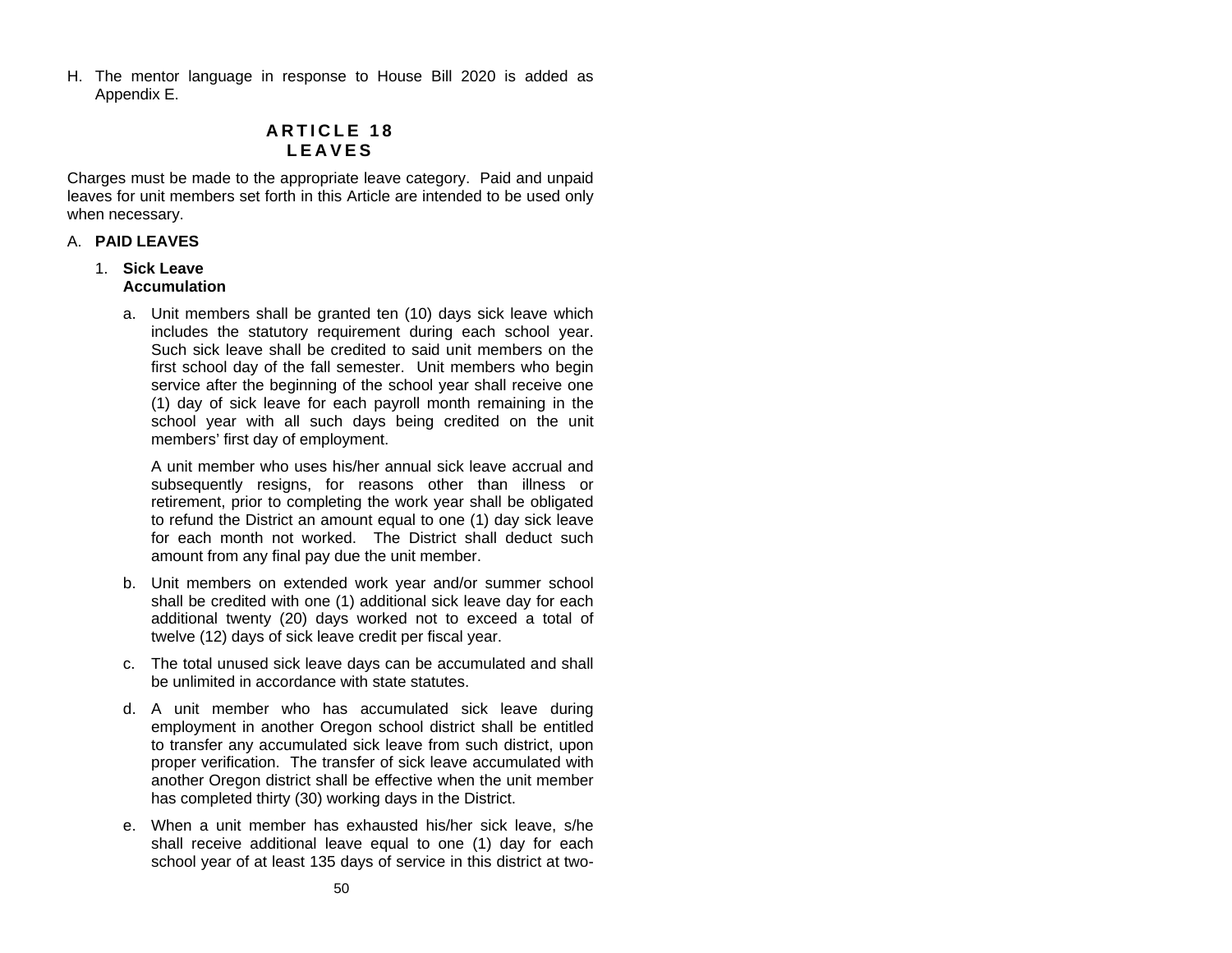H. The mentor language in response to House Bill 2020 is added as Appendix E.

# ARTICLE 18
# LEAVES

Charges must be made to the appropriate leave category. Paid and unpaid leaves for unit members set forth in this Article are intended to be used only when necessary.

A. **PAID LEAVES**

1. **Sick Leave**
   **Accumulation**

   a. Unit members shall be granted ten (10) days sick leave which includes the statutory requirement during each school year. Such sick leave shall be credited to said unit members on the first school day of the fall semester. Unit members who begin service after the beginning of the school year shall receive one (1) day of sick leave for each payroll month remaining in the school year with all such days being credited on the unit members' first day of employment.

      A unit member who uses his/her annual sick leave accrual and subsequently resigns, for reasons other than illness or retirement, prior to completing the work year shall be obligated to refund the District an amount equal to one (1) day sick leave for each month not worked. The District shall deduct such amount from any final pay due the unit member.

   b. Unit members on extended work year and/or summer school shall be credited with one (1) additional sick leave day for each additional twenty (20) days worked not to exceed a total of twelve (12) days of sick leave credit per fiscal year.

   c. The total unused sick leave days can be accumulated and shall be unlimited in accordance with state statutes.

   d. A unit member who has accumulated sick leave during employment in another Oregon school district shall be entitled to transfer any accumulated sick leave from such district, upon proper verification. The transfer of sick leave accumulated with another Oregon district shall be effective when the unit member has completed thirty (30) working days in the District.

   e. When a unit member has exhausted his/her sick leave, s/he shall receive additional leave equal to one (1) day for each school year of at least 135 days of service in this district at two-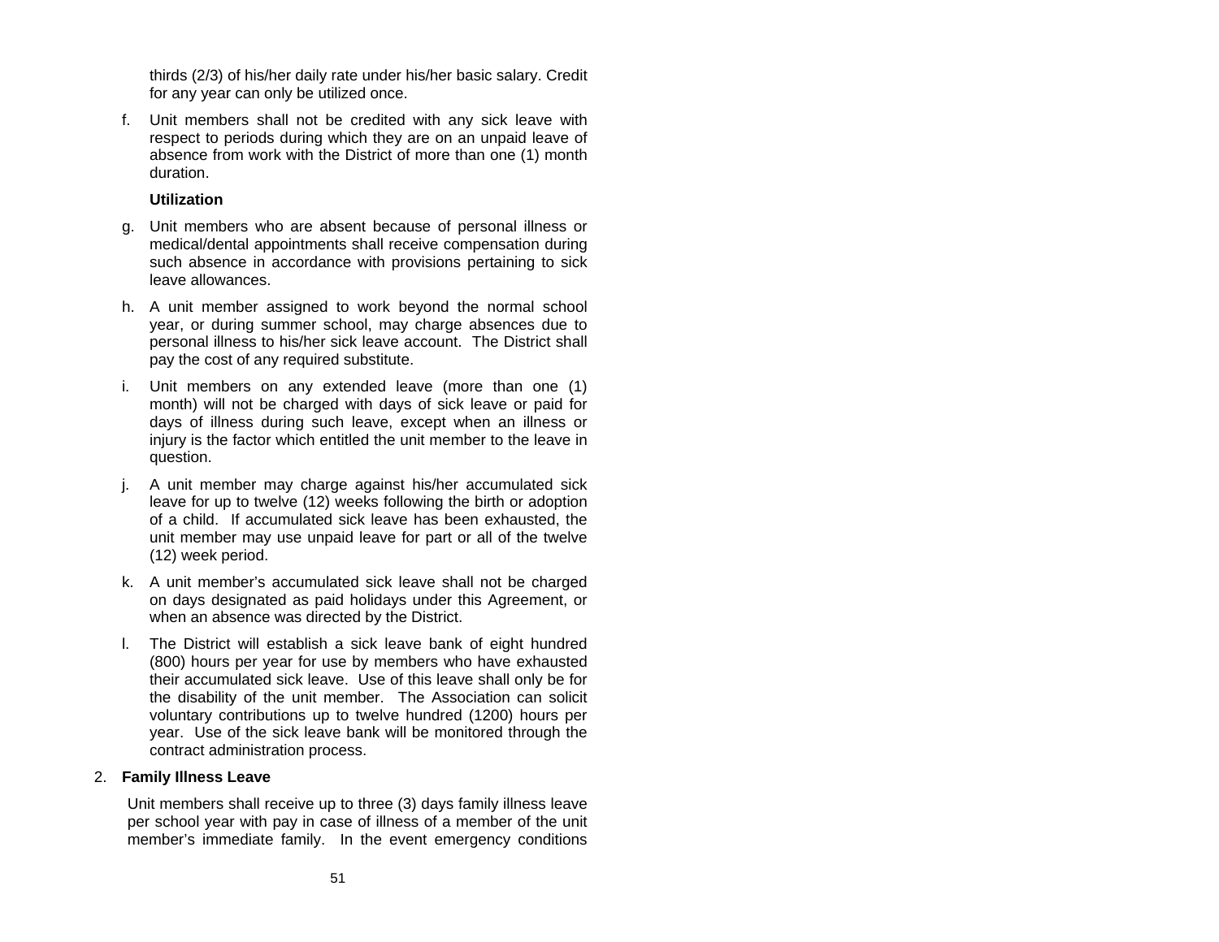thirds (2/3) of his/her daily rate under his/her basic salary. Credit for any year can only be utilized once.

f. Unit members shall not be credited with any sick leave with respect to periods during which they are on an unpaid leave of absence from work with the District of more than one (1) month duration.

**Utilization**

g. Unit members who are absent because of personal illness or medical/dental appointments shall receive compensation during such absence in accordance with provisions pertaining to sick leave allowances.

h. A unit member assigned to work beyond the normal school year, or during summer school, may charge absences due to personal illness to his/her sick leave account. The District shall pay the cost of any required substitute.

i. Unit members on any extended leave (more than one (1) month) will not be charged with days of sick leave or paid for days of illness during such leave, except when an illness or injury is the factor which entitled the unit member to the leave in question.

j. A unit member may charge against his/her accumulated sick leave for up to twelve (12) weeks following the birth or adoption of a child. If accumulated sick leave has been exhausted, the unit member may use unpaid leave for part or all of the twelve (12) week period.

k. A unit member's accumulated sick leave shall not be charged on days designated as paid holidays under this Agreement, or when an absence was directed by the District.

l. The District will establish a sick leave bank of eight hundred (800) hours per year for use by members who have exhausted their accumulated sick leave. Use of this leave shall only be for the disability of the unit member. The Association can solicit voluntary contributions up to twelve hundred (1200) hours per year. Use of the sick leave bank will be monitored through the contract administration process.

2. **Family Illness Leave**

Unit members shall receive up to three (3) days family illness leave per school year with pay in case of illness of a member of the unit member's immediate family. In the event emergency conditions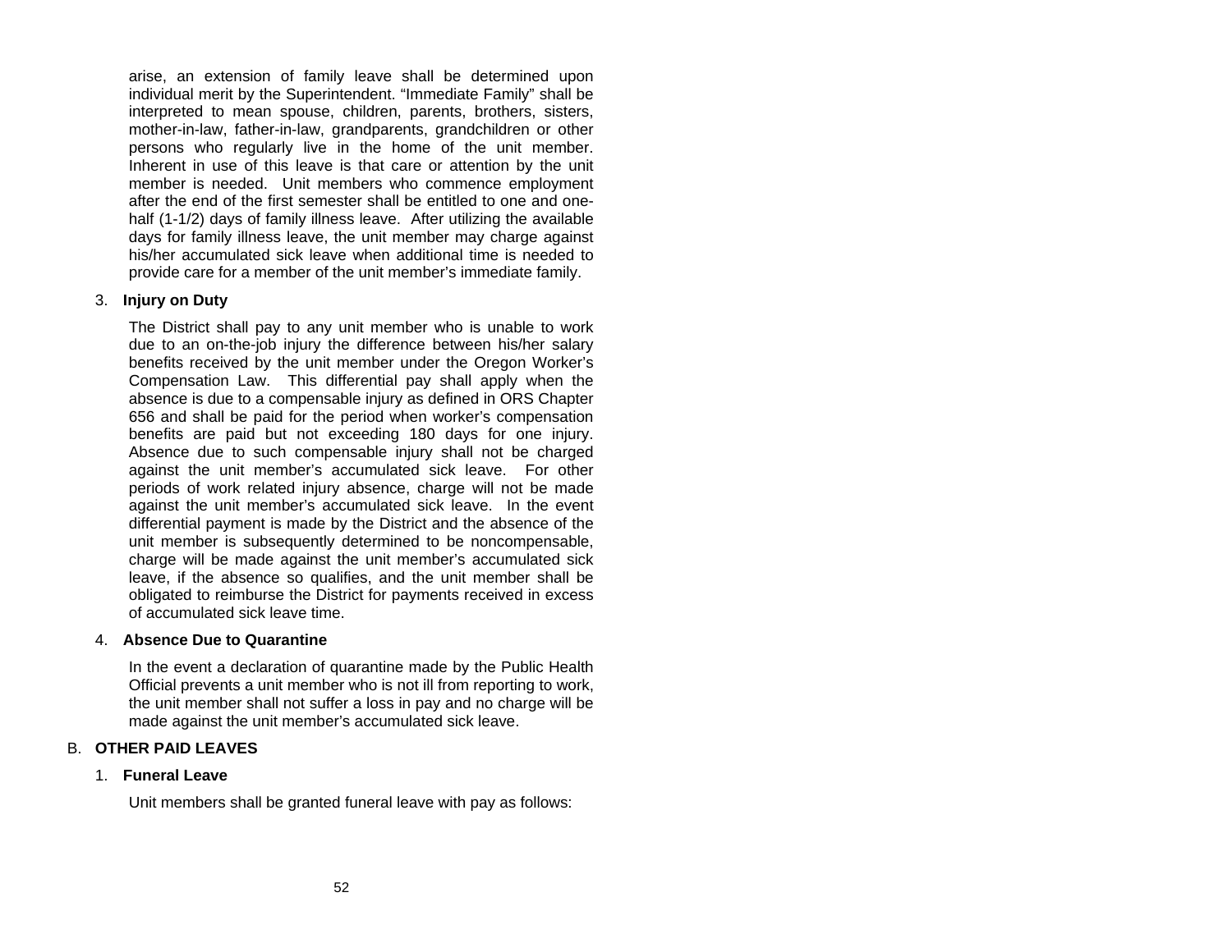arise, an extension of family leave shall be determined upon individual merit by the Superintendent. "Immediate Family" shall be interpreted to mean spouse, children, parents, brothers, sisters, mother-in-law, father-in-law, grandparents, grandchildren or other persons who regularly live in the home of the unit member. Inherent in use of this leave is that care or attention by the unit member is needed. Unit members who commence employment after the end of the first semester shall be entitled to one and one-half (1-1/2) days of family illness leave. After utilizing the available days for family illness leave, the unit member may charge against his/her accumulated sick leave when additional time is needed to provide care for a member of the unit member's immediate family.

3. **Injury on Duty**

   The District shall pay to any unit member who is unable to work due to an on-the-job injury the difference between his/her salary benefits received by the unit member under the Oregon Worker's Compensation Law. This differential pay shall apply when the absence is due to a compensable injury as defined in ORS Chapter 656 and shall be paid for the period when worker's compensation benefits are paid but not exceeding 180 days for one injury. Absence due to such compensable injury shall not be charged against the unit member's accumulated sick leave. For other periods of work related injury absence, charge will not be made against the unit member's accumulated sick leave. In the event differential payment is made by the District and the absence of the unit member is subsequently determined to be noncompensable, charge will be made against the unit member's accumulated sick leave, if the absence so qualifies, and the unit member shall be obligated to reimburse the District for payments received in excess of accumulated sick leave time.

4. **Absence Due to Quarantine**

   In the event a declaration of quarantine made by the Public Health Official prevents a unit member who is not ill from reporting to work, the unit member shall not suffer a loss in pay and no charge will be made against the unit member's accumulated sick leave.

B. **OTHER PAID LEAVES**

1. **Funeral Leave**

   Unit members shall be granted funeral leave with pay as follows: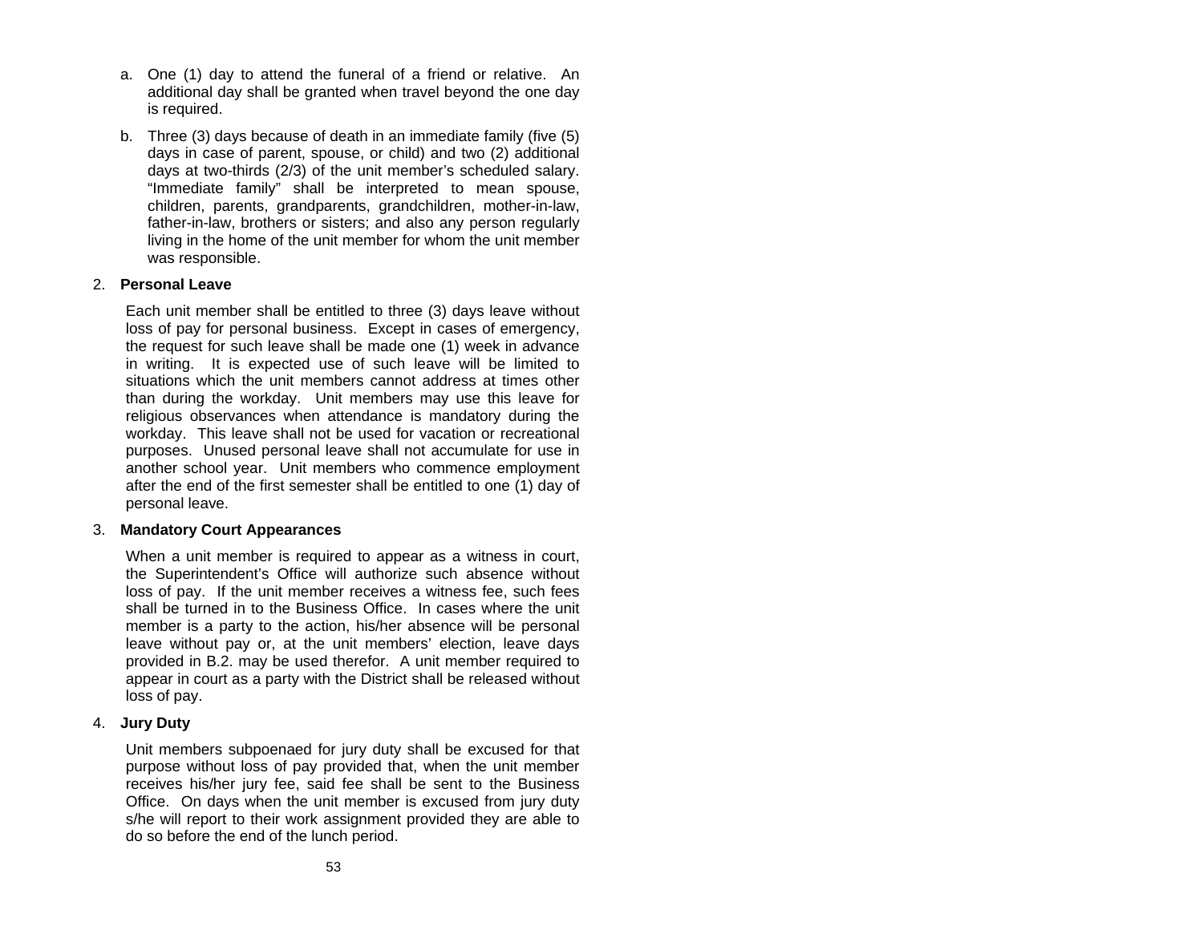a. One (1) day to attend the funeral of a friend or relative. An additional day shall be granted when travel beyond the one day is required.

b. Three (3) days because of death in an immediate family (five (5) days in case of parent, spouse, or child) and two (2) additional days at two-thirds (2/3) of the unit member's scheduled salary. "Immediate family" shall be interpreted to mean spouse, children, parents, grandparents, grandchildren, mother-in-law, father-in-law, brothers or sisters; and also any person regularly living in the home of the unit member for whom the unit member was responsible.

2. **Personal Leave**

Each unit member shall be entitled to three (3) days leave without loss of pay for personal business. Except in cases of emergency, the request for such leave shall be made one (1) week in advance in writing. It is expected use of such leave will be limited to situations which the unit members cannot address at times other than during the workday. Unit members may use this leave for religious observances when attendance is mandatory during the workday. This leave shall not be used for vacation or recreational purposes. Unused personal leave shall not accumulate for use in another school year. Unit members who commence employment after the end of the first semester shall be entitled to one (1) day of personal leave.

3. **Mandatory Court Appearances**

When a unit member is required to appear as a witness in court, the Superintendent's Office will authorize such absence without loss of pay. If the unit member receives a witness fee, such fees shall be turned in to the Business Office. In cases where the unit member is a party to the action, his/her absence will be personal leave without pay or, at the unit members' election, leave days provided in B.2. may be used therefor. A unit member required to appear in court as a party with the District shall be released without loss of pay.

4. **Jury Duty**

Unit members subpoenaed for jury duty shall be excused for that purpose without loss of pay provided that, when the unit member receives his/her jury fee, said fee shall be sent to the Business Office. On days when the unit member is excused from jury duty s/he will report to their work assignment provided they are able to do so before the end of the lunch period.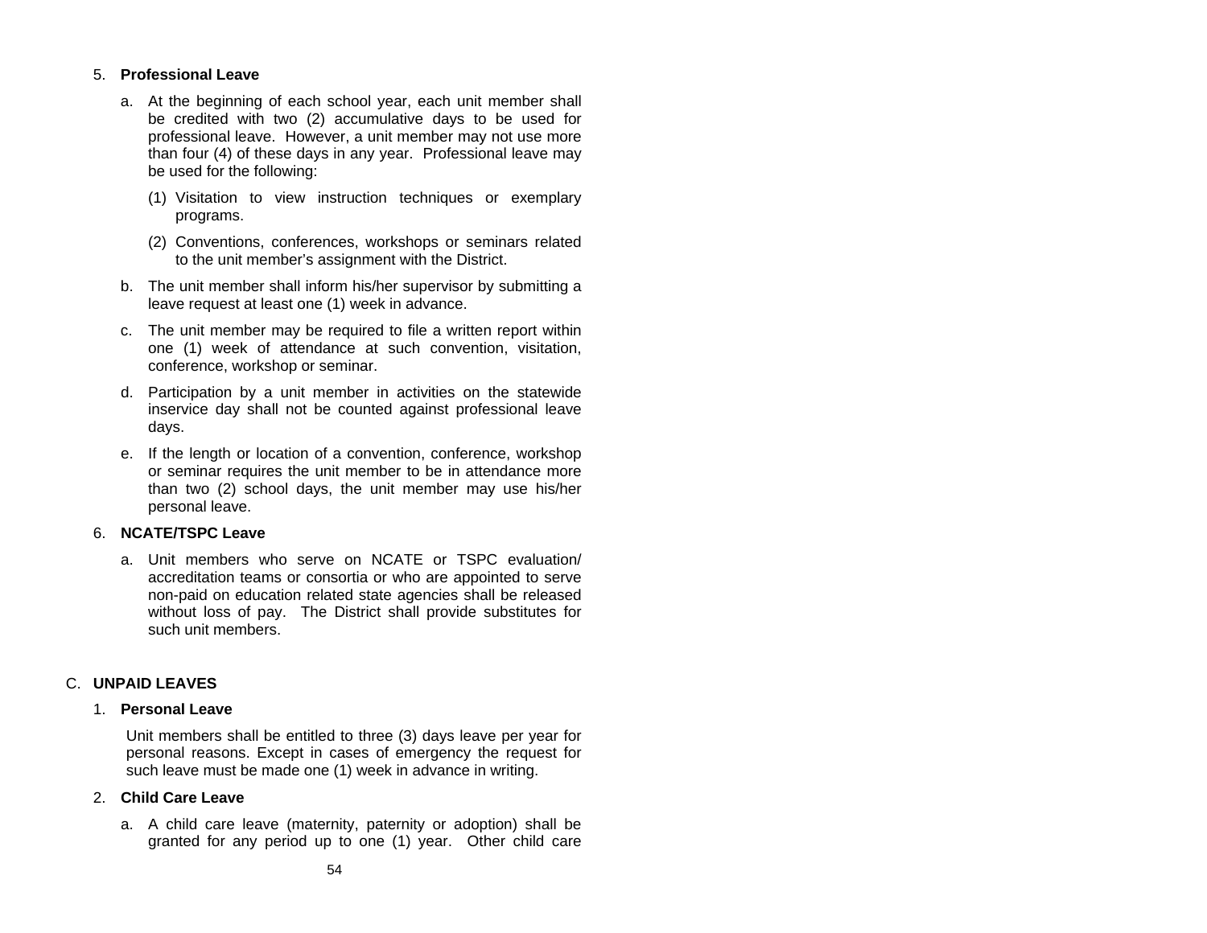5. **Professional Leave**

   a. At the beginning of each school year, each unit member shall be credited with two (2) accumulative days to be used for professional leave. However, a unit member may not use more than four (4) of these days in any year. Professional leave may be used for the following:

      (1) Visitation to view instruction techniques or exemplary programs.

      (2) Conventions, conferences, workshops or seminars related to the unit member's assignment with the District.

   b. The unit member shall inform his/her supervisor by submitting a leave request at least one (1) week in advance.

   c. The unit member may be required to file a written report within one (1) week of attendance at such convention, visitation, conference, workshop or seminar.

   d. Participation by a unit member in activities on the statewide inservice day shall not be counted against professional leave days.

   e. If the length or location of a convention, conference, workshop or seminar requires the unit member to be in attendance more than two (2) school days, the unit member may use his/her personal leave.

6. **NCATE/TSPC Leave**

   a. Unit members who serve on NCATE or TSPC evaluation/ accreditation teams or consortia or who are appointed to serve non-paid on education related state agencies shall be released without loss of pay. The District shall provide substitutes for such unit members.

C. **UNPAID LEAVES**

1. **Personal Leave**

   Unit members shall be entitled to three (3) days leave per year for personal reasons. Except in cases of emergency the request for such leave must be made one (1) week in advance in writing.

2. **Child Care Leave**

   a. A child care leave (maternity, paternity or adoption) shall be granted for any period up to one (1) year. Other child care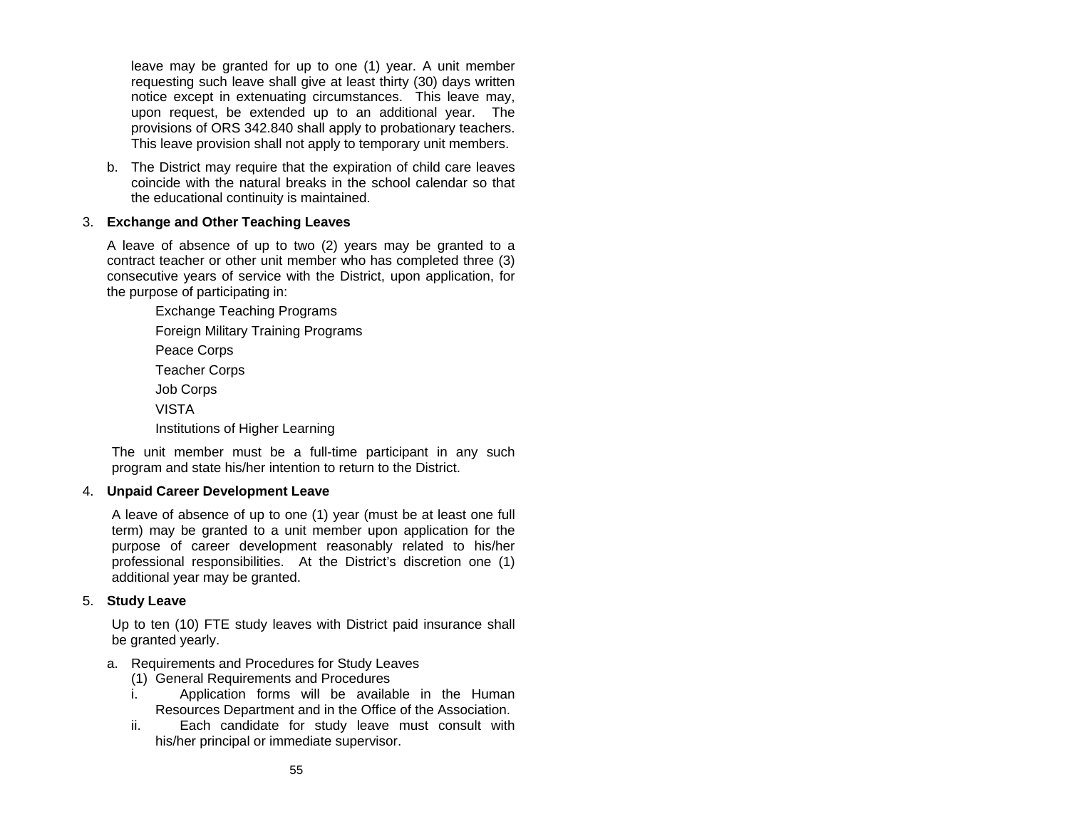leave may be granted for up to one (1) year. A unit member requesting such leave shall give at least thirty (30) days written notice except in extenuating circumstances. This leave may, upon request, be extended up to an additional year. The provisions of ORS 342.840 shall apply to probationary teachers. This leave provision shall not apply to temporary unit members.

b. The District may require that the expiration of child care leaves coincide with the natural breaks in the school calendar so that the educational continuity is maintained.

3. **Exchange and Other Teaching Leaves**

A leave of absence of up to two (2) years may be granted to a contract teacher or other unit member who has completed three (3) consecutive years of service with the District, upon application, for the purpose of participating in:

Exchange Teaching Programs

Foreign Military Training Programs

Peace Corps

Teacher Corps

Job Corps

VISTA

Institutions of Higher Learning

The unit member must be a full-time participant in any such program and state his/her intention to return to the District.

4. **Unpaid Career Development Leave**

A leave of absence of up to one (1) year (must be at least one full term) may be granted to a unit member upon application for the purpose of career development reasonably related to his/her professional responsibilities. At the District's discretion one (1) additional year may be granted.

5. **Study Leave**

Up to ten (10) FTE study leaves with District paid insurance shall be granted yearly.

a. Requirements and Procedures for Study Leaves

(1) General Requirements and Procedures

i. Application forms will be available in the Human Resources Department and in the Office of the Association.

ii. Each candidate for study leave must consult with his/her principal or immediate supervisor.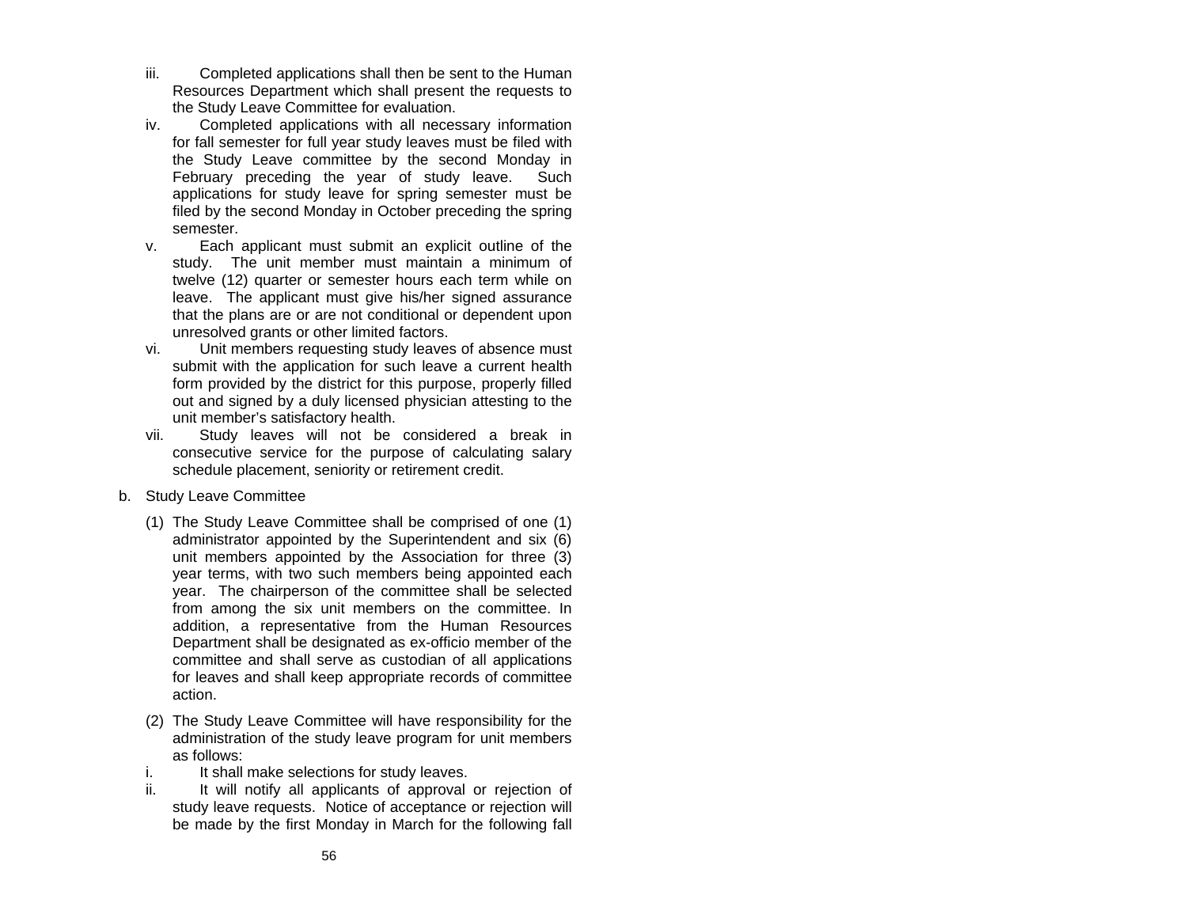iii. Completed applications shall then be sent to the Human Resources Department which shall present the requests to the Study Leave Committee for evaluation.

iv. Completed applications with all necessary information for fall semester for full year study leaves must be filed with the Study Leave committee by the second Monday in February preceding the year of study leave. Such applications for study leave for spring semester must be filed by the second Monday in October preceding the spring semester.

v. Each applicant must submit an explicit outline of the study. The unit member must maintain a minimum of twelve (12) quarter or semester hours each term while on leave. The applicant must give his/her signed assurance that the plans are or are not conditional or dependent upon unresolved grants or other limited factors.

vi. Unit members requesting study leaves of absence must submit with the application for such leave a current health form provided by the district for this purpose, properly filled out and signed by a duly licensed physician attesting to the unit member's satisfactory health.

vii. Study leaves will not be considered a break in consecutive service for the purpose of calculating salary schedule placement, seniority or retirement credit.

b. Study Leave Committee

(1) The Study Leave Committee shall be comprised of one (1) administrator appointed by the Superintendent and six (6) unit members appointed by the Association for three (3) year terms, with two such members being appointed each year. The chairperson of the committee shall be selected from among the six unit members on the committee. In addition, a representative from the Human Resources Department shall be designated as ex-officio member of the committee and shall serve as custodian of all applications for leaves and shall keep appropriate records of committee action.

(2) The Study Leave Committee will have responsibility for the administration of the study leave program for unit members as follows:

i. It shall make selections for study leaves.

ii. It will notify all applicants of approval or rejection of study leave requests. Notice of acceptance or rejection will be made by the first Monday in March for the following fall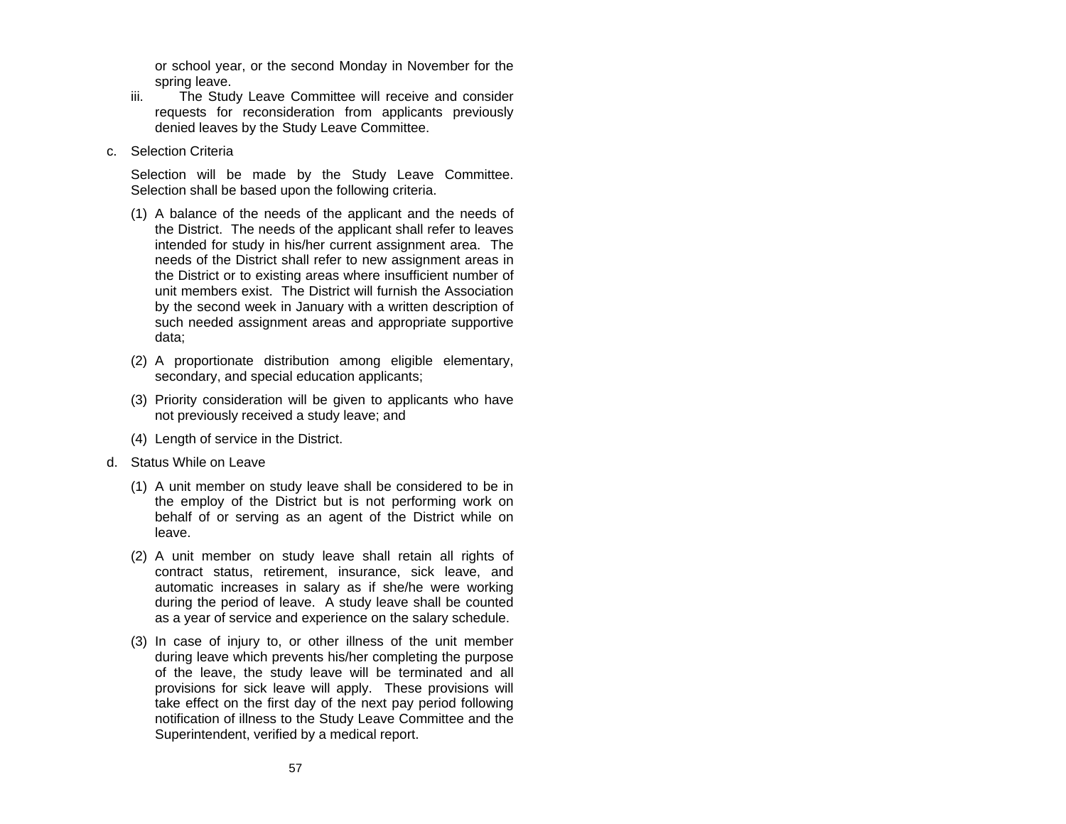or school year, or the second Monday in November for the spring leave.

iii. The Study Leave Committee will receive and consider requests for reconsideration from applicants previously denied leaves by the Study Leave Committee.

c. Selection Criteria

Selection will be made by the Study Leave Committee. Selection shall be based upon the following criteria.

(1) A balance of the needs of the applicant and the needs of the District. The needs of the applicant shall refer to leaves intended for study in his/her current assignment area. The needs of the District shall refer to new assignment areas in the District or to existing areas where insufficient number of unit members exist. The District will furnish the Association by the second week in January with a written description of such needed assignment areas and appropriate supportive data;

(2) A proportionate distribution among eligible elementary, secondary, and special education applicants;

(3) Priority consideration will be given to applicants who have not previously received a study leave; and

(4) Length of service in the District.

d. Status While on Leave

(1) A unit member on study leave shall be considered to be in the employ of the District but is not performing work on behalf of or serving as an agent of the District while on leave.

(2) A unit member on study leave shall retain all rights of contract status, retirement, insurance, sick leave, and automatic increases in salary as if she/he were working during the period of leave. A study leave shall be counted as a year of service and experience on the salary schedule.

(3) In case of injury to, or other illness of the unit member during leave which prevents his/her completing the purpose of the leave, the study leave will be terminated and all provisions for sick leave will apply. These provisions will take effect on the first day of the next pay period following notification of illness to the Study Leave Committee and the Superintendent, verified by a medical report.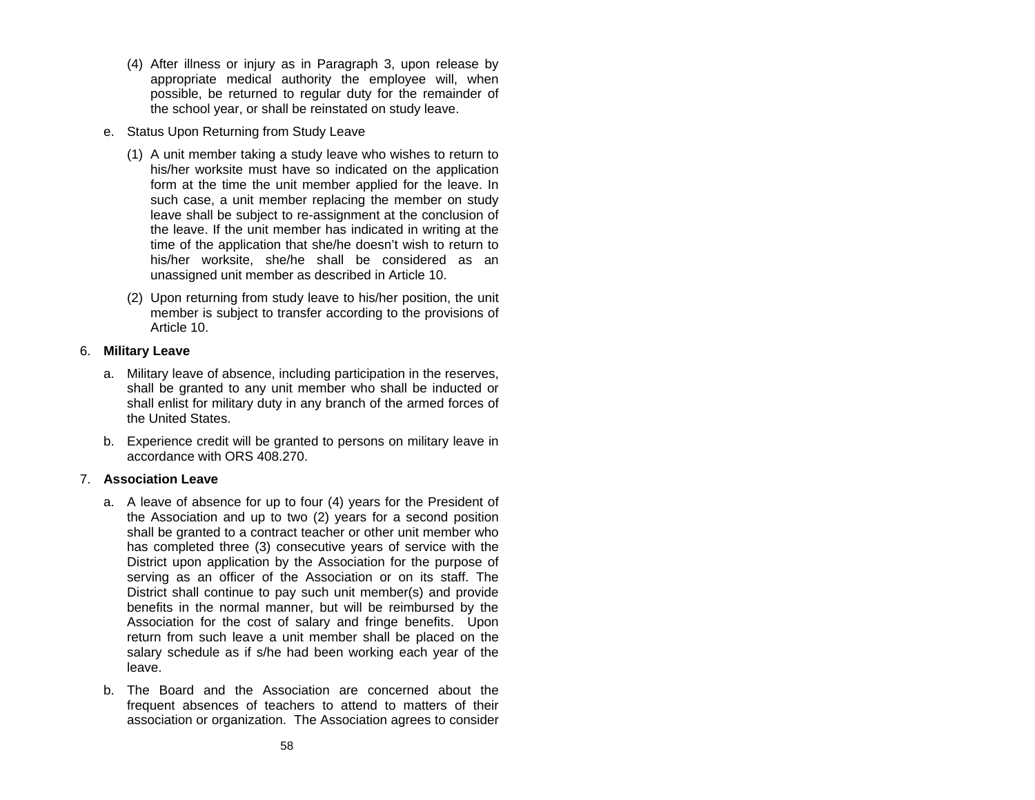(4) After illness or injury as in Paragraph 3, upon release by appropriate medical authority the employee will, when possible, be returned to regular duty for the remainder of the school year, or shall be reinstated on study leave.

e. Status Upon Returning from Study Leave

(1) A unit member taking a study leave who wishes to return to his/her worksite must have so indicated on the application form at the time the unit member applied for the leave. In such case, a unit member replacing the member on study leave shall be subject to re-assignment at the conclusion of the leave. If the unit member has indicated in writing at the time of the application that she/he doesn't wish to return to his/her worksite, she/he shall be considered as an unassigned unit member as described in Article 10.

(2) Upon returning from study leave to his/her position, the unit member is subject to transfer according to the provisions of Article 10.

6. **Military Leave**

a. Military leave of absence, including participation in the reserves, shall be granted to any unit member who shall be inducted or shall enlist for military duty in any branch of the armed forces of the United States.

b. Experience credit will be granted to persons on military leave in accordance with ORS 408.270.

7. **Association Leave**

a. A leave of absence for up to four (4) years for the President of the Association and up to two (2) years for a second position shall be granted to a contract teacher or other unit member who has completed three (3) consecutive years of service with the District upon application by the Association for the purpose of serving as an officer of the Association or on its staff. The District shall continue to pay such unit member(s) and provide benefits in the normal manner, but will be reimbursed by the Association for the cost of salary and fringe benefits. Upon return from such leave a unit member shall be placed on the salary schedule as if s/he had been working each year of the leave.

b. The Board and the Association are concerned about the frequent absences of teachers to attend to matters of their association or organization. The Association agrees to consider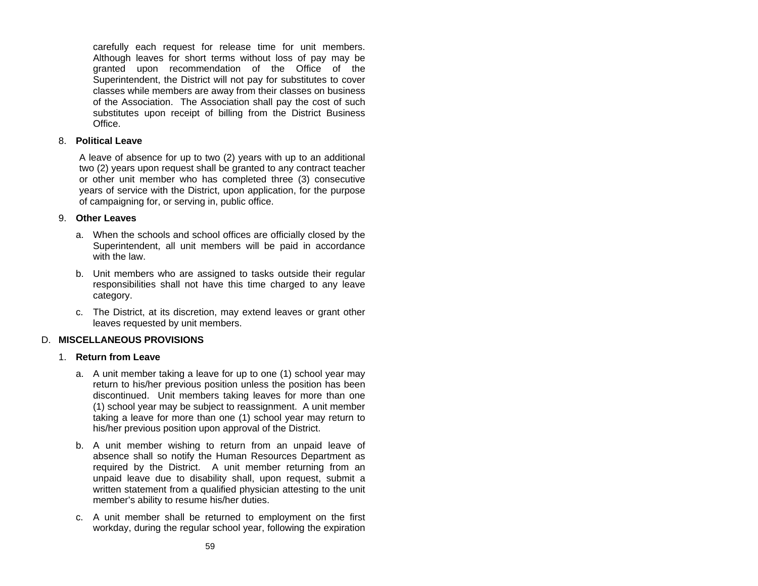carefully each request for release time for unit members. Although leaves for short terms without loss of pay may be granted upon recommendation of the Office of the Superintendent, the District will not pay for substitutes to cover classes while members are away from their classes on business of the Association. The Association shall pay the cost of such substitutes upon receipt of billing from the District Business Office.

8. **Political Leave**

   A leave of absence for up to two (2) years with up to an additional two (2) years upon request shall be granted to any contract teacher or other unit member who has completed three (3) consecutive years of service with the District, upon application, for the purpose of campaigning for, or serving in, public office.

9. **Other Leaves**

   a. When the schools and school offices are officially closed by the Superintendent, all unit members will be paid in accordance with the law.

   b. Unit members who are assigned to tasks outside their regular responsibilities shall not have this time charged to any leave category.

   c. The District, at its discretion, may extend leaves or grant other leaves requested by unit members.

D. **MISCELLANEOUS PROVISIONS**

1. **Return from Leave**

   a. A unit member taking a leave for up to one (1) school year may return to his/her previous position unless the position has been discontinued. Unit members taking leaves for more than one (1) school year may be subject to reassignment. A unit member taking a leave for more than one (1) school year may return to his/her previous position upon approval of the District.

   b. A unit member wishing to return from an unpaid leave of absence shall so notify the Human Resources Department as required by the District. A unit member returning from an unpaid leave due to disability shall, upon request, submit a written statement from a qualified physician attesting to the unit member's ability to resume his/her duties.

   c. A unit member shall be returned to employment on the first workday, during the regular school year, following the expiration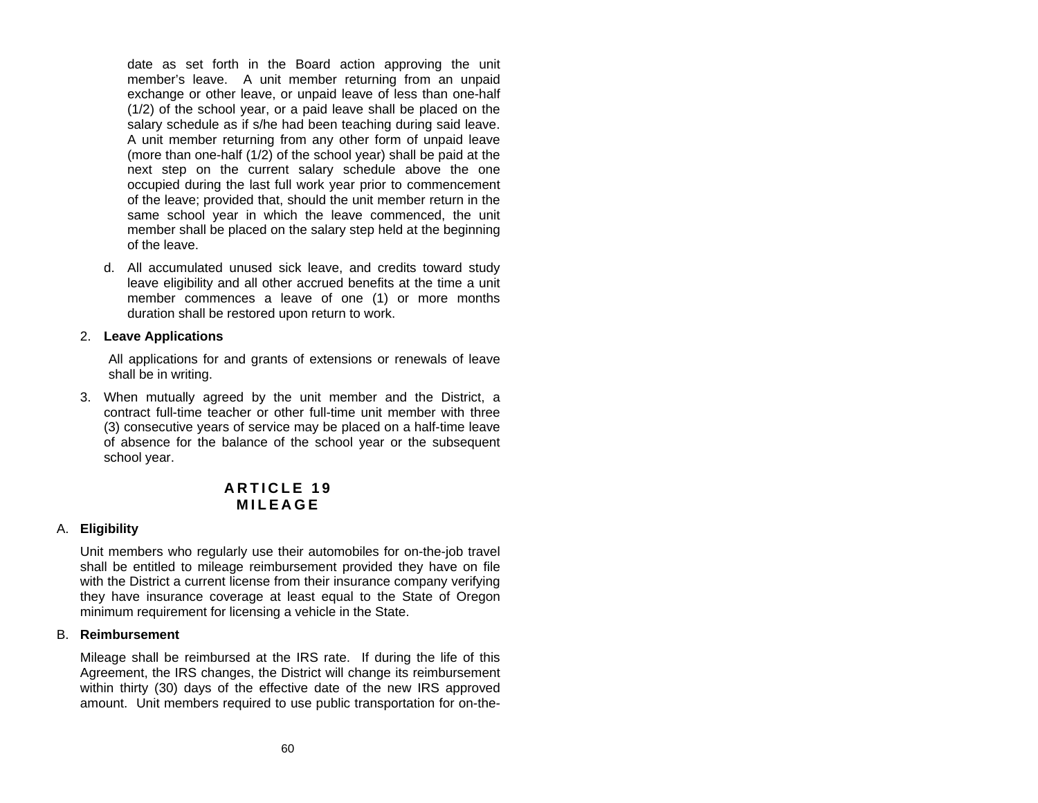date as set forth in the Board action approving the unit member's leave. A unit member returning from an unpaid exchange or other leave, or unpaid leave of less than one-half (1/2) of the school year, or a paid leave shall be placed on the salary schedule as if s/he had been teaching during said leave. A unit member returning from any other form of unpaid leave (more than one-half (1/2) of the school year) shall be paid at the next step on the current salary schedule above the one occupied during the last full work year prior to commencement of the leave; provided that, should the unit member return in the same school year in which the leave commenced, the unit member shall be placed on the salary step held at the beginning of the leave.

d. All accumulated unused sick leave, and credits toward study leave eligibility and all other accrued benefits at the time a unit member commences a leave of one (1) or more months duration shall be restored upon return to work.

2. **Leave Applications**

All applications for and grants of extensions or renewals of leave shall be in writing.

3. When mutually agreed by the unit member and the District, a contract full-time teacher or other full-time unit member with three (3) consecutive years of service may be placed on a half-time leave of absence for the balance of the school year or the subsequent school year.

# ARTICLE 19
# MILEAGE

A. **Eligibility**

Unit members who regularly use their automobiles for on-the-job travel shall be entitled to mileage reimbursement provided they have on file with the District a current license from their insurance company verifying they have insurance coverage at least equal to the State of Oregon minimum requirement for licensing a vehicle in the State.

B. **Reimbursement**

Mileage shall be reimbursed at the IRS rate. If during the life of this Agreement, the IRS changes, the District will change its reimbursement within thirty (30) days of the effective date of the new IRS approved amount. Unit members required to use public transportation for on-the-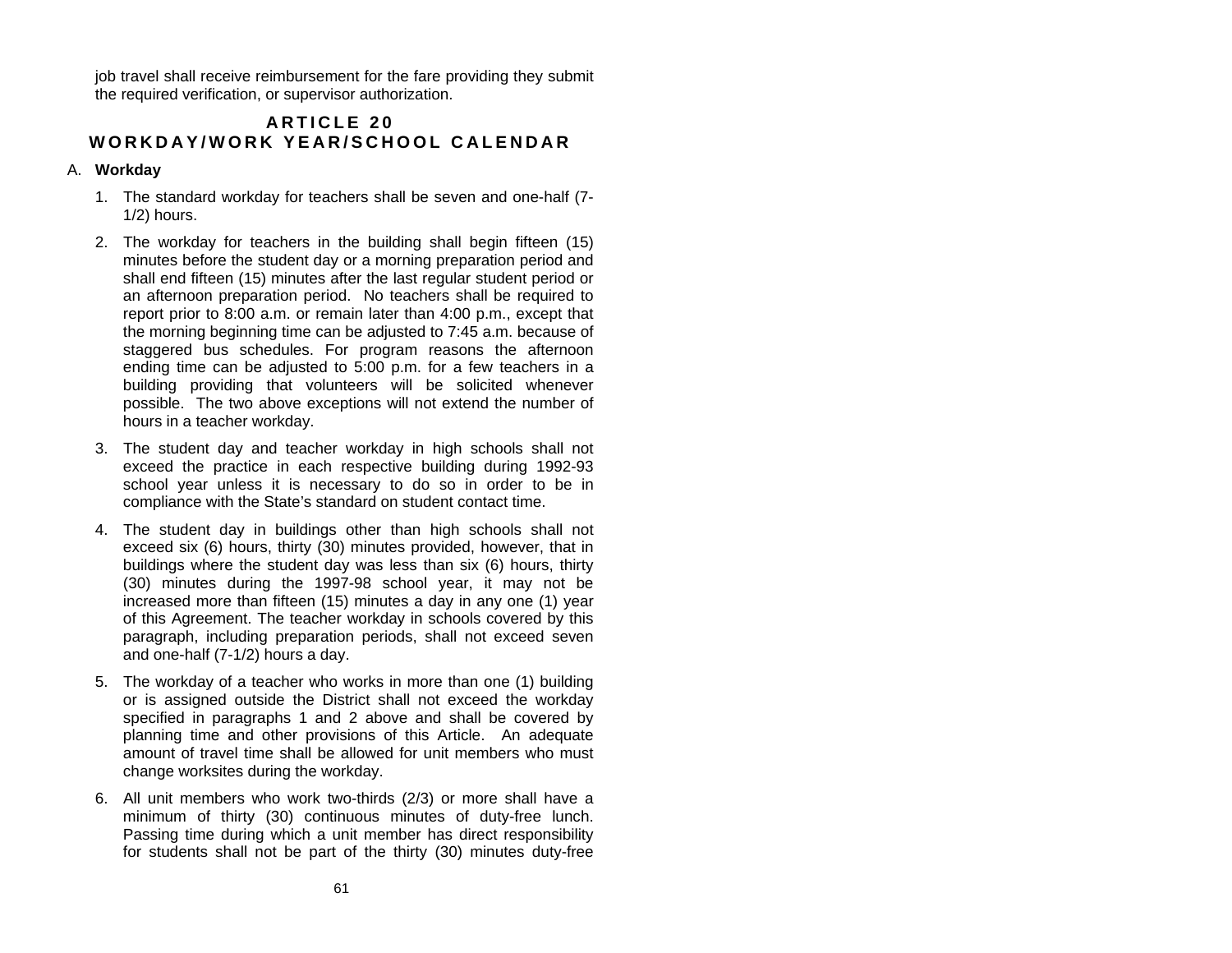job travel shall receive reimbursement for the fare providing they submit the required verification, or supervisor authorization.

# ARTICLE 20
# WORKDAY/WORK YEAR/SCHOOL CALENDAR

A. **Workday**

1. The standard workday for teachers shall be seven and one-half (7-1/2) hours.

2. The workday for teachers in the building shall begin fifteen (15) minutes before the student day or a morning preparation period and shall end fifteen (15) minutes after the last regular student period or an afternoon preparation period. No teachers shall be required to report prior to 8:00 a.m. or remain later than 4:00 p.m., except that the morning beginning time can be adjusted to 7:45 a.m. because of staggered bus schedules. For program reasons the afternoon ending time can be adjusted to 5:00 p.m. for a few teachers in a building providing that volunteers will be solicited whenever possible. The two above exceptions will not extend the number of hours in a teacher workday.

3. The student day and teacher workday in high schools shall not exceed the practice in each respective building during 1992-93 school year unless it is necessary to do so in order to be in compliance with the State's standard on student contact time.

4. The student day in buildings other than high schools shall not exceed six (6) hours, thirty (30) minutes provided, however, that in buildings where the student day was less than six (6) hours, thirty (30) minutes during the 1997-98 school year, it may not be increased more than fifteen (15) minutes a day in any one (1) year of this Agreement. The teacher workday in schools covered by this paragraph, including preparation periods, shall not exceed seven and one-half (7-1/2) hours a day.

5. The workday of a teacher who works in more than one (1) building or is assigned outside the District shall not exceed the workday specified in paragraphs 1 and 2 above and shall be covered by planning time and other provisions of this Article. An adequate amount of travel time shall be allowed for unit members who must change worksites during the workday.

6. All unit members who work two-thirds (2/3) or more shall have a minimum of thirty (30) continuous minutes of duty-free lunch. Passing time during which a unit member has direct responsibility for students shall not be part of the thirty (30) minutes duty-free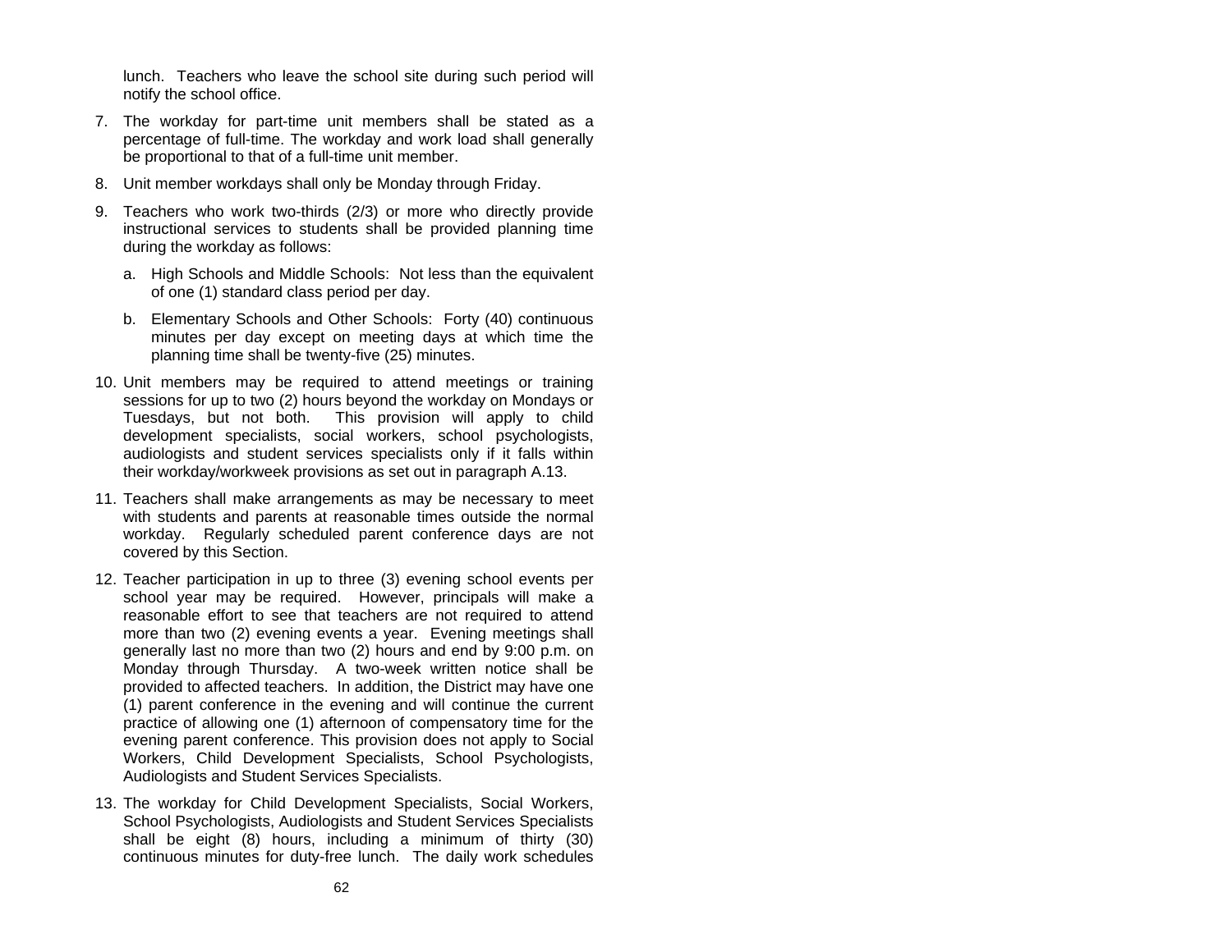lunch. Teachers who leave the school site during such period will notify the school office.

7. The workday for part-time unit members shall be stated as a percentage of full-time. The workday and work load shall generally be proportional to that of a full-time unit member.

8. Unit member workdays shall only be Monday through Friday.

9. Teachers who work two-thirds (2/3) or more who directly provide instructional services to students shall be provided planning time during the workday as follows:

   a. High Schools and Middle Schools: Not less than the equivalent of one (1) standard class period per day.

   b. Elementary Schools and Other Schools: Forty (40) continuous minutes per day except on meeting days at which time the planning time shall be twenty-five (25) minutes.

10. Unit members may be required to attend meetings or training sessions for up to two (2) hours beyond the workday on Mondays or Tuesdays, but not both. This provision will apply to child development specialists, social workers, school psychologists, audiologists and student services specialists only if it falls within their workday/workweek provisions as set out in paragraph A.13.

11. Teachers shall make arrangements as may be necessary to meet with students and parents at reasonable times outside the normal workday. Regularly scheduled parent conference days are not covered by this Section.

12. Teacher participation in up to three (3) evening school events per school year may be required. However, principals will make a reasonable effort to see that teachers are not required to attend more than two (2) evening events a year. Evening meetings shall generally last no more than two (2) hours and end by 9:00 p.m. on Monday through Thursday. A two-week written notice shall be provided to affected teachers. In addition, the District may have one (1) parent conference in the evening and will continue the current practice of allowing one (1) afternoon of compensatory time for the evening parent conference. This provision does not apply to Social Workers, Child Development Specialists, School Psychologists, Audiologists and Student Services Specialists.

13. The workday for Child Development Specialists, Social Workers, School Psychologists, Audiologists and Student Services Specialists shall be eight (8) hours, including a minimum of thirty (30) continuous minutes for duty-free lunch. The daily work schedules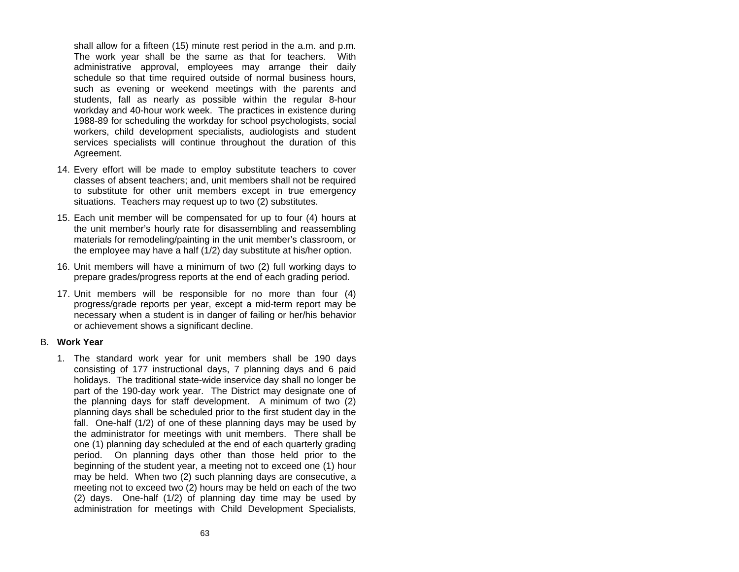shall allow for a fifteen (15) minute rest period in the a.m. and p.m. The work year shall be the same as that for teachers. With administrative approval, employees may arrange their daily schedule so that time required outside of normal business hours, such as evening or weekend meetings with the parents and students, fall as nearly as possible within the regular 8-hour workday and 40-hour work week. The practices in existence during 1988-89 for scheduling the workday for school psychologists, social workers, child development specialists, audiologists and student services specialists will continue throughout the duration of this Agreement.

14. Every effort will be made to employ substitute teachers to cover classes of absent teachers; and, unit members shall not be required to substitute for other unit members except in true emergency situations. Teachers may request up to two (2) substitutes.

15. Each unit member will be compensated for up to four (4) hours at the unit member's hourly rate for disassembling and reassembling materials for remodeling/painting in the unit member's classroom, or the employee may have a half (1/2) day substitute at his/her option.

16. Unit members will have a minimum of two (2) full working days to prepare grades/progress reports at the end of each grading period.

17. Unit members will be responsible for no more than four (4) progress/grade reports per year, except a mid-term report may be necessary when a student is in danger of failing or her/his behavior or achievement shows a significant decline.

B. **Work Year**

1. The standard work year for unit members shall be 190 days consisting of 177 instructional days, 7 planning days and 6 paid holidays. The traditional state-wide inservice day shall no longer be part of the 190-day work year. The District may designate one of the planning days for staff development. A minimum of two (2) planning days shall be scheduled prior to the first student day in the fall. One-half (1/2) of one of these planning days may be used by the administrator for meetings with unit members. There shall be one (1) planning day scheduled at the end of each quarterly grading period. On planning days other than those held prior to the beginning of the student year, a meeting not to exceed one (1) hour may be held. When two (2) such planning days are consecutive, a meeting not to exceed two (2) hours may be held on each of the two (2) days. One-half (1/2) of planning day time may be used by administration for meetings with Child Development Specialists,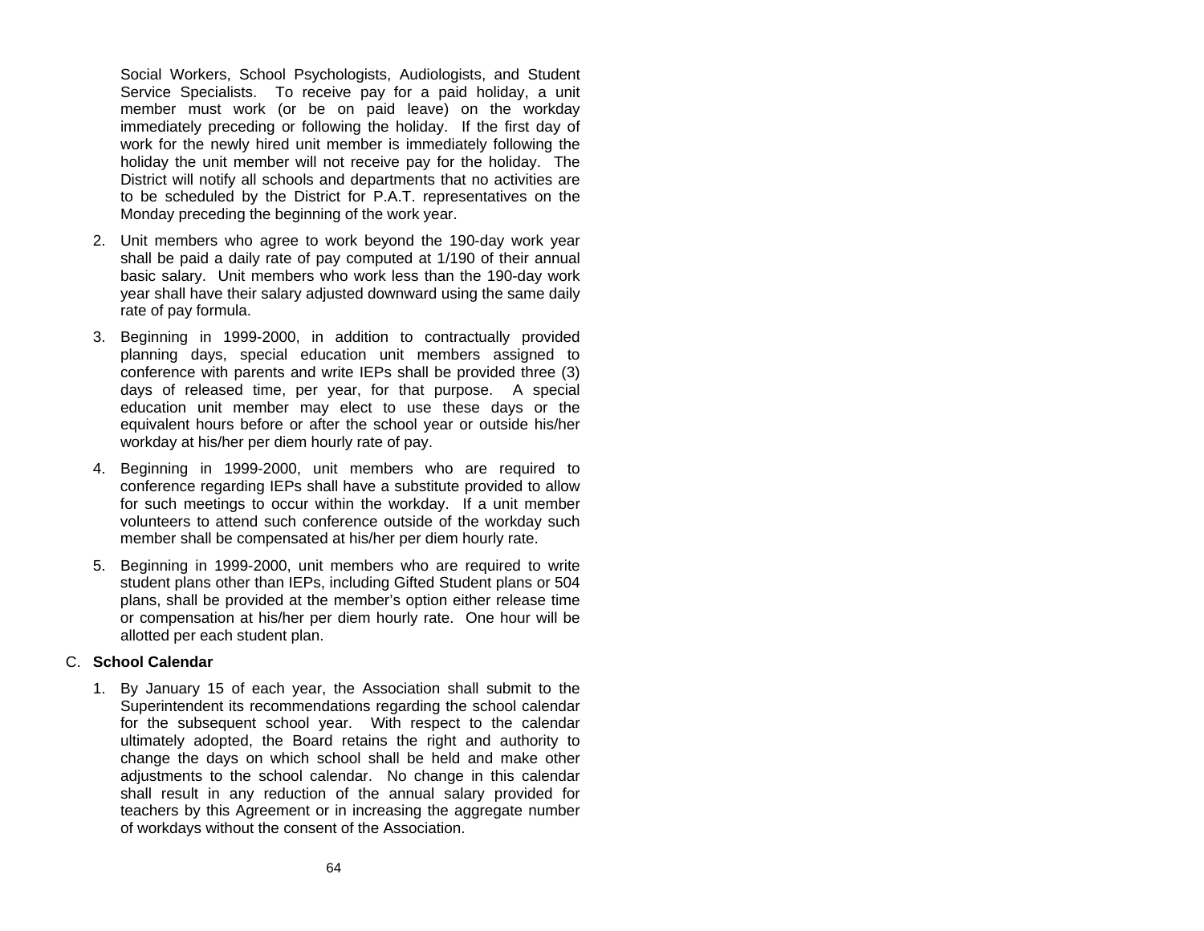Social Workers, School Psychologists, Audiologists, and Student Service Specialists. To receive pay for a paid holiday, a unit member must work (or be on paid leave) on the workday immediately preceding or following the holiday. If the first day of work for the newly hired unit member is immediately following the holiday the unit member will not receive pay for the holiday. The District will notify all schools and departments that no activities are to be scheduled by the District for P.A.T. representatives on the Monday preceding the beginning of the work year.

2. Unit members who agree to work beyond the 190-day work year shall be paid a daily rate of pay computed at 1/190 of their annual basic salary. Unit members who work less than the 190-day work year shall have their salary adjusted downward using the same daily rate of pay formula.

3. Beginning in 1999-2000, in addition to contractually provided planning days, special education unit members assigned to conference with parents and write IEPs shall be provided three (3) days of released time, per year, for that purpose. A special education unit member may elect to use these days or the equivalent hours before or after the school year or outside his/her workday at his/her per diem hourly rate of pay.

4. Beginning in 1999-2000, unit members who are required to conference regarding IEPs shall have a substitute provided to allow for such meetings to occur within the workday. If a unit member volunteers to attend such conference outside of the workday such member shall be compensated at his/her per diem hourly rate.

5. Beginning in 1999-2000, unit members who are required to write student plans other than IEPs, including Gifted Student plans or 504 plans, shall be provided at the member's option either release time or compensation at his/her per diem hourly rate. One hour will be allotted per each student plan.

C. **School Calendar**

1. By January 15 of each year, the Association shall submit to the Superintendent its recommendations regarding the school calendar for the subsequent school year. With respect to the calendar ultimately adopted, the Board retains the right and authority to change the days on which school shall be held and make other adjustments to the school calendar. No change in this calendar shall result in any reduction of the annual salary provided for teachers by this Agreement or in increasing the aggregate number of workdays without the consent of the Association.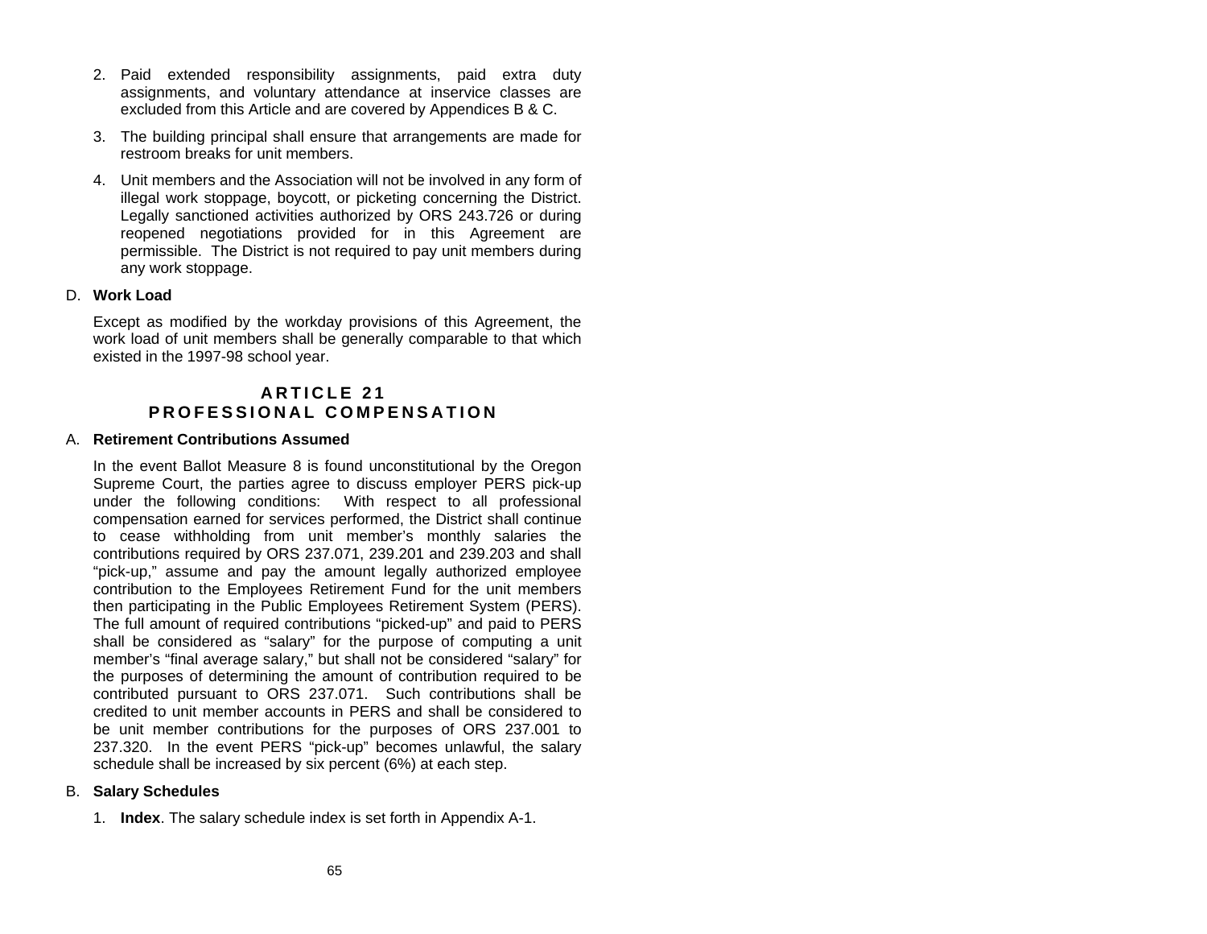2. Paid extended responsibility assignments, paid extra duty assignments, and voluntary attendance at inservice classes are excluded from this Article and are covered by Appendices B & C.

3. The building principal shall ensure that arrangements are made for restroom breaks for unit members.

4. Unit members and the Association will not be involved in any form of illegal work stoppage, boycott, or picketing concerning the District. Legally sanctioned activities authorized by ORS 243.726 or during reopened negotiations provided for in this Agreement are permissible. The District is not required to pay unit members during any work stoppage.

D. **Work Load**

Except as modified by the workday provisions of this Agreement, the work load of unit members shall be generally comparable to that which existed in the 1997-98 school year.

## ARTICLE 21
## PROFESSIONAL COMPENSATION

A. **Retirement Contributions Assumed**

In the event Ballot Measure 8 is found unconstitutional by the Oregon Supreme Court, the parties agree to discuss employer PERS pick-up under the following conditions: With respect to all professional compensation earned for services performed, the District shall continue to cease withholding from unit member's monthly salaries the contributions required by ORS 237.071, 239.201 and 239.203 and shall "pick-up," assume and pay the amount legally authorized employee contribution to the Employees Retirement Fund for the unit members then participating in the Public Employees Retirement System (PERS). The full amount of required contributions "picked-up" and paid to PERS shall be considered as "salary" for the purpose of computing a unit member's "final average salary," but shall not be considered "salary" for the purposes of determining the amount of contribution required to be contributed pursuant to ORS 237.071. Such contributions shall be credited to unit member accounts in PERS and shall be considered to be unit member contributions for the purposes of ORS 237.001 to 237.320. In the event PERS "pick-up" becomes unlawful, the salary schedule shall be increased by six percent (6%) at each step.

B. **Salary Schedules**

1. **Index**. The salary schedule index is set forth in Appendix A-1.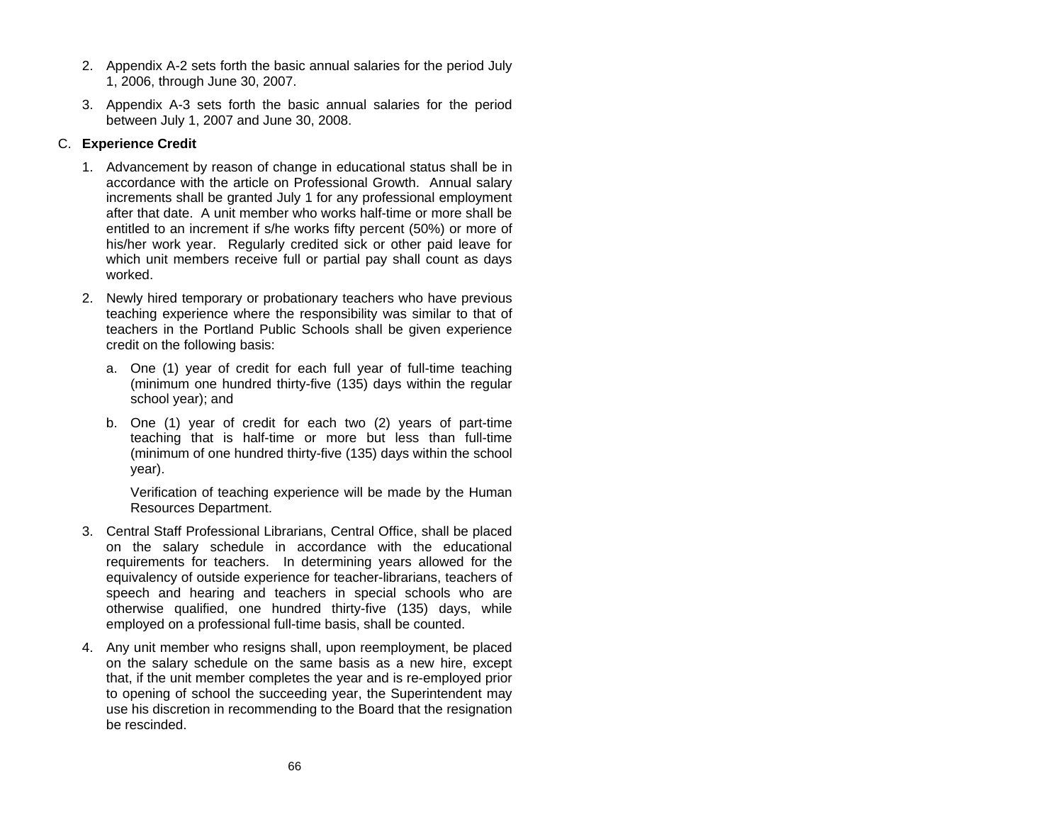2. Appendix A-2 sets forth the basic annual salaries for the period July 1, 2006, through June 30, 2007.

3. Appendix A-3 sets forth the basic annual salaries for the period between July 1, 2007 and June 30, 2008.

C. **Experience Credit**

1. Advancement by reason of change in educational status shall be in accordance with the article on Professional Growth. Annual salary increments shall be granted July 1 for any professional employment after that date. A unit member who works half-time or more shall be entitled to an increment if s/he works fifty percent (50%) or more of his/her work year. Regularly credited sick or other paid leave for which unit members receive full or partial pay shall count as days worked.

2. Newly hired temporary or probationary teachers who have previous teaching experience where the responsibility was similar to that of teachers in the Portland Public Schools shall be given experience credit on the following basis:

   a. One (1) year of credit for each full year of full-time teaching (minimum one hundred thirty-five (135) days within the regular school year); and

   b. One (1) year of credit for each two (2) years of part-time teaching that is half-time or more but less than full-time (minimum of one hundred thirty-five (135) days within the school year).

   Verification of teaching experience will be made by the Human Resources Department.

3. Central Staff Professional Librarians, Central Office, shall be placed on the salary schedule in accordance with the educational requirements for teachers. In determining years allowed for the equivalency of outside experience for teacher-librarians, teachers of speech and hearing and teachers in special schools who are otherwise qualified, one hundred thirty-five (135) days, while employed on a professional full-time basis, shall be counted.

4. Any unit member who resigns shall, upon reemployment, be placed on the salary schedule on the same basis as a new hire, except that, if the unit member completes the year and is re-employed prior to opening of school the succeeding year, the Superintendent may use his discretion in recommending to the Board that the resignation be rescinded.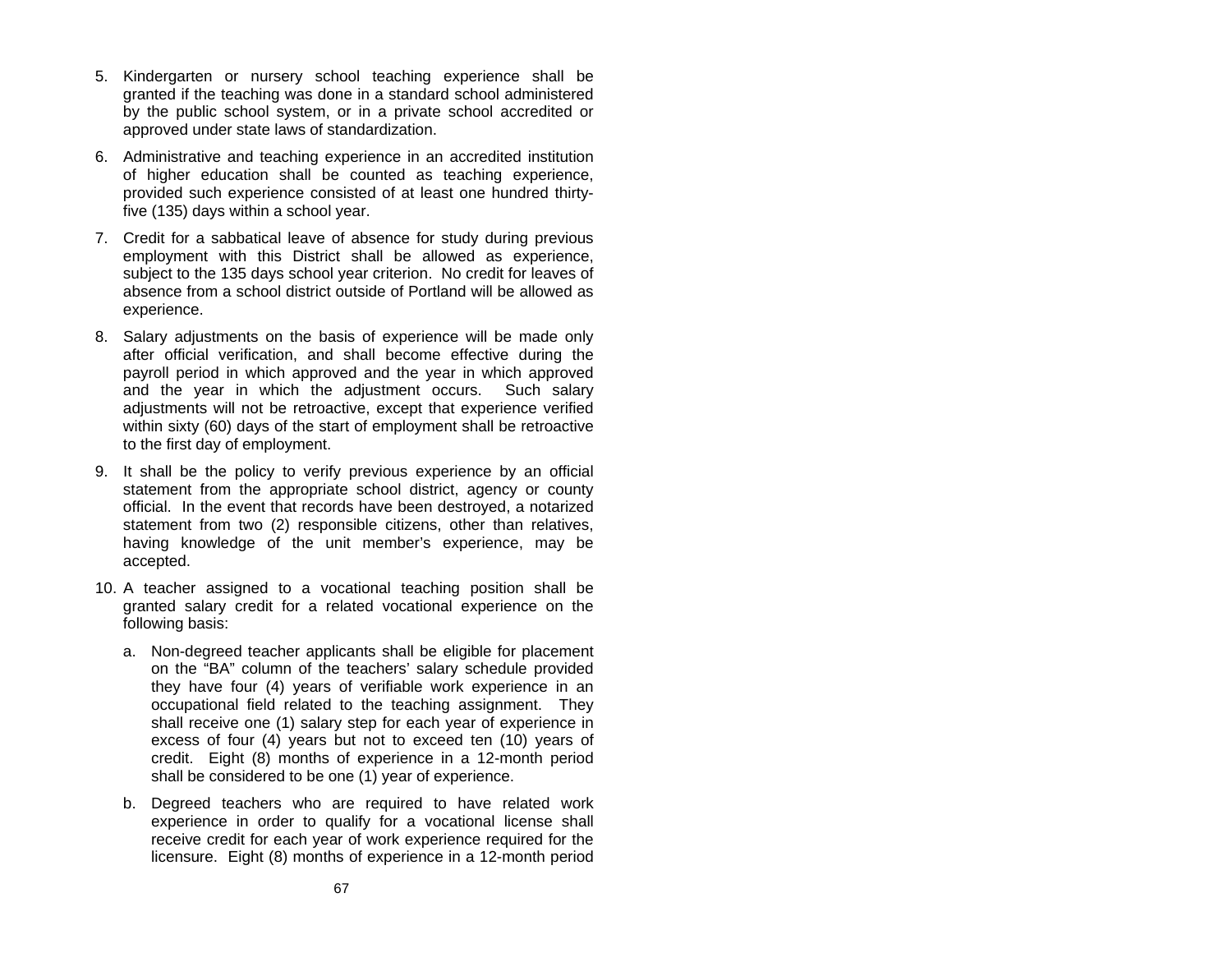5. Kindergarten or nursery school teaching experience shall be granted if the teaching was done in a standard school administered by the public school system, or in a private school accredited or approved under state laws of standardization.

6. Administrative and teaching experience in an accredited institution of higher education shall be counted as teaching experience, provided such experience consisted of at least one hundred thirty-five (135) days within a school year.

7. Credit for a sabbatical leave of absence for study during previous employment with this District shall be allowed as experience, subject to the 135 days school year criterion. No credit for leaves of absence from a school district outside of Portland will be allowed as experience.

8. Salary adjustments on the basis of experience will be made only after official verification, and shall become effective during the payroll period in which approved and the year in which approved and the year in which the adjustment occurs. Such salary adjustments will not be retroactive, except that experience verified within sixty (60) days of the start of employment shall be retroactive to the first day of employment.

9. It shall be the policy to verify previous experience by an official statement from the appropriate school district, agency or county official. In the event that records have been destroyed, a notarized statement from two (2) responsible citizens, other than relatives, having knowledge of the unit member's experience, may be accepted.

10. A teacher assigned to a vocational teaching position shall be granted salary credit for a related vocational experience on the following basis:

    a. Non-degreed teacher applicants shall be eligible for placement on the "BA" column of the teachers' salary schedule provided they have four (4) years of verifiable work experience in an occupational field related to the teaching assignment. They shall receive one (1) salary step for each year of experience in excess of four (4) years but not to exceed ten (10) years of credit. Eight (8) months of experience in a 12-month period shall be considered to be one (1) year of experience.

    b. Degreed teachers who are required to have related work experience in order to qualify for a vocational license shall receive credit for each year of work experience required for the licensure. Eight (8) months of experience in a 12-month period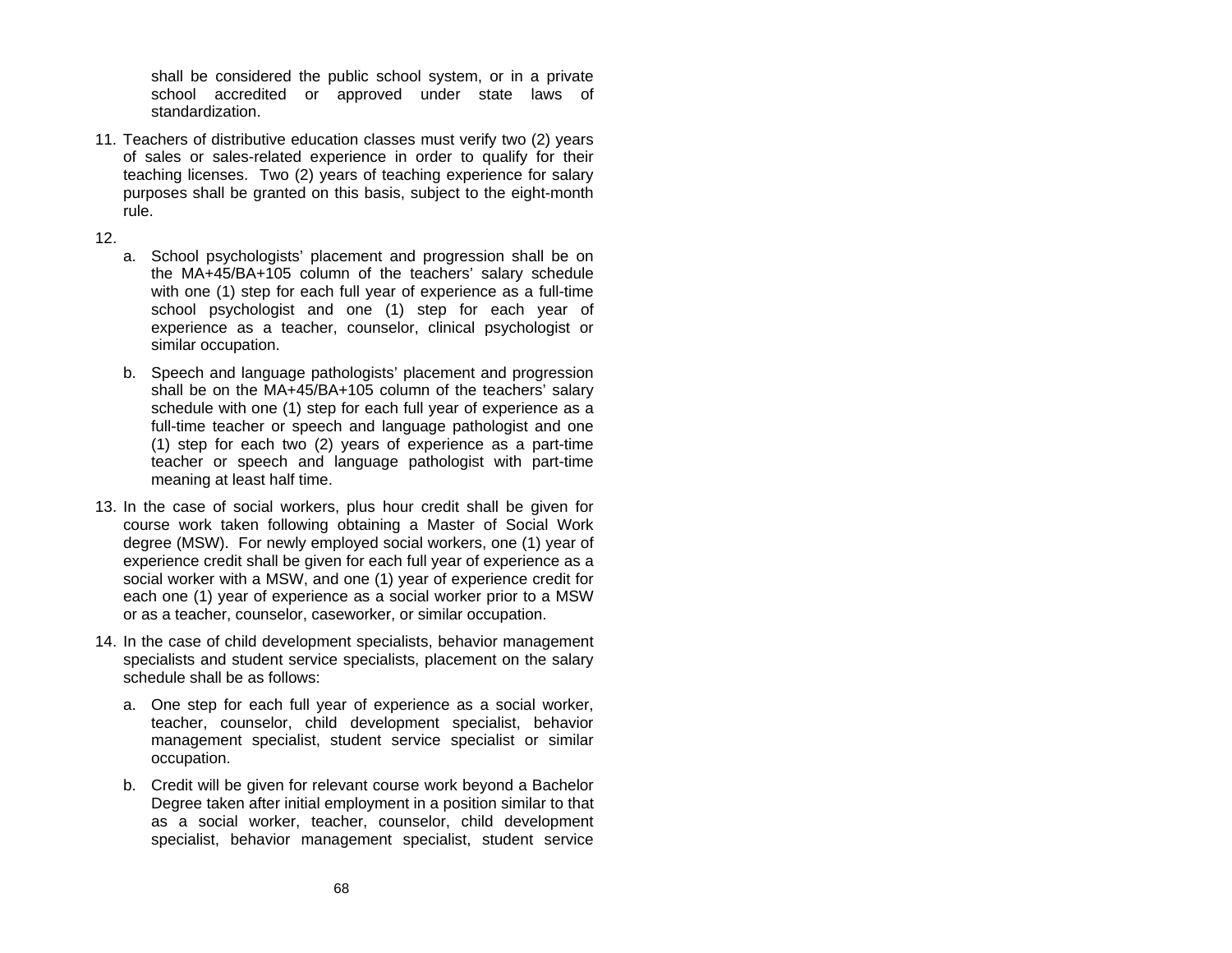shall be considered the public school system, or in a private school accredited or approved under state laws of standardization.

11. Teachers of distributive education classes must verify two (2) years of sales or sales-related experience in order to qualify for their teaching licenses. Two (2) years of teaching experience for salary purposes shall be granted on this basis, subject to the eight-month rule.

12.

   a. School psychologists' placement and progression shall be on the MA+45/BA+105 column of the teachers' salary schedule with one (1) step for each full year of experience as a full-time school psychologist and one (1) step for each year of experience as a teacher, counselor, clinical psychologist or similar occupation.

   b. Speech and language pathologists' placement and progression shall be on the MA+45/BA+105 column of the teachers' salary schedule with one (1) step for each full year of experience as a full-time teacher or speech and language pathologist and one (1) step for each two (2) years of experience as a part-time teacher or speech and language pathologist with part-time meaning at least half time.

13. In the case of social workers, plus hour credit shall be given for course work taken following obtaining a Master of Social Work degree (MSW). For newly employed social workers, one (1) year of experience credit shall be given for each full year of experience as a social worker with a MSW, and one (1) year of experience credit for each one (1) year of experience as a social worker prior to a MSW or as a teacher, counselor, caseworker, or similar occupation.

14. In the case of child development specialists, behavior management specialists and student service specialists, placement on the salary schedule shall be as follows:

   a. One step for each full year of experience as a social worker, teacher, counselor, child development specialist, behavior management specialist, student service specialist or similar occupation.

   b. Credit will be given for relevant course work beyond a Bachelor Degree taken after initial employment in a position similar to that as a social worker, teacher, counselor, child development specialist, behavior management specialist, student service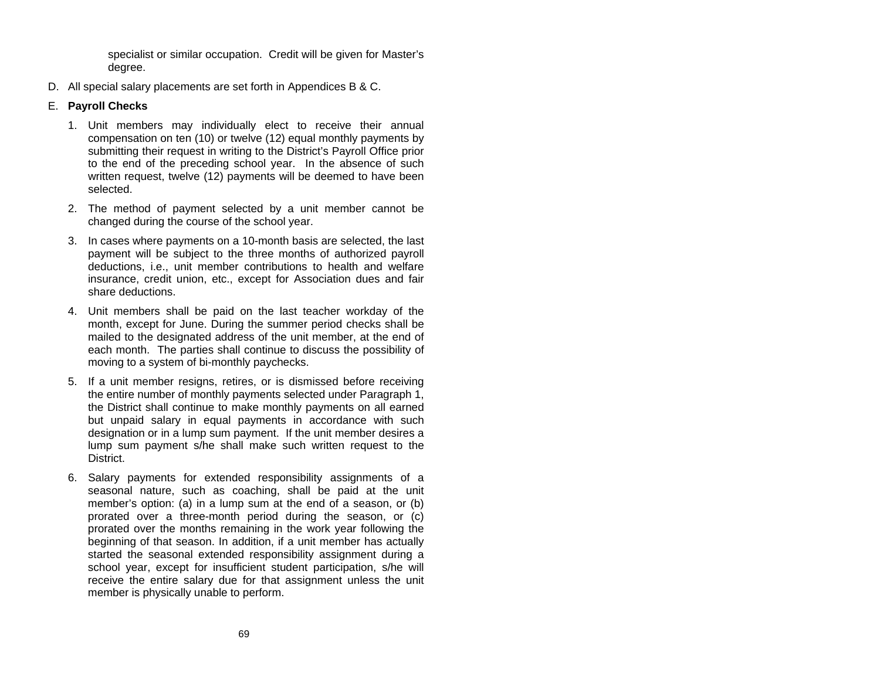specialist or similar occupation. Credit will be given for Master's degree.

D. All special salary placements are set forth in Appendices B & C.

E. **Payroll Checks**

1. Unit members may individually elect to receive their annual compensation on ten (10) or twelve (12) equal monthly payments by submitting their request in writing to the District's Payroll Office prior to the end of the preceding school year. In the absence of such written request, twelve (12) payments will be deemed to have been selected.

2. The method of payment selected by a unit member cannot be changed during the course of the school year.

3. In cases where payments on a 10-month basis are selected, the last payment will be subject to the three months of authorized payroll deductions, i.e., unit member contributions to health and welfare insurance, credit union, etc., except for Association dues and fair share deductions.

4. Unit members shall be paid on the last teacher workday of the month, except for June. During the summer period checks shall be mailed to the designated address of the unit member, at the end of each month. The parties shall continue to discuss the possibility of moving to a system of bi-monthly paychecks.

5. If a unit member resigns, retires, or is dismissed before receiving the entire number of monthly payments selected under Paragraph 1, the District shall continue to make monthly payments on all earned but unpaid salary in equal payments in accordance with such designation or in a lump sum payment. If the unit member desires a lump sum payment s/he shall make such written request to the District.

6. Salary payments for extended responsibility assignments of a seasonal nature, such as coaching, shall be paid at the unit member's option: (a) in a lump sum at the end of a season, or (b) prorated over a three-month period during the season, or (c) prorated over the months remaining in the work year following the beginning of that season. In addition, if a unit member has actually started the seasonal extended responsibility assignment during a school year, except for insufficient student participation, s/he will receive the entire salary due for that assignment unless the unit member is physically unable to perform.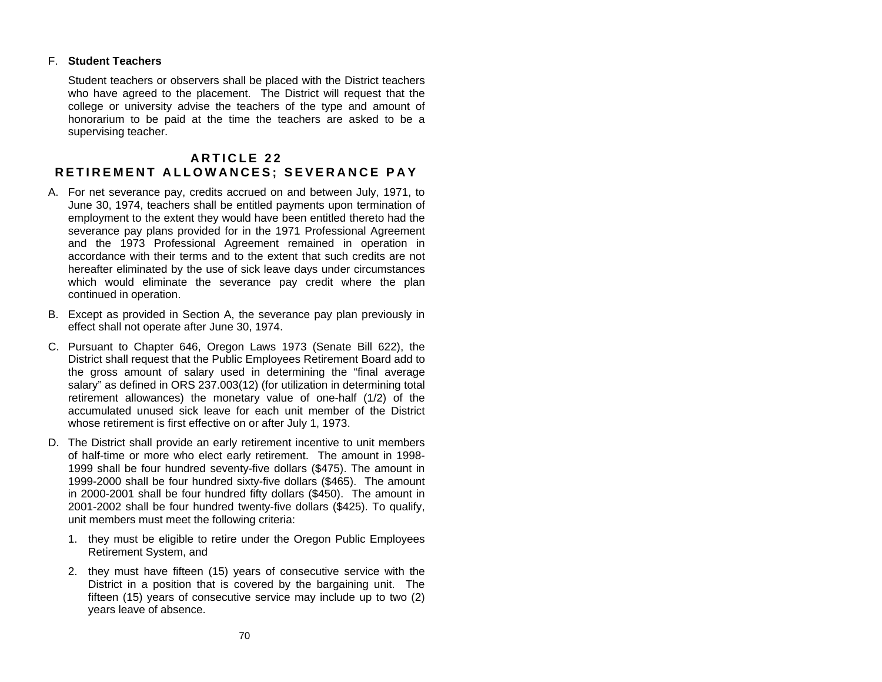F. **Student Teachers**

Student teachers or observers shall be placed with the District teachers who have agreed to the placement. The District will request that the college or university advise the teachers of the type and amount of honorarium to be paid at the time the teachers are asked to be a supervising teacher.

## ARTICLE 22
## RETIREMENT ALLOWANCES; SEVERANCE PAY

A. For net severance pay, credits accrued on and between July, 1971, to June 30, 1974, teachers shall be entitled payments upon termination of employment to the extent they would have been entitled thereto had the severance pay plans provided for in the 1971 Professional Agreement and the 1973 Professional Agreement remained in operation in accordance with their terms and to the extent that such credits are not hereafter eliminated by the use of sick leave days under circumstances which would eliminate the severance pay credit where the plan continued in operation.

B. Except as provided in Section A, the severance pay plan previously in effect shall not operate after June 30, 1974.

C. Pursuant to Chapter 646, Oregon Laws 1973 (Senate Bill 622), the District shall request that the Public Employees Retirement Board add to the gross amount of salary used in determining the "final average salary" as defined in ORS 237.003(12) (for utilization in determining total retirement allowances) the monetary value of one-half (1/2) of the accumulated unused sick leave for each unit member of the District whose retirement is first effective on or after July 1, 1973.

D. The District shall provide an early retirement incentive to unit members of half-time or more who elect early retirement. The amount in 1998-1999 shall be four hundred seventy-five dollars ($475). The amount in 1999-2000 shall be four hundred sixty-five dollars ($465). The amount in 2000-2001 shall be four hundred fifty dollars ($450). The amount in 2001-2002 shall be four hundred twenty-five dollars ($425). To qualify, unit members must meet the following criteria:

   1. they must be eligible to retire under the Oregon Public Employees Retirement System, and

   2. they must have fifteen (15) years of consecutive service with the District in a position that is covered by the bargaining unit. The fifteen (15) years of consecutive service may include up to two (2) years leave of absence.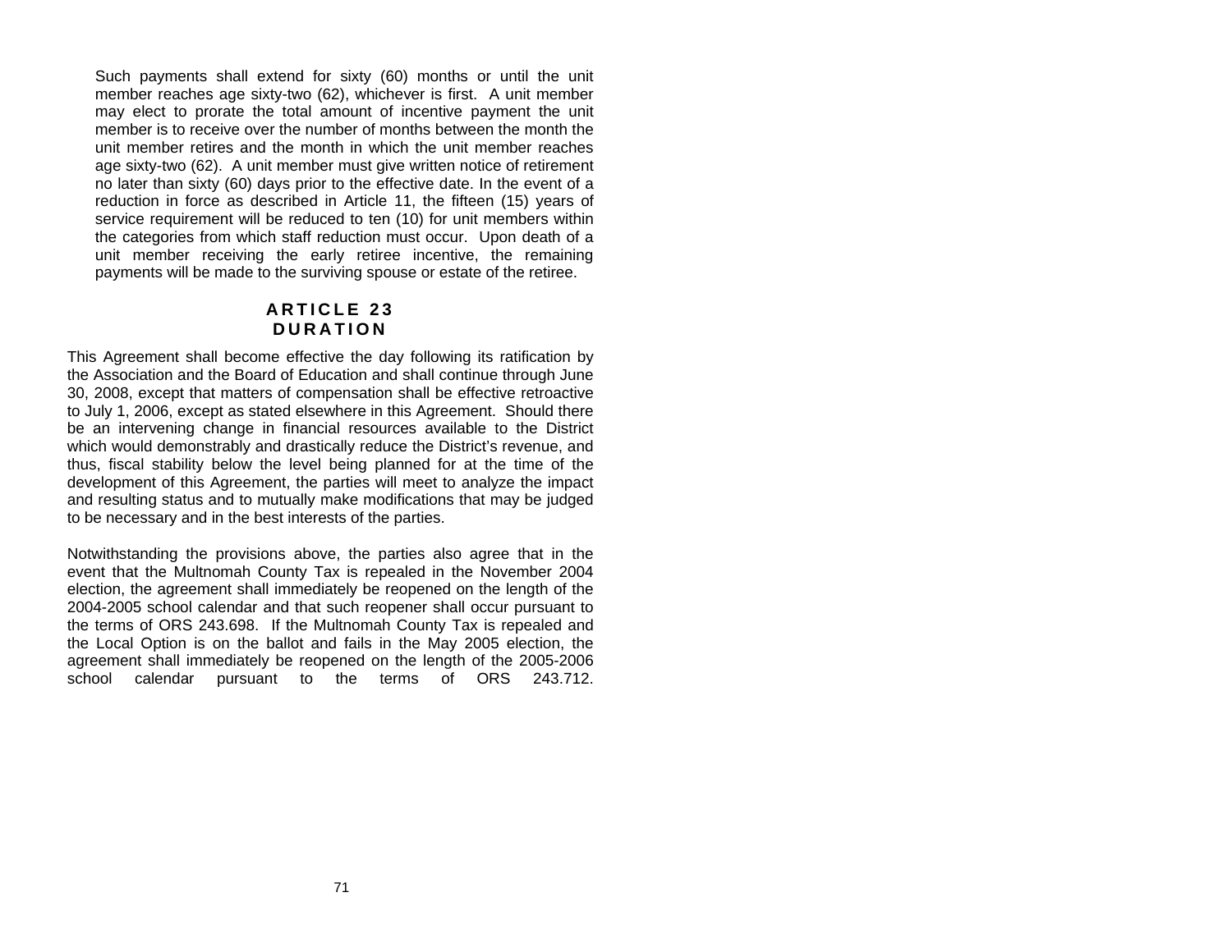Such payments shall extend for sixty (60) months or until the unit member reaches age sixty-two (62), whichever is first. A unit member may elect to prorate the total amount of incentive payment the unit member is to receive over the number of months between the month the unit member retires and the month in which the unit member reaches age sixty-two (62). A unit member must give written notice of retirement no later than sixty (60) days prior to the effective date. In the event of a reduction in force as described in Article 11, the fifteen (15) years of service requirement will be reduced to ten (10) for unit members within the categories from which staff reduction must occur. Upon death of a unit member receiving the early retiree incentive, the remaining payments will be made to the surviving spouse or estate of the retiree.

## ARTICLE 23
## DURATION

This Agreement shall become effective the day following its ratification by the Association and the Board of Education and shall continue through June 30, 2008, except that matters of compensation shall be effective retroactive to July 1, 2006, except as stated elsewhere in this Agreement. Should there be an intervening change in financial resources available to the District which would demonstrably and drastically reduce the District's revenue, and thus, fiscal stability below the level being planned for at the time of the development of this Agreement, the parties will meet to analyze the impact and resulting status and to mutually make modifications that may be judged to be necessary and in the best interests of the parties.

Notwithstanding the provisions above, the parties also agree that in the event that the Multnomah County Tax is repealed in the November 2004 election, the agreement shall immediately be reopened on the length of the 2004-2005 school calendar and that such reopener shall occur pursuant to the terms of ORS 243.698. If the Multnomah County Tax is repealed and the Local Option is on the ballot and fails in the May 2005 election, the agreement shall immediately be reopened on the length of the 2005-2006 school calendar pursuant to the terms of ORS 243.712.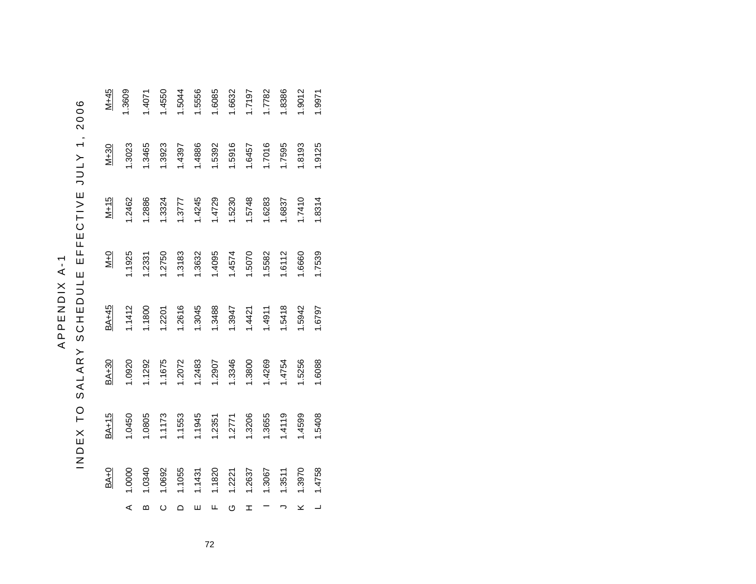# APPENDIX A-1

## INDEX TO SALARY SCHEDULE EFFECTIVE JULY 1, 2006

| | BA+0 | BA+15 | BA+30 | BA+45 | M+0 | M+15 | M+30 | M+45 |
|---|---|---|---|---|---|---|---|---|
| A | 1.0000 | 1.0450 | 1.0920 | 1.1412 | 1.1925 | 1.2462 | 1.3023 | 1.3609 |
| B | 1.0340 | 1.0805 | 1.1292 | 1.1800 | 1.2331 | 1.2886 | 1.3465 | 1.4071 |
| C | 1.0692 | 1.1173 | 1.1675 | 1.2201 | 1.2750 | 1.3324 | 1.3923 | 1.4550 |
| D | 1.1055 | 1.1553 | 1.2072 | 1.2616 | 1.3183 | 1.3777 | 1.4397 | 1.5044 |
| E | 1.1431 | 1.1945 | 1.2483 | 1.3045 | 1.3632 | 1.4245 | 1.4886 | 1.5556 |
| F | 1.1820 | 1.2351 | 1.2907 | 1.3488 | 1.4095 | 1.4729 | 1.5392 | 1.6085 |
| G | 1.2221 | 1.2771 | 1.3346 | 1.3947 | 1.4574 | 1.5230 | 1.5916 | 1.6632 |
| H | 1.2637 | 1.3206 | 1.3800 | 1.4421 | 1.5070 | 1.5748 | 1.6457 | 1.7197 |
| I | 1.3067 | 1.3655 | 1.4269 | 1.4911 | 1.5582 | 1.6283 | 1.7016 | 1.7782 |
| J | 1.3511 | 1.4119 | 1.4754 | 1.5418 | 1.6112 | 1.6837 | 1.7595 | 1.8386 |
| K | 1.3970 | 1.4599 | 1.5256 | 1.5942 | 1.6660 | 1.7410 | 1.8193 | 1.9012 |
| L | 1.4758 | 1.5408 | 1.6088 | 1.6797 | 1.7539 | 1.8314 | 1.9125 | 1.9971 |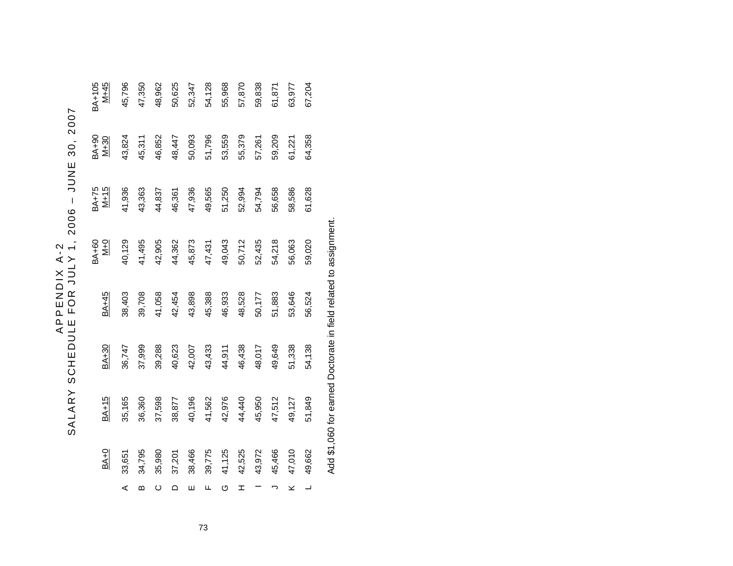# APPENDIX A-2

## SALARY SCHEDULE FOR JULY 1, 2006 – JUNE 30, 2007

| | BA+0 | BA+15 | BA+30 | BA+45 | BA+60 M+0 | BA+75 M+15 | BA+90 M+30 | BA+105 M+45 |
|---|---|---|---|---|---|---|---|---|
| A | 33,651 | 35,165 | 36,747 | 38,403 | 40,129 | 41,936 | 43,824 | 45,796 |
| B | 34,795 | 36,360 | 37,999 | 39,708 | 41,495 | 43,363 | 45,311 | 47,350 |
| C | 35,980 | 37,598 | 39,288 | 41,058 | 42,905 | 44,837 | 46,852 | 48,962 |
| D | 37,201 | 38,877 | 40,623 | 42,454 | 44,362 | 46,361 | 48,447 | 50,625 |
| E | 38,466 | 40,196 | 42,007 | 43,898 | 45,873 | 47,936 | 50,093 | 52,347 |
| F | 39,775 | 41,562 | 43,433 | 45,388 | 47,431 | 49,565 | 51,796 | 54,128 |
| G | 41,125 | 42,976 | 44,911 | 46,933 | 49,043 | 51,250 | 53,559 | 55,968 |
| H | 42,525 | 44,440 | 46,438 | 48,528 | 50,712 | 52,994 | 55,379 | 57,870 |
| I | 43,972 | 45,950 | 48,017 | 50,177 | 52,435 | 54,794 | 57,261 | 59,838 |
| J | 45,466 | 47,512 | 49,649 | 51,883 | 54,218 | 56,658 | 59,209 | 61,871 |
| K | 47,010 | 49,127 | 51,338 | 53,646 | 56,063 | 58,586 | 61,221 | 63,977 |
| L | 49,662 | 51,849 | 54,138 | 56,524 | 59,020 | 61,628 | 64,358 | 67,204 |

Add $1,060 for earned Doctorate in field related to assignment.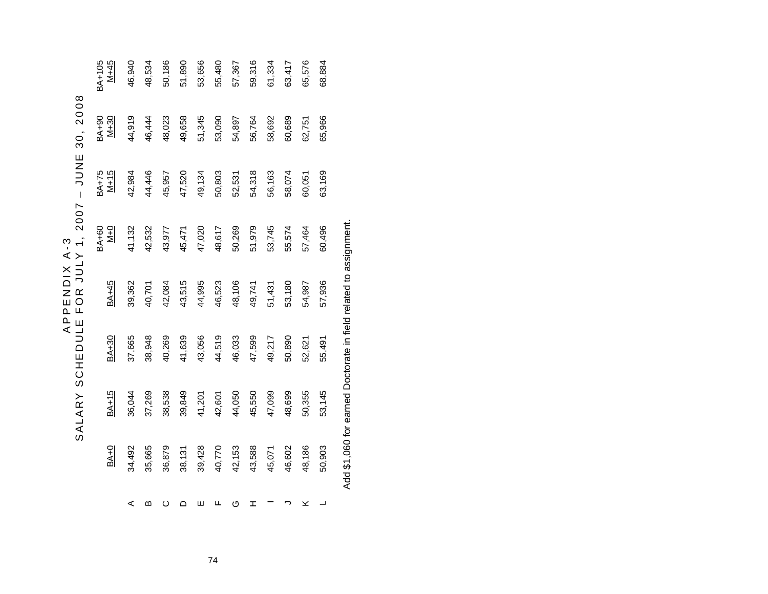# APPENDIX A-3
## SALARY SCHEDULE FOR JULY 1, 2007 – JUNE 30, 2008

| | BA+0 | BA+15 | BA+30 | BA+45 | BA+60 M+0 | BA+75 M+15 | BA+90 M+30 | BA+105 M+45 |
|---|---|---|---|---|---|---|---|---|
| A | 34,492 | 36,044 | 37,665 | 39,362 | 41,132 | 42,984 | 44,919 | 46,940 |
| B | 35,665 | 37,269 | 38,948 | 40,701 | 42,532 | 44,446 | 46,444 | 48,534 |
| C | 36,879 | 38,538 | 40,269 | 42,084 | 43,977 | 45,957 | 48,023 | 50,186 |
| D | 38,131 | 39,849 | 41,639 | 43,515 | 45,471 | 47,520 | 49,658 | 51,890 |
| E | 39,428 | 41,201 | 43,056 | 44,995 | 47,020 | 49,134 | 51,345 | 53,656 |
| F | 40,770 | 42,601 | 44,519 | 46,523 | 48,617 | 50,803 | 53,090 | 55,480 |
| G | 42,153 | 44,050 | 46,033 | 48,106 | 50,269 | 52,531 | 54,897 | 57,367 |
| H | 43,588 | 45,550 | 47,599 | 49,741 | 51,979 | 54,318 | 56,764 | 59,316 |
| I | 45,071 | 47,099 | 49,217 | 51,431 | 53,745 | 56,163 | 58,692 | 61,334 |
| J | 46,602 | 48,699 | 50,890 | 53,180 | 55,574 | 58,074 | 60,689 | 63,417 |
| K | 48,186 | 50,355 | 52,621 | 54,987 | 57,464 | 60,051 | 62,751 | 65,576 |
| L | 50,903 | 53,145 | 55,491 | 57,936 | 60,496 | 63,169 | 65,966 | 68,884 |

Add $1,060 for earned Doctorate in field related to assignment.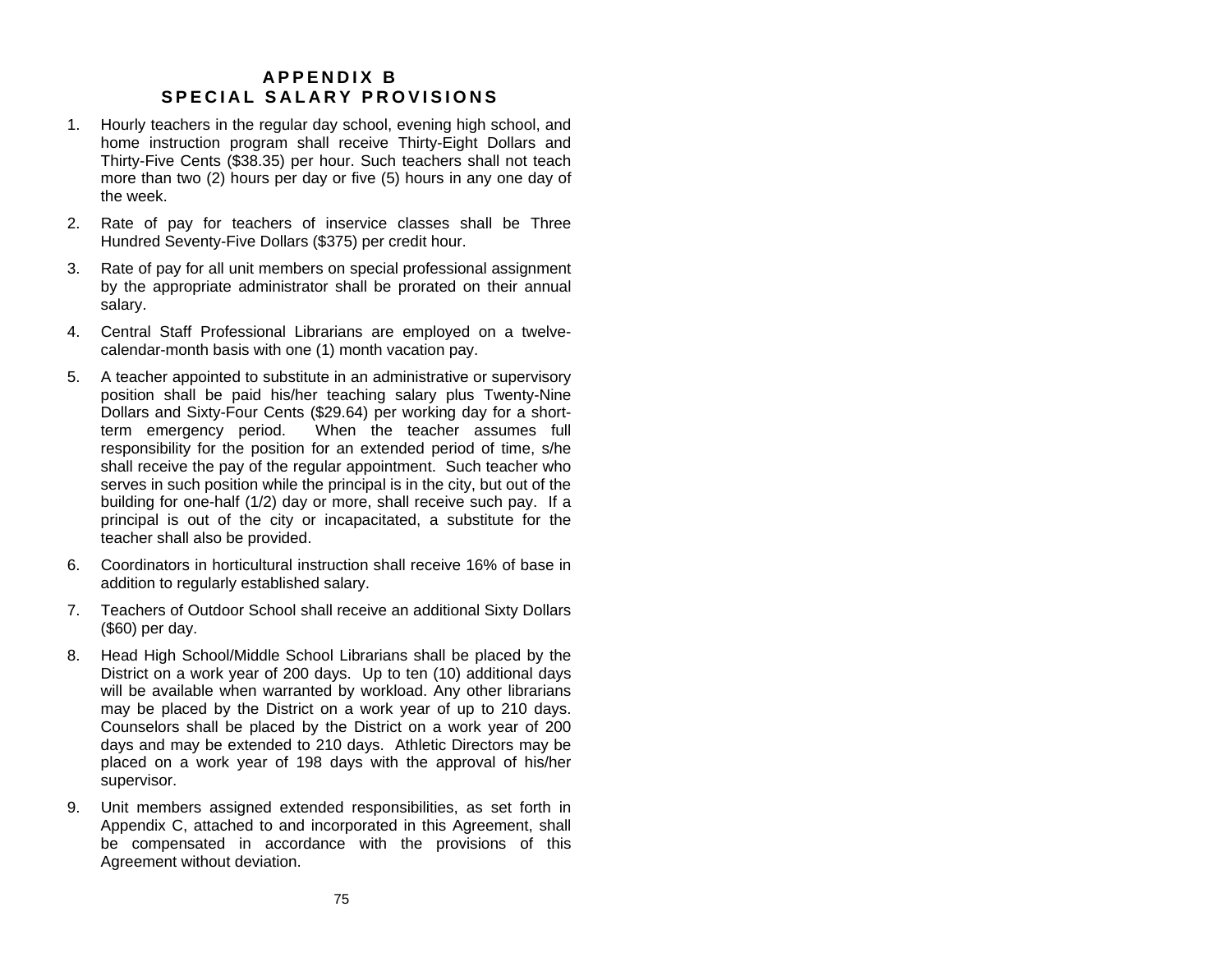# APPENDIX B
## SPECIAL SALARY PROVISIONS

1. Hourly teachers in the regular day school, evening high school, and home instruction program shall receive Thirty-Eight Dollars and Thirty-Five Cents ($38.35) per hour. Such teachers shall not teach more than two (2) hours per day or five (5) hours in any one day of the week.

2. Rate of pay for teachers of inservice classes shall be Three Hundred Seventy-Five Dollars ($375) per credit hour.

3. Rate of pay for all unit members on special professional assignment by the appropriate administrator shall be prorated on their annual salary.

4. Central Staff Professional Librarians are employed on a twelve-calendar-month basis with one (1) month vacation pay.

5. A teacher appointed to substitute in an administrative or supervisory position shall be paid his/her teaching salary plus Twenty-Nine Dollars and Sixty-Four Cents ($29.64) per working day for a short-term emergency period. When the teacher assumes full responsibility for the position for an extended period of time, s/he shall receive the pay of the regular appointment. Such teacher who serves in such position while the principal is in the city, but out of the building for one-half (1/2) day or more, shall receive such pay. If a principal is out of the city or incapacitated, a substitute for the teacher shall also be provided.

6. Coordinators in horticultural instruction shall receive 16% of base in addition to regularly established salary.

7. Teachers of Outdoor School shall receive an additional Sixty Dollars ($60) per day.

8. Head High School/Middle School Librarians shall be placed by the District on a work year of 200 days. Up to ten (10) additional days will be available when warranted by workload. Any other librarians may be placed by the District on a work year of up to 210 days. Counselors shall be placed by the District on a work year of 200 days and may be extended to 210 days. Athletic Directors may be placed on a work year of 198 days with the approval of his/her supervisor.

9. Unit members assigned extended responsibilities, as set forth in Appendix C, attached to and incorporated in this Agreement, shall be compensated in accordance with the provisions of this Agreement without deviation.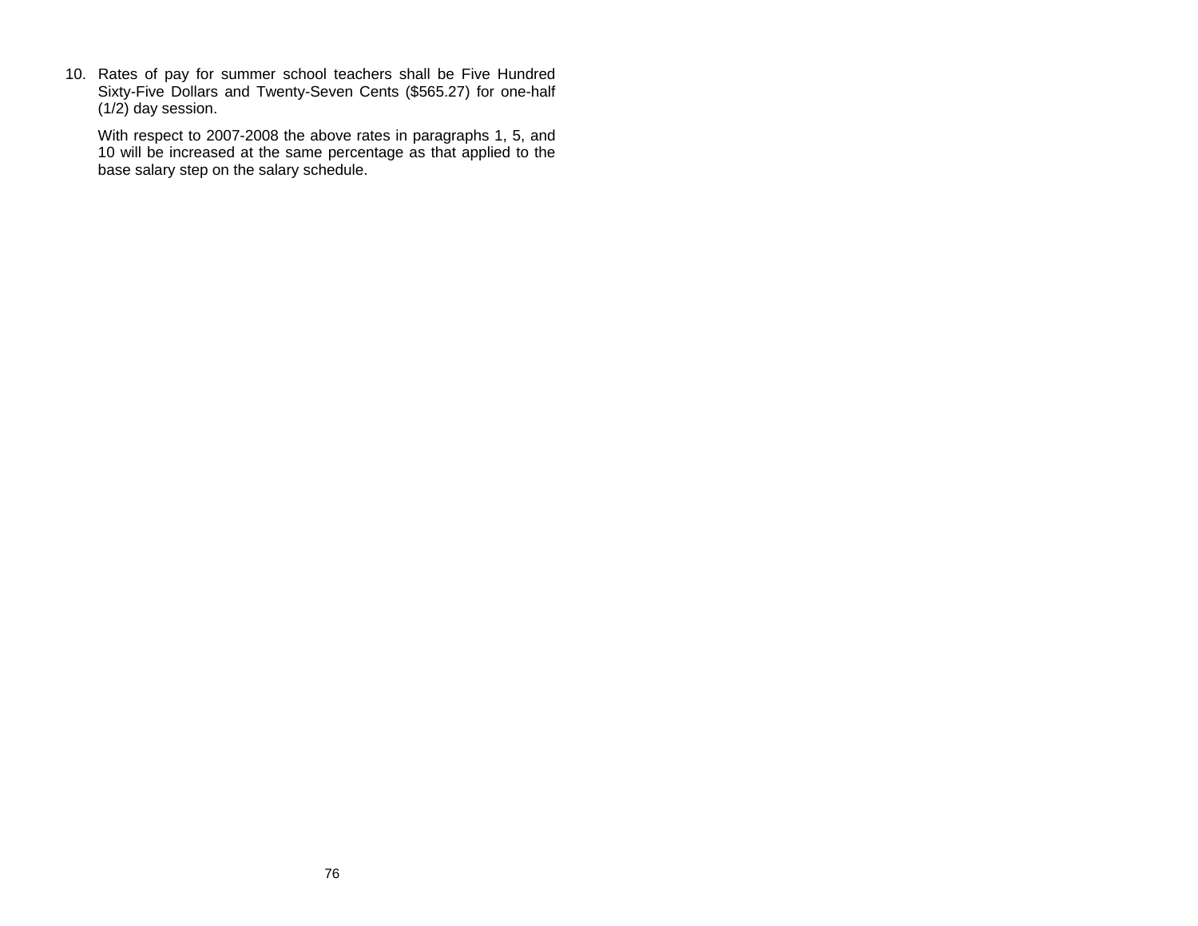10. Rates of pay for summer school teachers shall be Five Hundred Sixty-Five Dollars and Twenty-Seven Cents ($565.27) for one-half (1/2) day session.

    With respect to 2007-2008 the above rates in paragraphs 1, 5, and 10 will be increased at the same percentage as that applied to the base salary step on the salary schedule.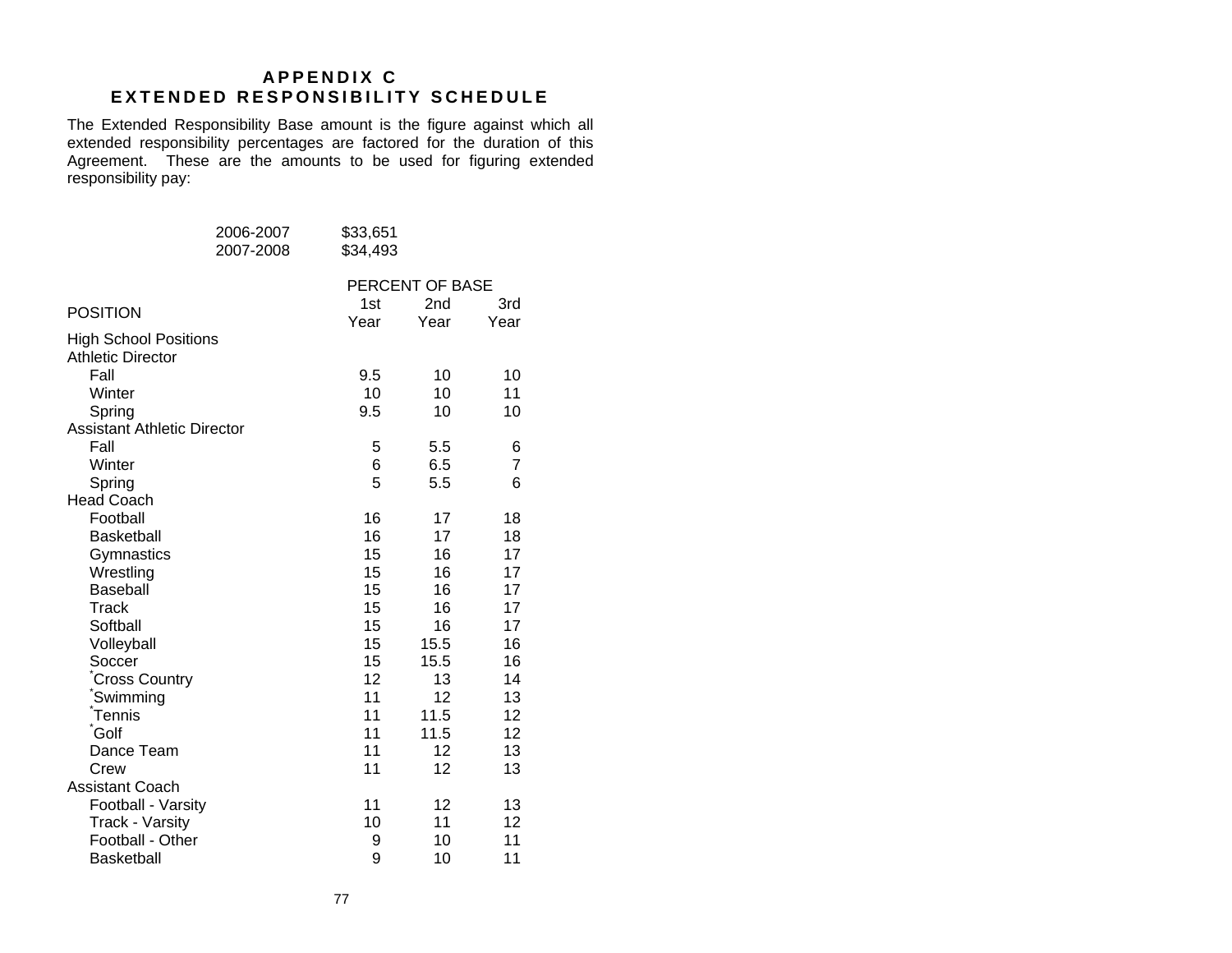# APPENDIX C
# EXTENDED RESPONSIBILITY SCHEDULE

The Extended Responsibility Base amount is the figure against which all extended responsibility percentages are factored for the duration of this Agreement. These are the amounts to be used for figuring extended responsibility pay:

| | |
|---|---|
| 2006-2007 | $33,651 |
| 2007-2008 | $34,493 |

| POSITION | PERCENT OF BASE 1st Year | 2nd Year | 3rd Year |
|---|---|---|---|
| **High School Positions** | | | |
| **Athletic Director** | | | |
| Fall | 9.5 | 10 | 10 |
| Winter | 10 | 10 | 11 |
| Spring | 9.5 | 10 | 10 |
| **Assistant Athletic Director** | | | |
| Fall | 5 | 5.5 | 6 |
| Winter | 6 | 6.5 | 7 |
| Spring | 5 | 5.5 | 6 |
| **Head Coach** | | | |
| Football | 16 | 17 | 18 |
| Basketball | 16 | 17 | 18 |
| Gymnastics | 15 | 16 | 17 |
| Wrestling | 15 | 16 | 17 |
| Baseball | 15 | 16 | 17 |
| Track | 15 | 16 | 17 |
| Softball | 15 | 16 | 17 |
| Volleyball | 15 | 15.5 | 16 |
| Soccer | 15 | 15.5 | 16 |
| *Cross Country | 12 | 13 | 14 |
| *Swimming | 11 | 12 | 13 |
| *Tennis | 11 | 11.5 | 12 |
| *Golf | 11 | 11.5 | 12 |
| Dance Team | 11 | 12 | 13 |
| Crew | 11 | 12 | 13 |
| **Assistant Coach** | | | |
| Football - Varsity | 11 | 12 | 13 |
| Track - Varsity | 10 | 11 | 12 |
| Football - Other | 9 | 10 | 11 |
| Basketball | 9 | 10 | 11 |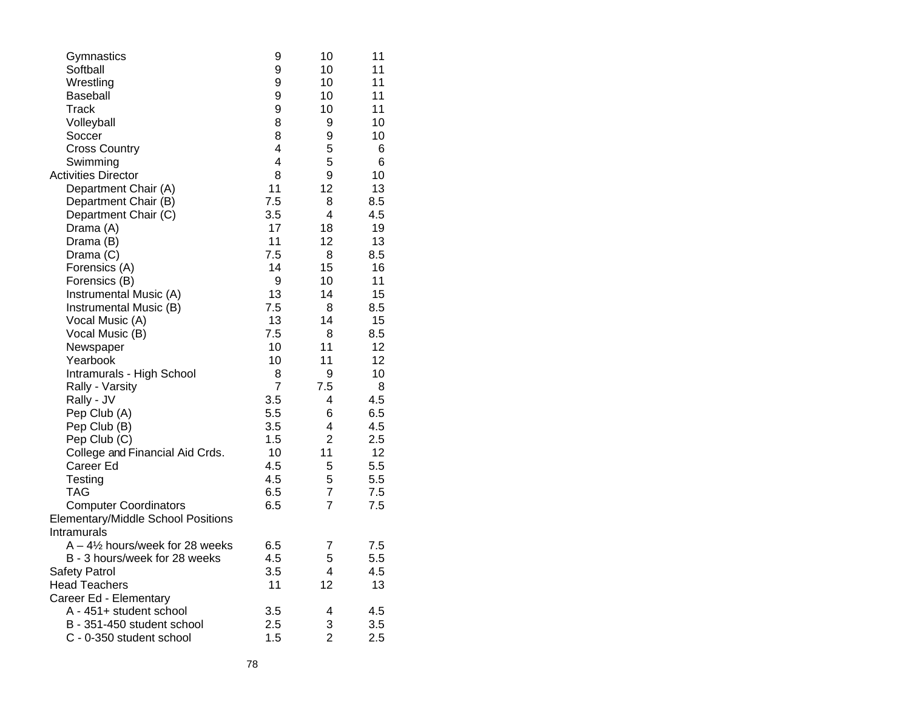| | | | |
|---|---|---|---|
| Gymnastics | 9 | 10 | 11 |
| Softball | 9 | 10 | 11 |
| Wrestling | 9 | 10 | 11 |
| Baseball | 9 | 10 | 11 |
| Track | 9 | 10 | 11 |
| Volleyball | 8 | 9 | 10 |
| Soccer | 8 | 9 | 10 |
| Cross Country | 4 | 5 | 6 |
| Swimming | 4 | 5 | 6 |
| Activities Director | 8 | 9 | 10 |
| Department Chair (A) | 11 | 12 | 13 |
| Department Chair (B) | 7.5 | 8 | 8.5 |
| Department Chair (C) | 3.5 | 4 | 4.5 |
| Drama (A) | 17 | 18 | 19 |
| Drama (B) | 11 | 12 | 13 |
| Drama (C) | 7.5 | 8 | 8.5 |
| Forensics (A) | 14 | 15 | 16 |
| Forensics (B) | 9 | 10 | 11 |
| Instrumental Music (A) | 13 | 14 | 15 |
| Instrumental Music (B) | 7.5 | 8 | 8.5 |
| Vocal Music (A) | 13 | 14 | 15 |
| Vocal Music (B) | 7.5 | 8 | 8.5 |
| Newspaper | 10 | 11 | 12 |
| Yearbook | 10 | 11 | 12 |
| Intramurals - High School | 8 | 9 | 10 |
| Rally - Varsity | 7 | 7.5 | 8 |
| Rally - JV | 3.5 | 4 | 4.5 |
| Pep Club (A) | 5.5 | 6 | 6.5 |
| Pep Club (B) | 3.5 | 4 | 4.5 |
| Pep Club (C) | 1.5 | 2 | 2.5 |
| College and Financial Aid Crds. | 10 | 11 | 12 |
| Career Ed | 4.5 | 5 | 5.5 |
| Testing | 4.5 | 5 | 5.5 |
| TAG | 6.5 | 7 | 7.5 |
| Computer Coordinators | 6.5 | 7 | 7.5 |
| Elementary/Middle School Positions | | | |
| Intramurals | | | |
| A – 4½ hours/week for 28 weeks | 6.5 | 7 | 7.5 |
| B - 3 hours/week for 28 weeks | 4.5 | 5 | 5.5 |
| Safety Patrol | 3.5 | 4 | 4.5 |
| Head Teachers | 11 | 12 | 13 |
| Career Ed - Elementary | | | |
| A - 451+ student school | 3.5 | 4 | 4.5 |
| B - 351-450 student school | 2.5 | 3 | 3.5 |
| C - 0-350 student school | 1.5 | 2 | 2.5 |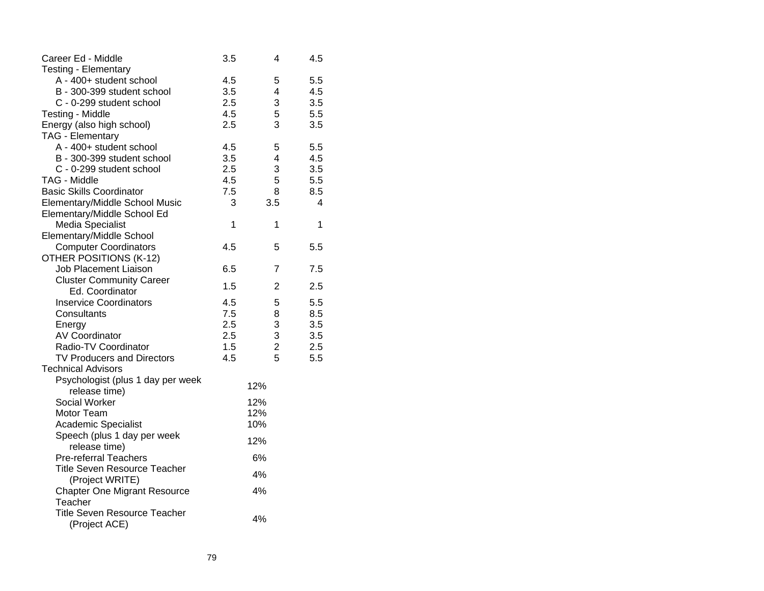| | | | |
|---|---|---|---|
| Career Ed - Middle | 3.5 | 4 | 4.5 |
| Testing - Elementary | | | |
| A - 400+ student school | 4.5 | 5 | 5.5 |
| B - 300-399 student school | 3.5 | 4 | 4.5 |
| C - 0-299 student school | 2.5 | 3 | 3.5 |
| Testing - Middle | 4.5 | 5 | 5.5 |
| Energy (also high school) | 2.5 | 3 | 3.5 |
| TAG - Elementary | | | |
| A - 400+ student school | 4.5 | 5 | 5.5 |
| B - 300-399 student school | 3.5 | 4 | 4.5 |
| C - 0-299 student school | 2.5 | 3 | 3.5 |
| TAG - Middle | 4.5 | 5 | 5.5 |
| Basic Skills Coordinator | 7.5 | 8 | 8.5 |
| Elementary/Middle School Music | 3 | 3.5 | 4 |
| Elementary/Middle School Ed Media Specialist | 1 | 1 | 1 |
| Elementary/Middle School Computer Coordinators | 4.5 | 5 | 5.5 |
| OTHER POSITIONS (K-12) | | | |
| Job Placement Liaison | 6.5 | 7 | 7.5 |
| Cluster Community Career Ed. Coordinator | 1.5 | 2 | 2.5 |
| Inservice Coordinators | 4.5 | 5 | 5.5 |
| Consultants | 7.5 | 8 | 8.5 |
| Energy | 2.5 | 3 | 3.5 |
| AV Coordinator | 2.5 | 3 | 3.5 |
| Radio-TV Coordinator | 1.5 | 2 | 2.5 |
| TV Producers and Directors | 4.5 | 5 | 5.5 |
| Technical Advisors | | | |
| Psychologist (plus 1 day per week release time) | 12% | | |
| Social Worker | 12% | | |
| Motor Team | 12% | | |
| Academic Specialist | 10% | | |
| Speech (plus 1 day per week release time) | 12% | | |
| Pre-referral Teachers | 6% | | |
| Title Seven Resource Teacher (Project WRITE) | 4% | | |
| Chapter One Migrant Resource Teacher | 4% | | |
| Title Seven Resource Teacher (Project ACE) | 4% | | |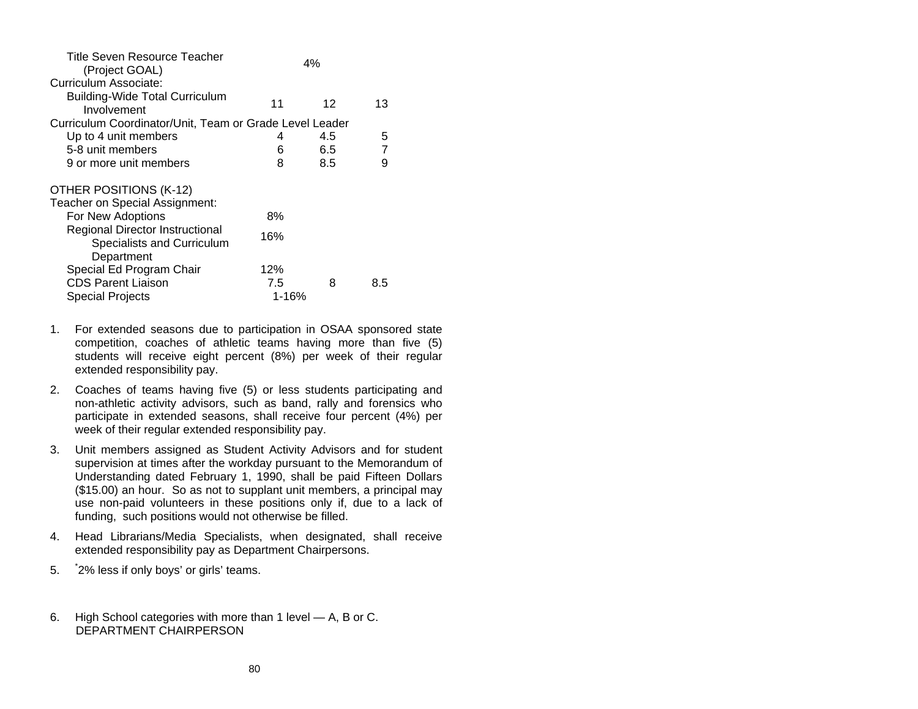| Position | | | |
|---|---|---|---|
| Title Seven Resource Teacher (Project GOAL) | | 4% | |
| Curriculum Associate: | | | |
| Building-Wide Total Curriculum Involvement | 11 | 12 | 13 |
| Curriculum Coordinator/Unit, Team or Grade Level Leader | | | |
| Up to 4 unit members | 4 | 4.5 | 5 |
| 5-8 unit members | 6 | 6.5 | 7 |
| 9 or more unit members | 8 | 8.5 | 9 |
| | | | |
| OTHER POSITIONS (K-12) | | | |
| Teacher on Special Assignment: | | | |
| For New Adoptions | 8% | | |
| Regional Director Instructional Specialists and Curriculum Department | 16% | | |
| Special Ed Program Chair | 12% | | |
| CDS Parent Liaison | 7.5 | 8 | 8.5 |
| Special Projects | 1-16% | | |

1. For extended seasons due to participation in OSAA sponsored state competition, coaches of athletic teams having more than five (5) students will receive eight percent (8%) per week of their regular extended responsibility pay.

2. Coaches of teams having five (5) or less students participating and non-athletic activity advisors, such as band, rally and forensics who participate in extended seasons, shall receive four percent (4%) per week of their regular extended responsibility pay.

3. Unit members assigned as Student Activity Advisors and for student supervision at times after the workday pursuant to the Memorandum of Understanding dated February 1, 1990, shall be paid Fifteen Dollars ($15.00) an hour. So as not to supplant unit members, a principal may use non-paid volunteers in these positions only if, due to a lack of funding, such positions would not otherwise be filled.

4. Head Librarians/Media Specialists, when designated, shall receive extended responsibility pay as Department Chairpersons.

5. *2% less if only boys' or girls' teams.

6. High School categories with more than 1 level — A, B or C.
   DEPARTMENT CHAIRPERSON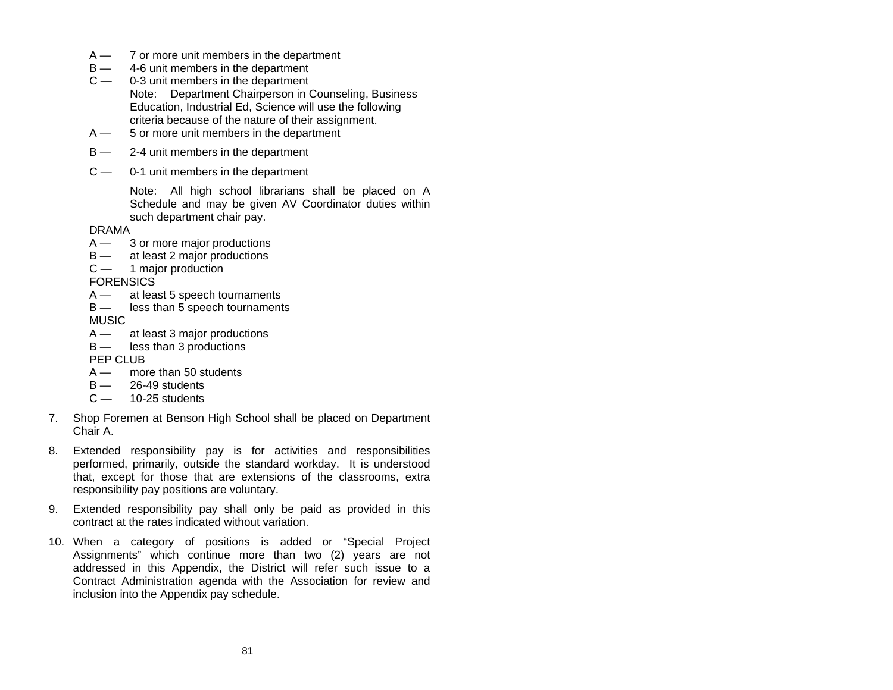A — 7 or more unit members in the department
B — 4-6 unit members in the department
C — 0-3 unit members in the department

Note: Department Chairperson in Counseling, Business Education, Industrial Ed, Science will use the following criteria because of the nature of their assignment.

A — 5 or more unit members in the department

B — 2-4 unit members in the department

C — 0-1 unit members in the department

Note: All high school librarians shall be placed on A Schedule and may be given AV Coordinator duties within such department chair pay.

DRAMA
A — 3 or more major productions
B — at least 2 major productions
C — 1 major production

FORENSICS
A — at least 5 speech tournaments
B — less than 5 speech tournaments

MUSIC
A — at least 3 major productions
B — less than 3 productions

PEP CLUB
A — more than 50 students
B — 26-49 students
C — 10-25 students

7. Shop Foremen at Benson High School shall be placed on Department Chair A.

8. Extended responsibility pay is for activities and responsibilities performed, primarily, outside the standard workday. It is understood that, except for those that are extensions of the classrooms, extra responsibility pay positions are voluntary.

9. Extended responsibility pay shall only be paid as provided in this contract at the rates indicated without variation.

10. When a category of positions is added or "Special Project Assignments" which continue more than two (2) years are not addressed in this Appendix, the District will refer such issue to a Contract Administration agenda with the Association for review and inclusion into the Appendix pay schedule.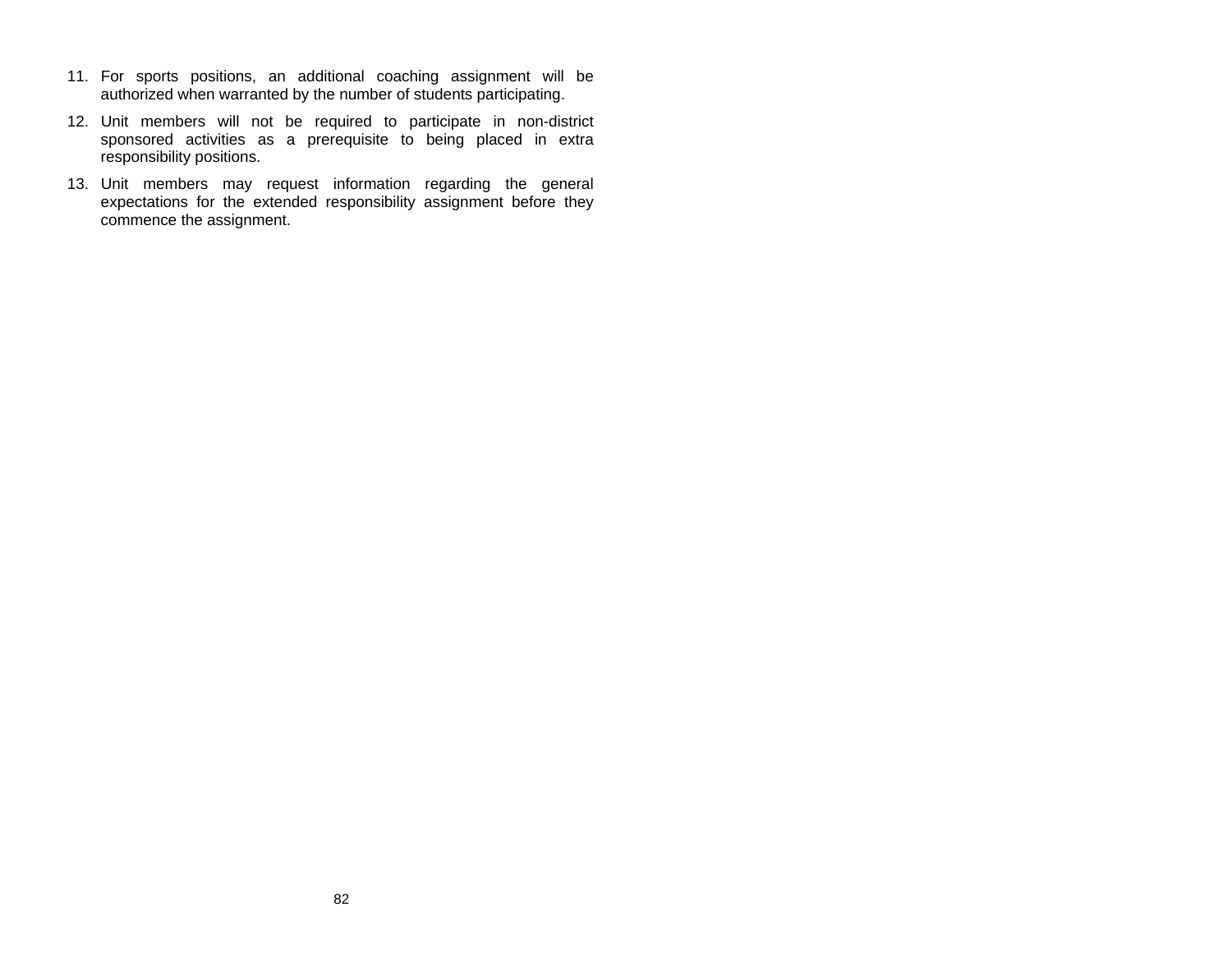11. For sports positions, an additional coaching assignment will be authorized when warranted by the number of students participating.

12. Unit members will not be required to participate in non-district sponsored activities as a prerequisite to being placed in extra responsibility positions.

13. Unit members may request information regarding the general expectations for the extended responsibility assignment before they commence the assignment.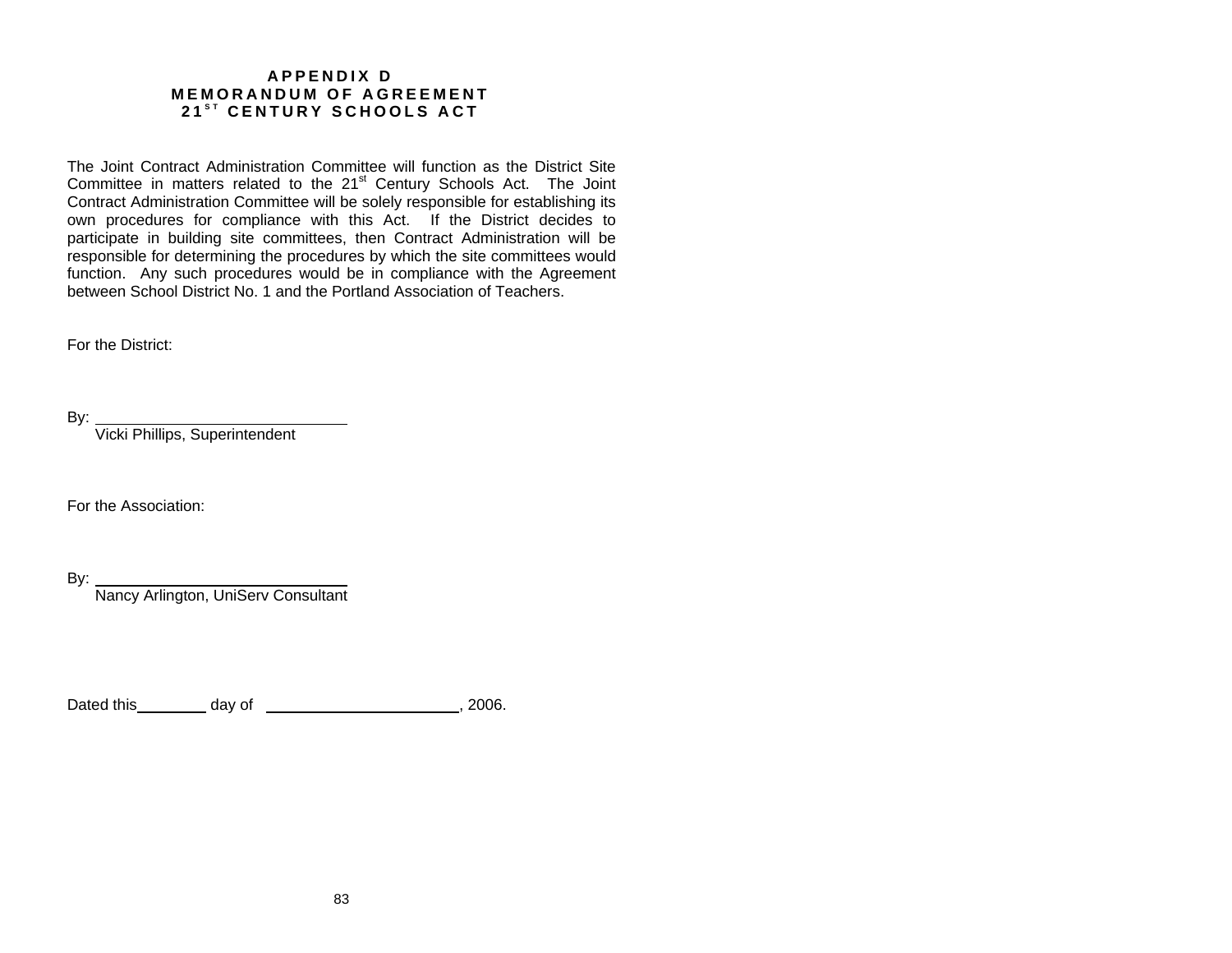# APPENDIX D
# MEMORANDUM OF AGREEMENT
# 21ST CENTURY SCHOOLS ACT

The Joint Contract Administration Committee will function as the District Site Committee in matters related to the 21st Century Schools Act. The Joint Contract Administration Committee will be solely responsible for establishing its own procedures for compliance with this Act. If the District decides to participate in building site committees, then Contract Administration will be responsible for determining the procedures by which the site committees would function. Any such procedures would be in compliance with the Agreement between School District No. 1 and the Portland Association of Teachers.

For the District:

By: ______________________________
Vicki Phillips, Superintendent

For the Association:

By: ______________________________
Nancy Arlington, UniServ Consultant

Dated this________ day of ______________________, 2006.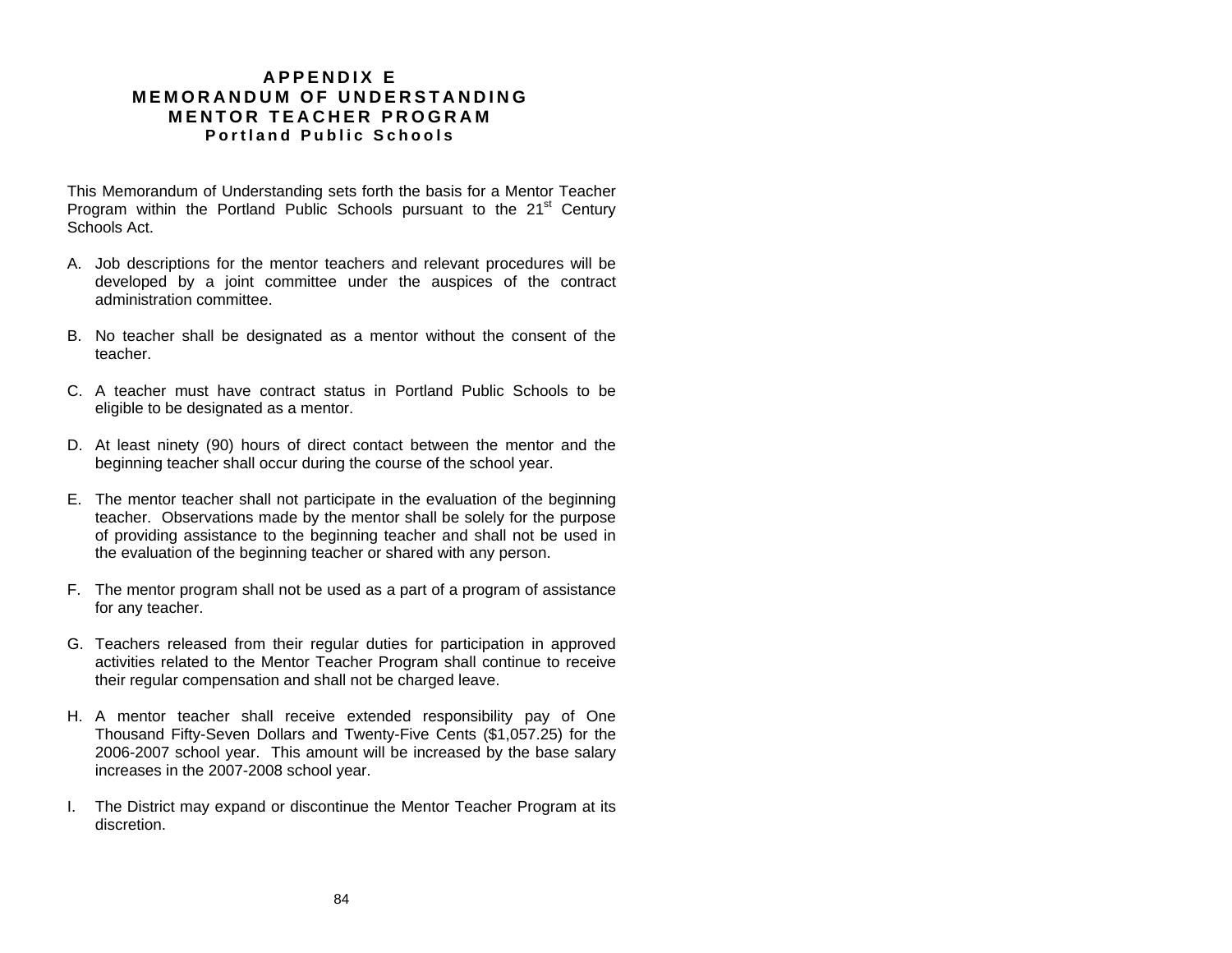# APPENDIX E
# MEMORANDUM OF UNDERSTANDING
# MENTOR TEACHER PROGRAM
## Portland Public Schools

This Memorandum of Understanding sets forth the basis for a Mentor Teacher Program within the Portland Public Schools pursuant to the 21st Century Schools Act.

A. Job descriptions for the mentor teachers and relevant procedures will be developed by a joint committee under the auspices of the contract administration committee.

B. No teacher shall be designated as a mentor without the consent of the teacher.

C. A teacher must have contract status in Portland Public Schools to be eligible to be designated as a mentor.

D. At least ninety (90) hours of direct contact between the mentor and the beginning teacher shall occur during the course of the school year.

E. The mentor teacher shall not participate in the evaluation of the beginning teacher. Observations made by the mentor shall be solely for the purpose of providing assistance to the beginning teacher and shall not be used in the evaluation of the beginning teacher or shared with any person.

F. The mentor program shall not be used as a part of a program of assistance for any teacher.

G. Teachers released from their regular duties for participation in approved activities related to the Mentor Teacher Program shall continue to receive their regular compensation and shall not be charged leave.

H. A mentor teacher shall receive extended responsibility pay of One Thousand Fifty-Seven Dollars and Twenty-Five Cents ($1,057.25) for the 2006-2007 school year. This amount will be increased by the base salary increases in the 2007-2008 school year.

I. The District may expand or discontinue the Mentor Teacher Program at its discretion.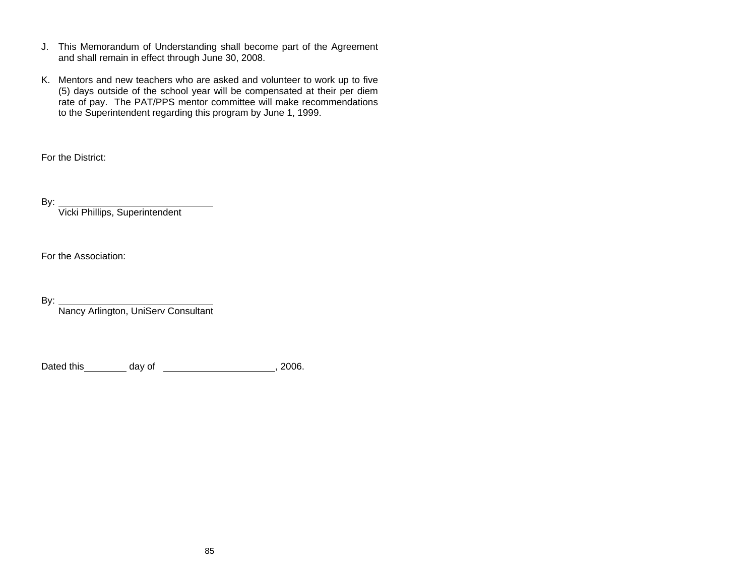J. This Memorandum of Understanding shall become part of the Agreement and shall remain in effect through June 30, 2008.

K. Mentors and new teachers who are asked and volunteer to work up to five (5) days outside of the school year will be compensated at their per diem rate of pay. The PAT/PPS mentor committee will make recommendations to the Superintendent regarding this program by June 1, 1999.

For the District:

By: ____________________________
Vicki Phillips, Superintendent

For the Association:

By: ____________________________
Nancy Arlington, UniServ Consultant

Dated this________ day of ____________________, 2006.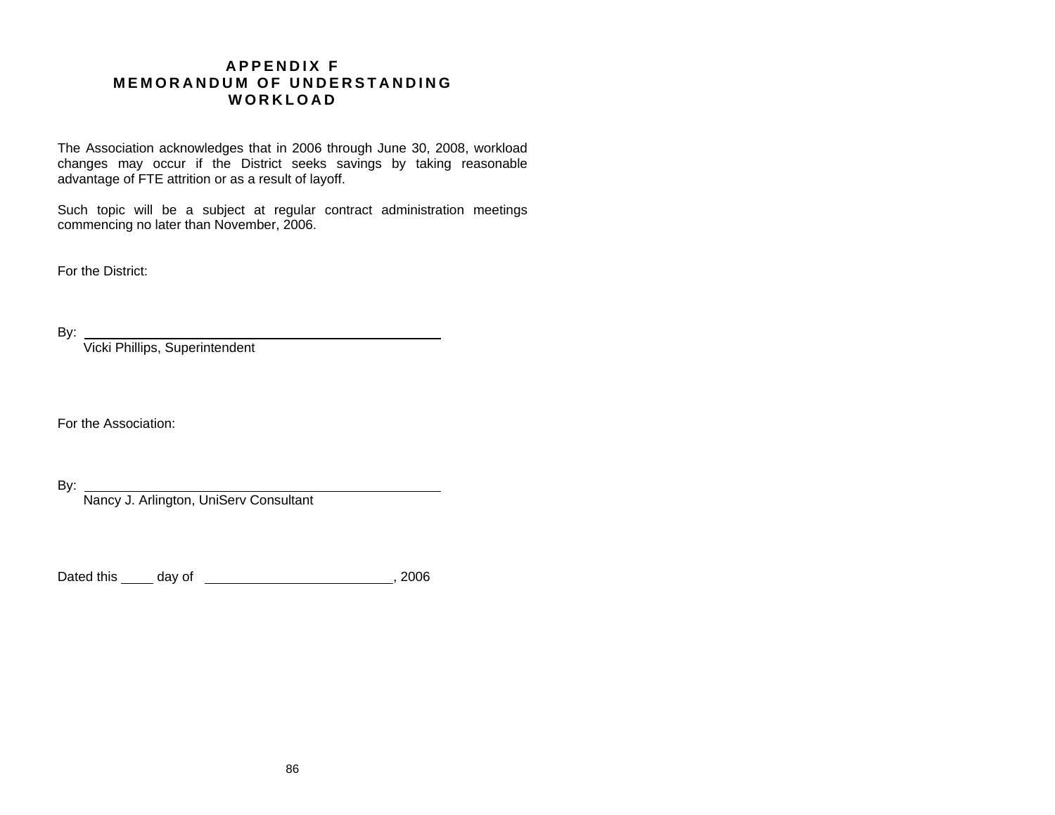# APPENDIX F
# MEMORANDUM OF UNDERSTANDING
# WORKLOAD

The Association acknowledges that in 2006 through June 30, 2008, workload changes may occur if the District seeks savings by taking reasonable advantage of FTE attrition or as a result of layoff.

Such topic will be a subject at regular contract administration meetings commencing no later than November, 2006.

For the District:

By: ______________________________________________
Vicki Phillips, Superintendent

For the Association:

By: ______________________________________________
Nancy J. Arlington, UniServ Consultant

Dated this ____ day of ________________________, 2006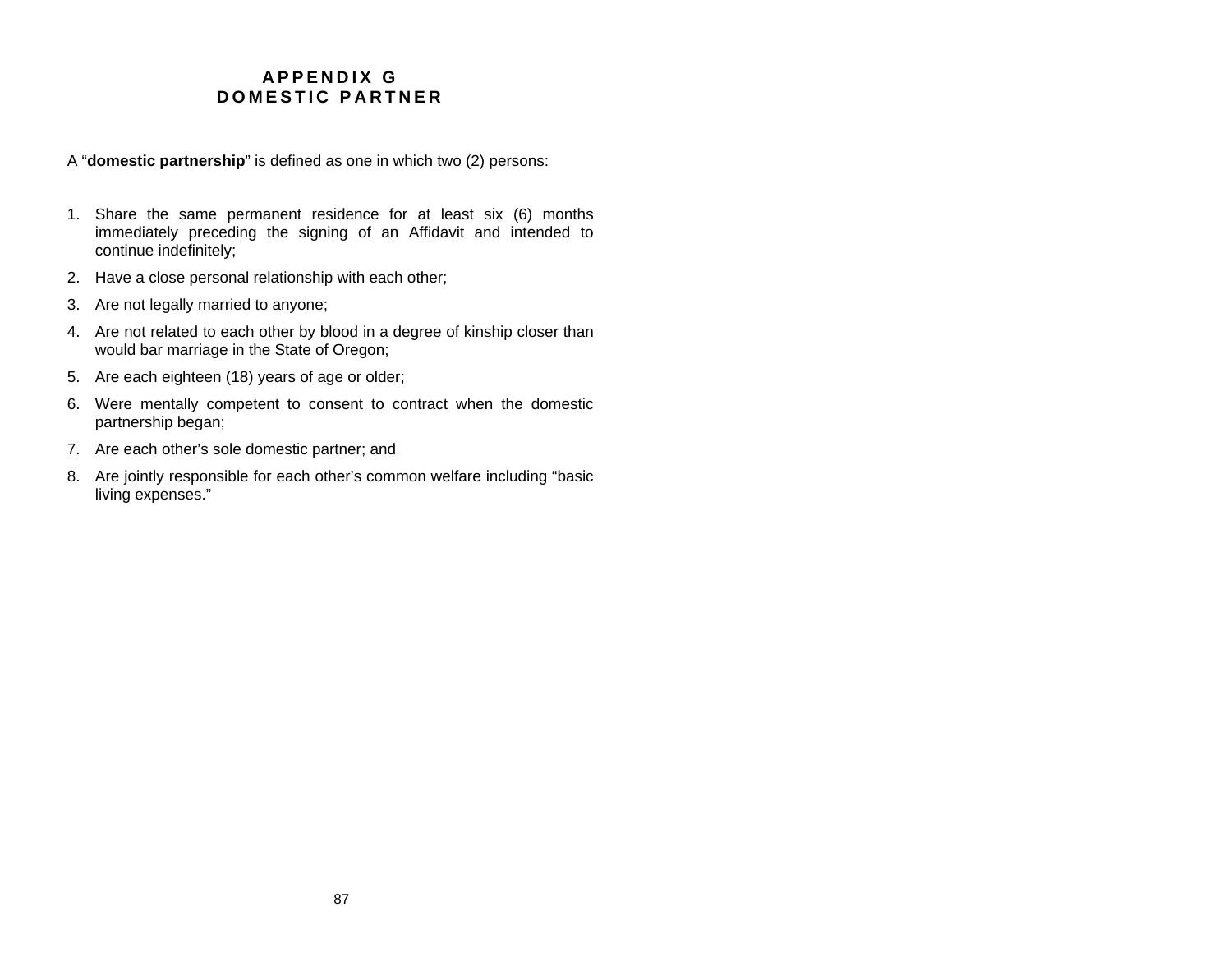# APPENDIX G
# DOMESTIC PARTNER

A "**domestic partnership**" is defined as one in which two (2) persons:

1. Share the same permanent residence for at least six (6) months immediately preceding the signing of an Affidavit and intended to continue indefinitely;
2. Have a close personal relationship with each other;
3. Are not legally married to anyone;
4. Are not related to each other by blood in a degree of kinship closer than would bar marriage in the State of Oregon;
5. Are each eighteen (18) years of age or older;
6. Were mentally competent to consent to contract when the domestic partnership began;
7. Are each other's sole domestic partner; and
8. Are jointly responsible for each other's common welfare including "basic living expenses."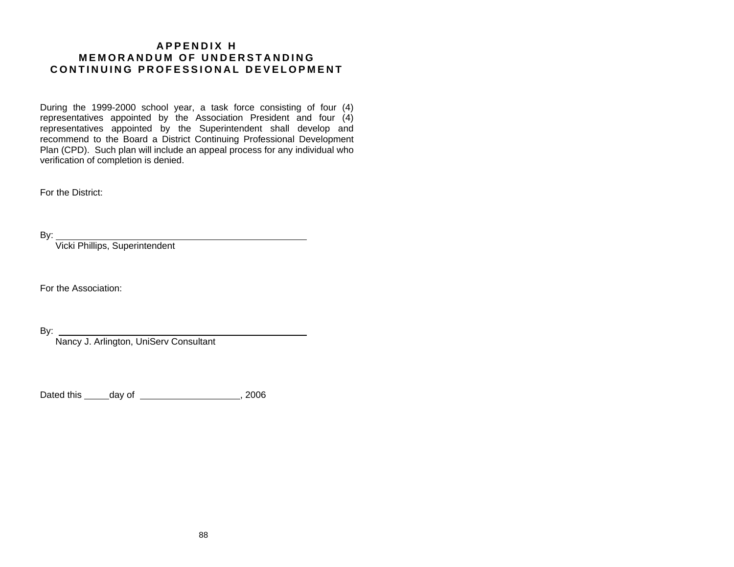# APPENDIX H
# MEMORANDUM OF UNDERSTANDING
# CONTINUING PROFESSIONAL DEVELOPMENT

During the 1999-2000 school year, a task force consisting of four (4) representatives appointed by the Association President and four (4) representatives appointed by the Superintendent shall develop and recommend to the Board a District Continuing Professional Development Plan (CPD). Such plan will include an appeal process for any individual who verification of completion is denied.

For the District:

By: ______________________________________________
Vicki Phillips, Superintendent

For the Association:

By: ______________________________________________
Nancy J. Arlington, UniServ Consultant

Dated this _____day of ____________________, 2006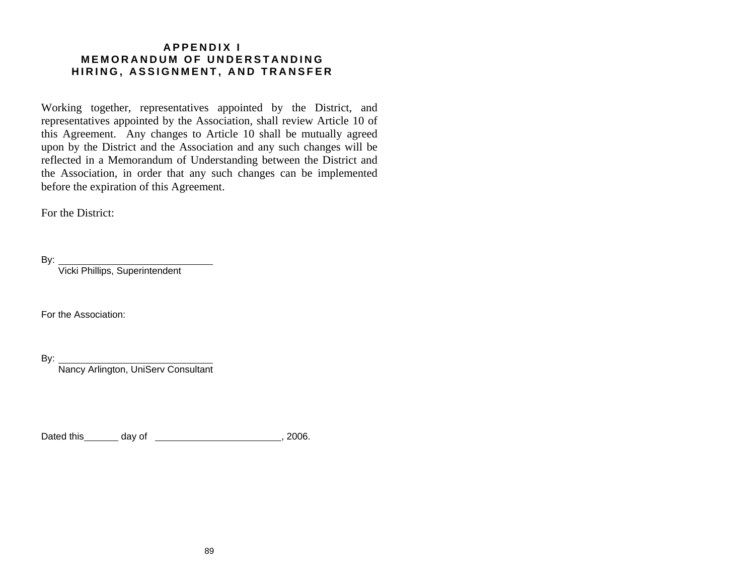# APPENDIX I
# MEMORANDUM OF UNDERSTANDING
# HIRING, ASSIGNMENT, AND TRANSFER

Working together, representatives appointed by the District, and representatives appointed by the Association, shall review Article 10 of this Agreement. Any changes to Article 10 shall be mutually agreed upon by the District and the Association and any such changes will be reflected in a Memorandum of Understanding between the District and the Association, in order that any such changes can be implemented before the expiration of this Agreement.

For the District:

By: ______________________________
Vicki Phillips, Superintendent

For the Association:

By: ______________________________
Nancy Arlington, UniServ Consultant

Dated this______ day of ________________________, 2006.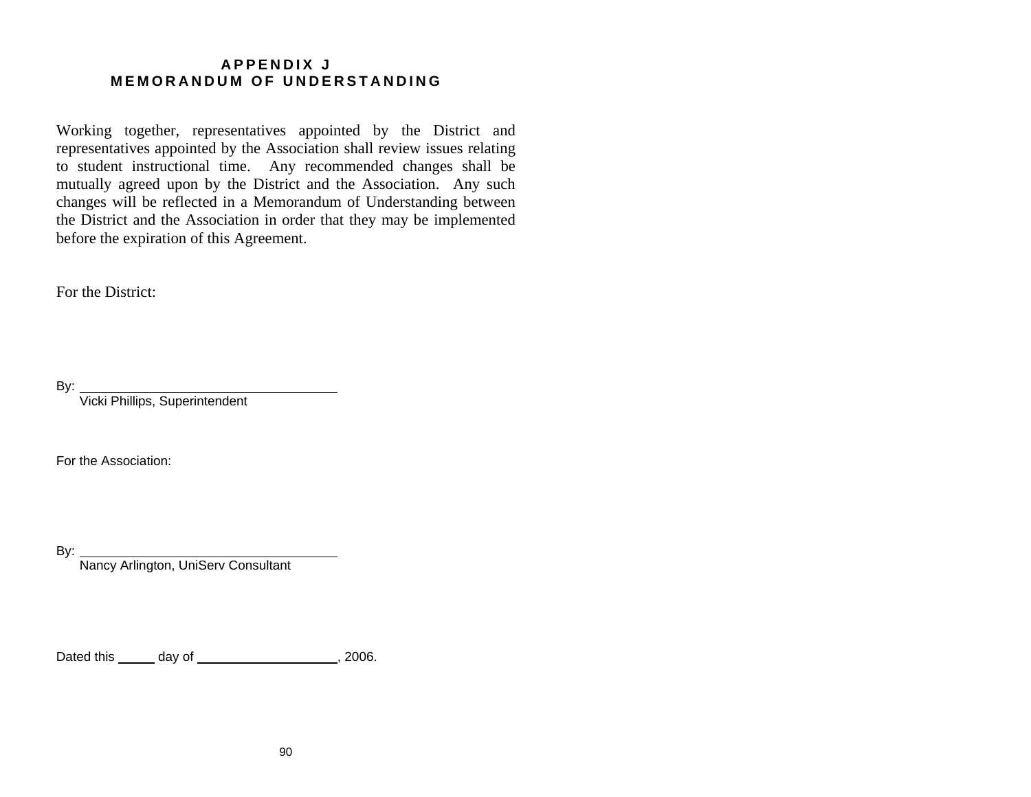# APPENDIX J
# MEMORANDUM OF UNDERSTANDING

Working together, representatives appointed by the District and representatives appointed by the Association shall review issues relating to student instructional time. Any recommended changes shall be mutually agreed upon by the District and the Association. Any such changes will be reflected in a Memorandum of Understanding between the District and the Association in order that they may be implemented before the expiration of this Agreement.

For the District:

By: ______________________________
Vicki Phillips, Superintendent

For the Association:

By: ______________________________
Nancy Arlington, UniServ Consultant

Dated this _____ day of ___________________, 2006.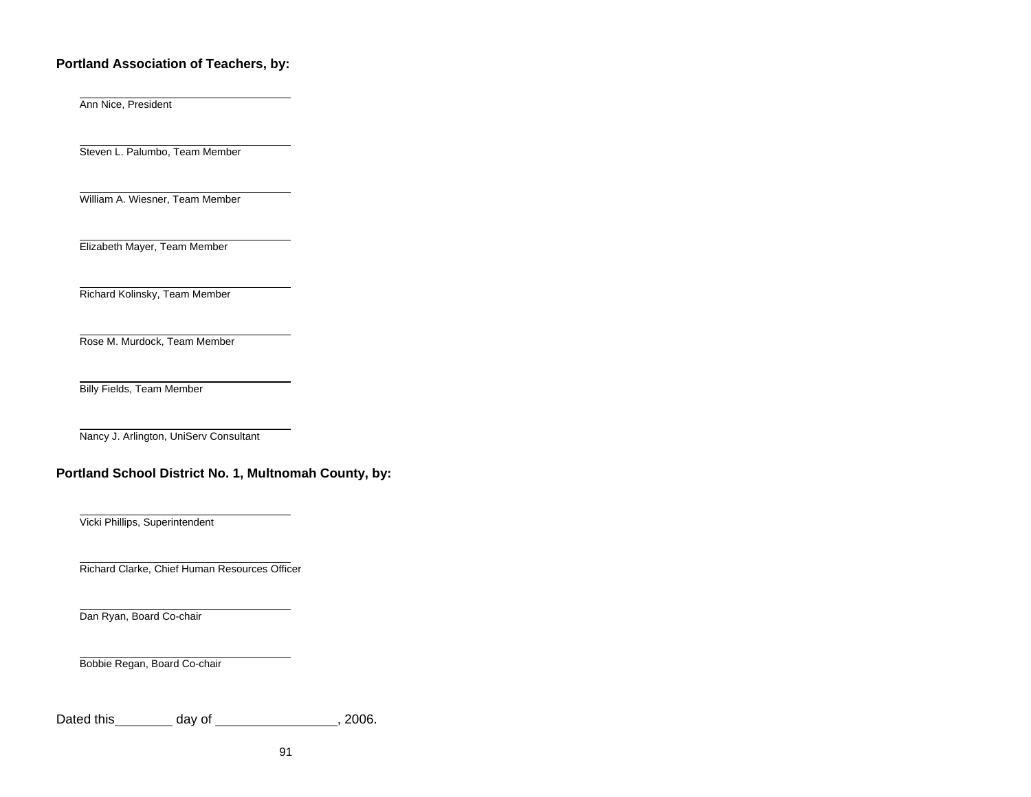**Portland Association of Teachers, by:**

\_\_\_\_\_\_\_\_\_\_\_\_\_\_\_\_\_\_\_\_\_\_\_\_\_\_\_\_\_\_\_\_\_\_\_\_\_\_
Ann Nice, President

\_\_\_\_\_\_\_\_\_\_\_\_\_\_\_\_\_\_\_\_\_\_\_\_\_\_\_\_\_\_\_\_\_\_\_\_\_\_
Steven L. Palumbo, Team Member

\_\_\_\_\_\_\_\_\_\_\_\_\_\_\_\_\_\_\_\_\_\_\_\_\_\_\_\_\_\_\_\_\_\_\_\_\_\_
William A. Wiesner, Team Member

\_\_\_\_\_\_\_\_\_\_\_\_\_\_\_\_\_\_\_\_\_\_\_\_\_\_\_\_\_\_\_\_\_\_\_\_\_\_
Elizabeth Mayer, Team Member

\_\_\_\_\_\_\_\_\_\_\_\_\_\_\_\_\_\_\_\_\_\_\_\_\_\_\_\_\_\_\_\_\_\_\_\_\_\_
Richard Kolinsky, Team Member

\_\_\_\_\_\_\_\_\_\_\_\_\_\_\_\_\_\_\_\_\_\_\_\_\_\_\_\_\_\_\_\_\_\_\_\_\_\_
Rose M. Murdock, Team Member

\_\_\_\_\_\_\_\_\_\_\_\_\_\_\_\_\_\_\_\_\_\_\_\_\_\_\_\_\_\_\_\_\_\_\_\_\_\_
Billy Fields, Team Member

\_\_\_\_\_\_\_\_\_\_\_\_\_\_\_\_\_\_\_\_\_\_\_\_\_\_\_\_\_\_\_\_\_\_\_\_\_\_
Nancy J. Arlington, UniServ Consultant

**Portland School District No. 1, Multnomah County, by:**

\_\_\_\_\_\_\_\_\_\_\_\_\_\_\_\_\_\_\_\_\_\_\_\_\_\_\_\_\_\_\_\_\_\_\_\_\_\_
Vicki Phillips, Superintendent

\_\_\_\_\_\_\_\_\_\_\_\_\_\_\_\_\_\_\_\_\_\_\_\_\_\_\_\_\_\_\_\_\_\_\_\_\_\_
Richard Clarke, Chief Human Resources Officer

\_\_\_\_\_\_\_\_\_\_\_\_\_\_\_\_\_\_\_\_\_\_\_\_\_\_\_\_\_\_\_\_\_\_\_\_\_\_
Dan Ryan, Board Co-chair

\_\_\_\_\_\_\_\_\_\_\_\_\_\_\_\_\_\_\_\_\_\_\_\_\_\_\_\_\_\_\_\_\_\_\_\_\_\_
Bobbie Regan, Board Co-chair

Dated this\_\_\_\_\_\_\_\_\_\_ day of \_\_\_\_\_\_\_\_\_\_\_\_\_\_\_\_\_\_\_\_, 2006.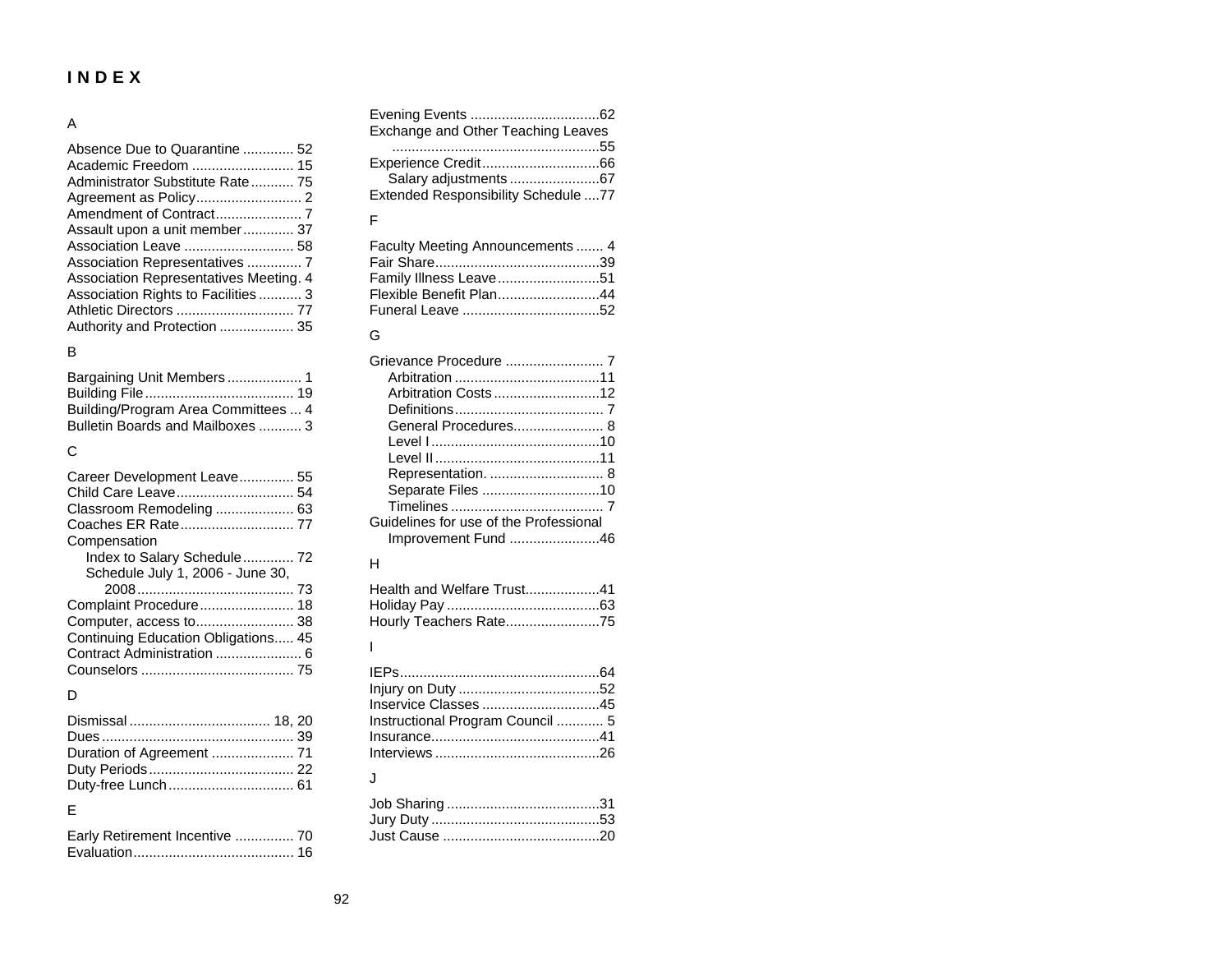# INDEX

## A

- Absence Due to Quarantine ............. 52
- Academic Freedom .......................... 15
- Administrator Substitute Rate ........... 75
- Agreement as Policy........................... 2
- Amendment of Contract...................... 7
- Assault upon a unit member ............. 37
- Association Leave ............................ 58
- Association Representatives .............. 7
- Association Representatives Meeting. 4
- Association Rights to Facilities ........... 3
- Athletic Directors .............................. 77
- Authority and Protection ................... 35

## B

- Bargaining Unit Members ................... 1
- Building File ...................................... 19
- Building/Program Area Committees ... 4
- Bulletin Boards and Mailboxes ........... 3

## C

- Career Development Leave.............. 55
- Child Care Leave.............................. 54
- Classroom Remodeling .................... 63
- Coaches ER Rate............................. 77
- Compensation
  - Index to Salary Schedule............. 72
  - Schedule July 1, 2006 - June 30, 2008........................................ 73
- Complaint Procedure........................ 18
- Computer, access to......................... 38
- Continuing Education Obligations..... 45
- Contract Administration ...................... 6
- Counselors ....................................... 75

## D

- Dismissal .................................... 18, 20
- Dues ................................................. 39
- Duration of Agreement ..................... 71
- Duty Periods..................................... 22
- Duty-free Lunch ................................ 61

## E

- Early Retirement Incentive ............... 70
- Evaluation......................................... 16
- Evening Events .................................62
- Exchange and Other Teaching Leaves .....................................................55
- Experience Credit..............................66
  - Salary adjustments .......................67
- Extended Responsibility Schedule ....77

## F

- Faculty Meeting Announcements ....... 4
- Fair Share..........................................39
- Family Illness Leave..........................51
- Flexible Benefit Plan..........................44
- Funeral Leave ...................................52

## G

- Grievance Procedure ......................... 7
  - Arbitration .....................................11
  - Arbitration Costs ...........................12
  - Definitions...................................... 7
  - General Procedures....................... 8
  - Level I ...........................................10
  - Level II ..........................................11
  - Representation. ............................. 8
  - Separate Files ..............................10
  - Timelines ....................................... 7
- Guidelines for use of the Professional Improvement Fund .......................46

## H

- Health and Welfare Trust...................41
- Holiday Pay .......................................63
- Hourly Teachers Rate........................75

## I

- IEPs...................................................64
- Injury on Duty ....................................52
- Inservice Classes ..............................45
- Instructional Program Council ............ 5
- Insurance...........................................41
- Interviews ..........................................26

## J

- Job Sharing .......................................31
- Jury Duty ...........................................53
- Just Cause ........................................20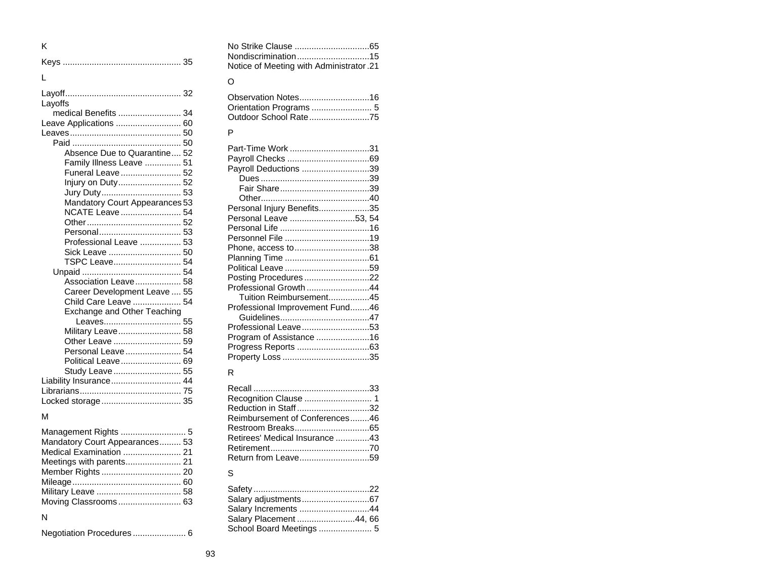K

Keys ................................................ 35

L

Layoff................................................ 32
Layoffs
- medical Benefits .......................... 34

Leave Applications ........................... 60
Leaves.............................................. 50
- Paid ............................................ 50
  - Absence Due to Quarantine.... 52
  - Family Illness Leave ............... 51
  - Funeral Leave......................... 52
  - Injury on Duty.......................... 52
  - Jury Duty................................. 53
  - Mandatory Court Appearances 53
  - NCATE Leave ......................... 54
  - Other....................................... 52
  - Personal.................................. 53
  - Professional Leave ................. 53
  - Sick Leave .............................. 50
  - TSPC Leave............................ 54
- Unpaid ......................................... 54
  - Association Leave................... 58
  - Career Development Leave .... 55
  - Child Care Leave .................... 54
  - Exchange and Other Teaching Leaves................................ 55
  - Military Leave.......................... 58
  - Other Leave ............................ 59
  - Personal Leave....................... 54
  - Political Leave......................... 69
  - Study Leave............................ 55

Liability Insurance............................ 44
Librarians.......................................... 75
Locked storage................................. 35

M

Management Rights ........................... 5
Mandatory Court Appearances......... 53
Medical Examination ........................ 21
Meetings with parents....................... 21
Member Rights ................................. 20
Mileage............................................. 60
Military Leave ................................... 58
Moving Classrooms.......................... 63

N

Negotiation Procedures...................... 6
No Strike Clause ...............................65
Nondiscrimination..............................15
Notice of Meeting with Administrator .21

O

Observation Notes.............................16
Orientation Programs ......................... 5
Outdoor School Rate.........................75

P

Part-Time Work .................................31
Payroll Checks ..................................69
Payroll Deductions ............................39
- Dues .............................................39
- Fair Share.....................................39
- Other.............................................40

Personal Injury Benefits.....................35
Personal Leave ...........................53, 54
Personal Life .....................................16
Personnel File ...................................19
Phone, access to...............................38
Planning Time ...................................61
Political Leave ...................................59
Posting Procedures...........................22
Professional Growth..........................44
- Tuition Reimbursement.................45

Professional Improvement Fund........46
- Guidelines.....................................47

Professional Leave............................53
Program of Assistance ......................16
Progress Reports ..............................63
Property Loss ....................................35

R

Recall ................................................33
Recognition Clause ............................ 1
Reduction in Staff..............................32
Reimbursement of Conferences........46
Restroom Breaks...............................65
Retirees' Medical Insurance ..............43
Retirement.........................................70
Return from Leave.............................59

S

Safety................................................22
Salary adjustments............................67
Salary Increments .............................44
Salary Placement ........................44, 66
School Board Meetings ...................... 5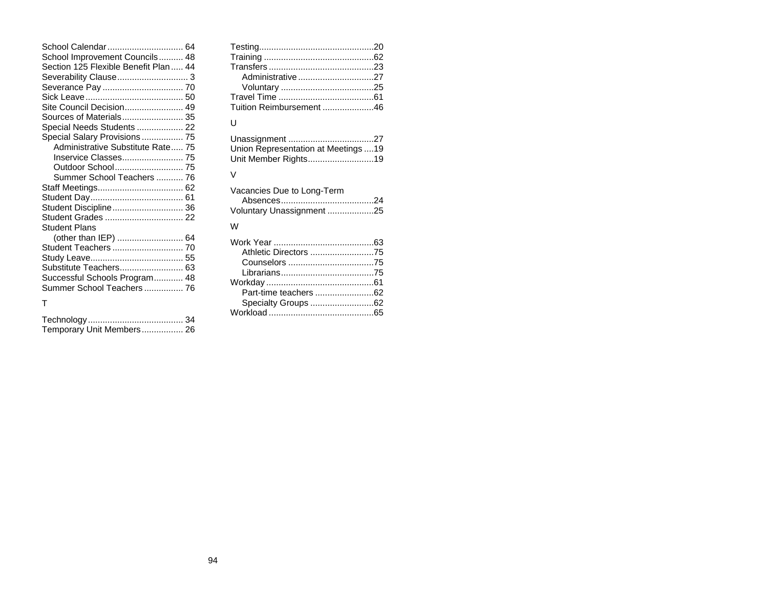School Calendar ............................... 64
School Improvement Councils .......... 48
Section 125 Flexible Benefit Plan ..... 44
Severability Clause ............................. 3
Severance Pay ................................. 70
Sick Leave ........................................ 50
Site Council Decision ........................ 49
Sources of Materials ......................... 35
Special Needs Students ................... 22
Special Salary Provisions ................. 75
  Administrative Substitute Rate ..... 75
  Inservice Classes ......................... 75
  Outdoor School ............................ 75
  Summer School Teachers ........... 76
Staff Meetings ................................... 62
Student Day ...................................... 61
Student Discipline ............................. 36
Student Grades ................................ 22
Student Plans
  (other than IEP) ........................... 64
Student Teachers ............................. 70
Study Leave ...................................... 55
Substitute Teachers .......................... 63
Successful Schools Program ............ 48
Summer School Teachers ................ 76

T

Technology ....................................... 34
Temporary Unit Members ................. 26
Testing ............................................... 20
Training ............................................. 62
Transfers ........................................... 23
  Administrative ............................... 27
  Voluntary ...................................... 25
Travel Time ....................................... 61
Tuition Reimbursement ..................... 46

U

Unassignment ................................... 27
Union Representation at Meetings .... 19
Unit Member Rights ........................... 19

V

Vacancies Due to Long-Term
  Absences ...................................... 24
Voluntary Unassignment ................... 25

W

Work Year ......................................... 63
  Athletic Directors .......................... 75
  Counselors ................................... 75
  Librarians ...................................... 75
Workday ............................................ 61
  Part-time teachers ........................ 62
  Specialty Groups .......................... 62
Workload ........................................... 65